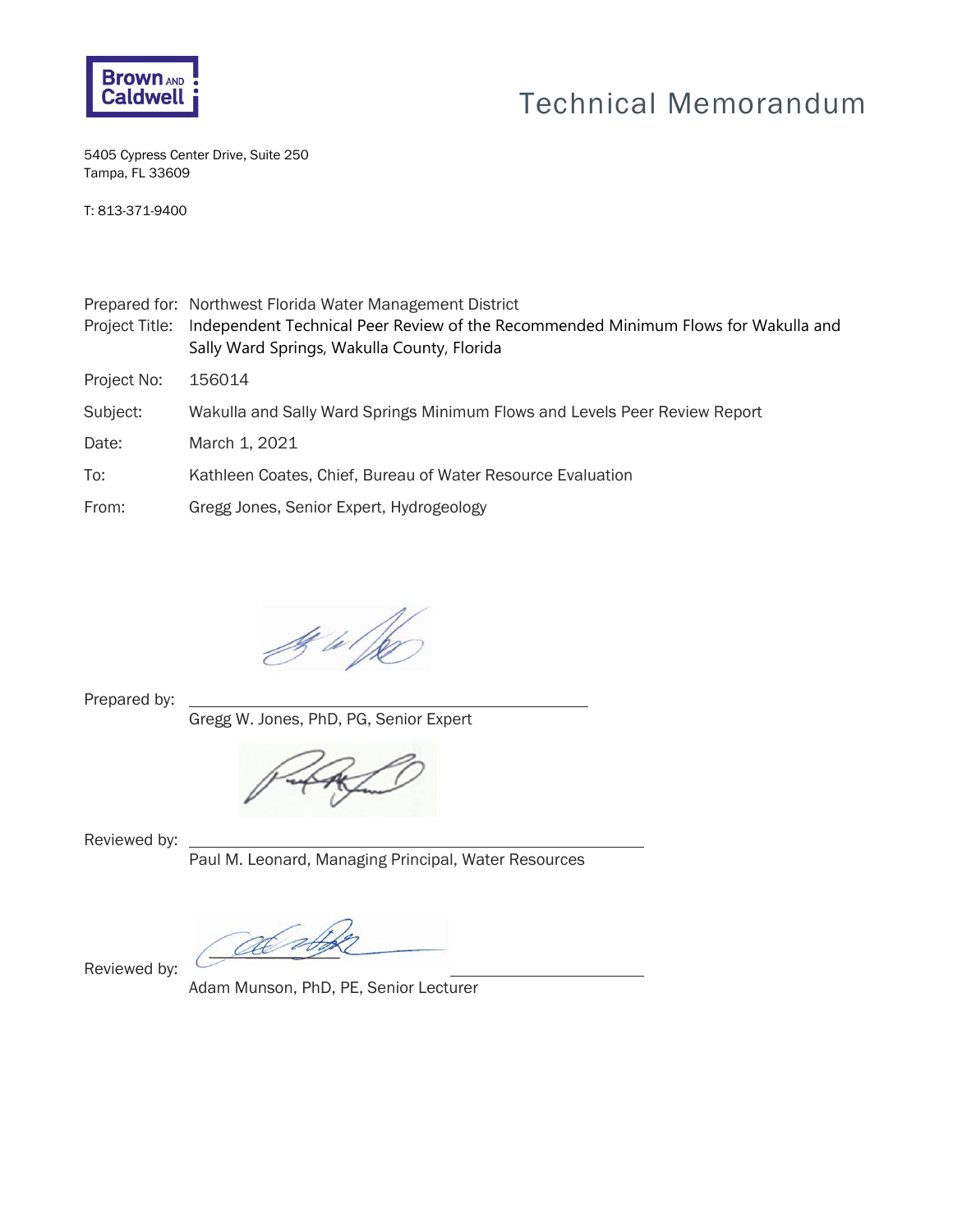Brown AND Caldwell

# Technical Memorandum

5405 Cypress Center Drive, Suite 250
Tampa, FL 33609

T: 813-371-9400

| | |
|---|---|
| Prepared for: | Northwest Florida Water Management District |
| Project Title: | Independent Technical Peer Review of the Recommended Minimum Flows for Wakulla and Sally Ward Springs, Wakulla County, Florida |
| Project No: | 156014 |
| Subject: | Wakulla and Sally Ward Springs Minimum Flows and Levels Peer Review Report |
| Date: | March 1, 2021 |
| To: | Kathleen Coates, Chief, Bureau of Water Resource Evaluation |
| From: | Gregg Jones, Senior Expert, Hydrogeology |

Prepared by: ______________________________
Gregg W. Jones, PhD, PG, Senior Expert

Reviewed by: ______________________________
Paul M. Leonard, Managing Principal, Water Resources

Reviewed by: ______________________________
Adam Munson, PhD, PE, Senior Lecturer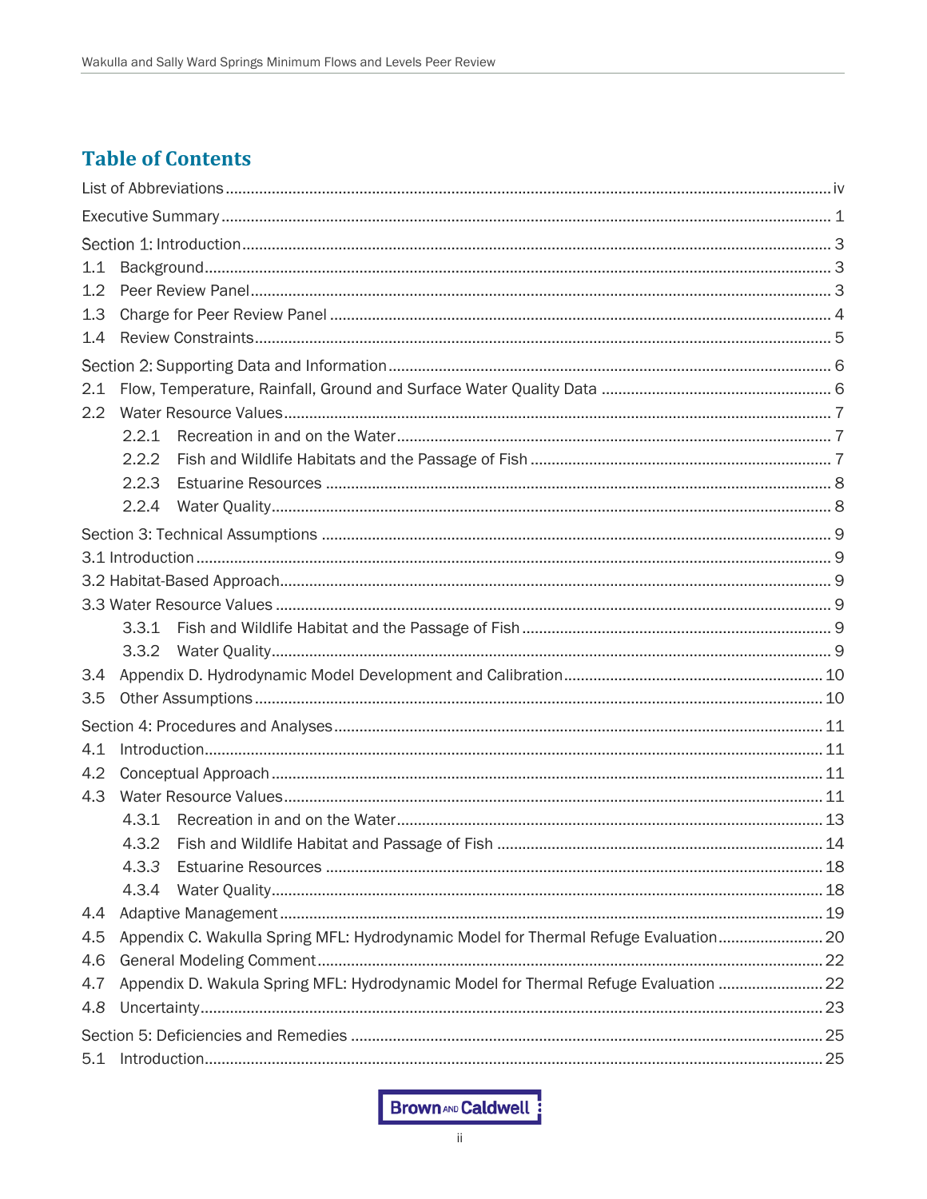# Table of Contents

List of Abbreviations .......... iv

Executive Summary .......... 1

Section 1: Introduction .......... 3

1.1 Background .......... 3

1.2 Peer Review Panel .......... 3

1.3 Charge for Peer Review Panel .......... 4

1.4 Review Constraints .......... 5

Section 2: Supporting Data and Information .......... 6

2.1 Flow, Temperature, Rainfall, Ground and Surface Water Quality Data .......... 6

2.2 Water Resource Values .......... 7

- 2.2.1 Recreation in and on the Water .......... 7
- 2.2.2 Fish and Wildlife Habitats and the Passage of Fish .......... 7
- 2.2.3 Estuarine Resources .......... 8
- 2.2.4 Water Quality .......... 8

Section 3: Technical Assumptions .......... 9

3.1 Introduction .......... 9

3.2 Habitat-Based Approach .......... 9

3.3 Water Resource Values .......... 9

- 3.3.1 Fish and Wildlife Habitat and the Passage of Fish .......... 9
- 3.3.2 Water Quality .......... 9

3.4 Appendix D. Hydrodynamic Model Development and Calibration .......... 10

3.5 Other Assumptions .......... 10

Section 4: Procedures and Analyses .......... 11

4.1 Introduction .......... 11

4.2 Conceptual Approach .......... 11

4.3 Water Resource Values .......... 11

- 4.3.1 Recreation in and on the Water .......... 13
- 4.3.2 Fish and Wildlife Habitat and Passage of Fish .......... 14
- 4.3.3 Estuarine Resources .......... 18
- 4.3.4 Water Quality .......... 18

4.4 Adaptive Management .......... 19

4.5 Appendix C. Wakulla Spring MFL: Hydrodynamic Model for Thermal Refuge Evaluation .......... 20

4.6 General Modeling Comment .......... 22

4.7 Appendix D. Wakula Spring MFL: Hydrodynamic Model for Thermal Refuge Evaluation .......... 22

4.8 Uncertainty .......... 23

Section 5: Deficiencies and Remedies .......... 25

5.1 Introduction .......... 25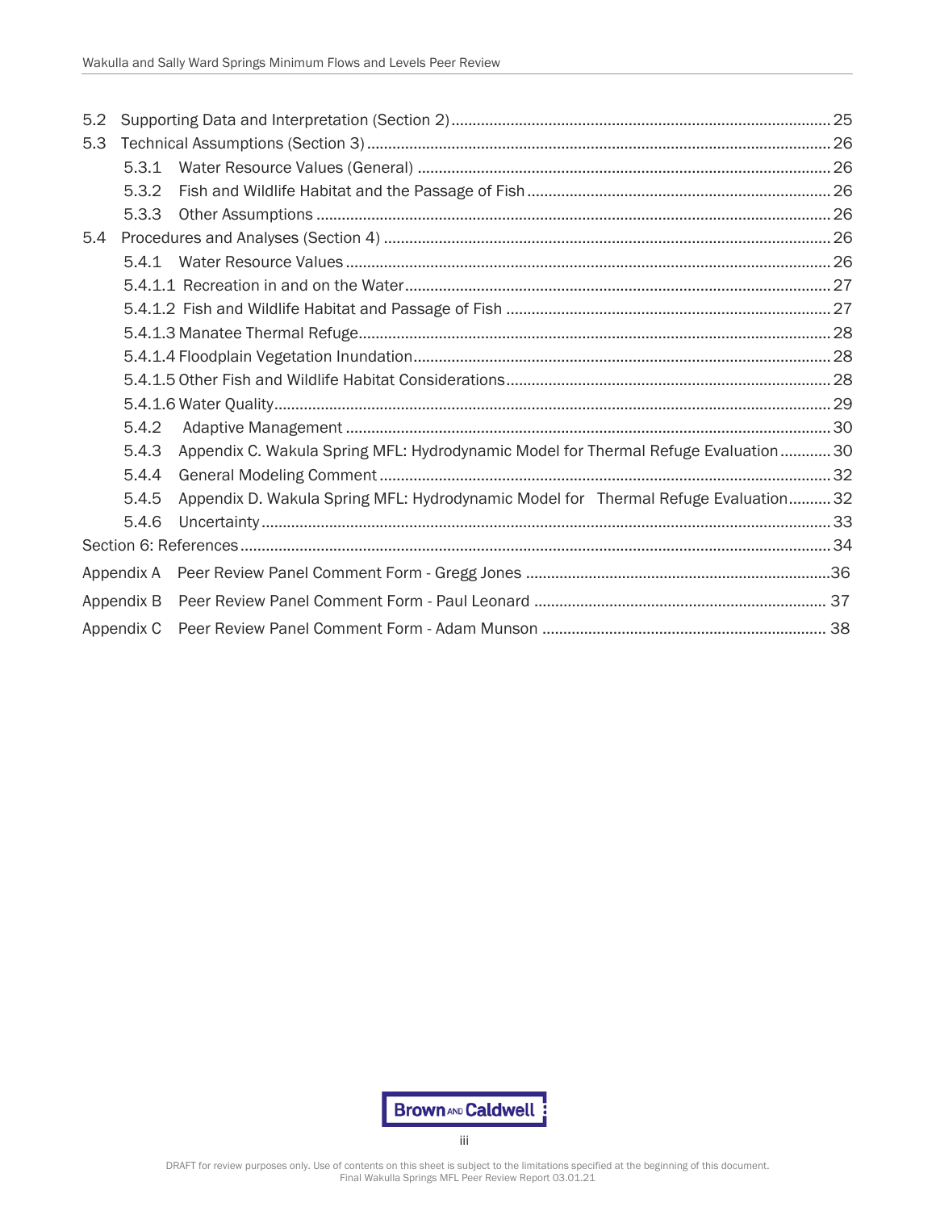5.2 Supporting Data and Interpretation (Section 2) ... 25

5.3 Technical Assumptions (Section 3) ... 26

- 5.3.1 Water Resource Values (General) ... 26
- 5.3.2 Fish and Wildlife Habitat and the Passage of Fish ... 26
- 5.3.3 Other Assumptions ... 26

5.4 Procedures and Analyses (Section 4) ... 26

- 5.4.1 Water Resource Values ... 26
- 5.4.1.1 Recreation in and on the Water ... 27
- 5.4.1.2 Fish and Wildlife Habitat and Passage of Fish ... 27
- 5.4.1.3 Manatee Thermal Refuge ... 28
- 5.4.1.4 Floodplain Vegetation Inundation ... 28
- 5.4.1.5 Other Fish and Wildlife Habitat Considerations ... 28
- 5.4.1.6 Water Quality ... 29
- 5.4.2 Adaptive Management ... 30
- 5.4.3 Appendix C. Wakula Spring MFL: Hydrodynamic Model for Thermal Refuge Evaluation ... 30
- 5.4.4 General Modeling Comment ... 32
- 5.4.5 Appendix D. Wakula Spring MFL: Hydrodynamic Model for Thermal Refuge Evaluation ... 32
- 5.4.6 Uncertainty ... 33

Section 6: References ... 34

Appendix A Peer Review Panel Comment Form - Gregg Jones ... 36

Appendix B Peer Review Panel Comment Form - Paul Leonard ... 37

Appendix C Peer Review Panel Comment Form - Adam Munson ... 38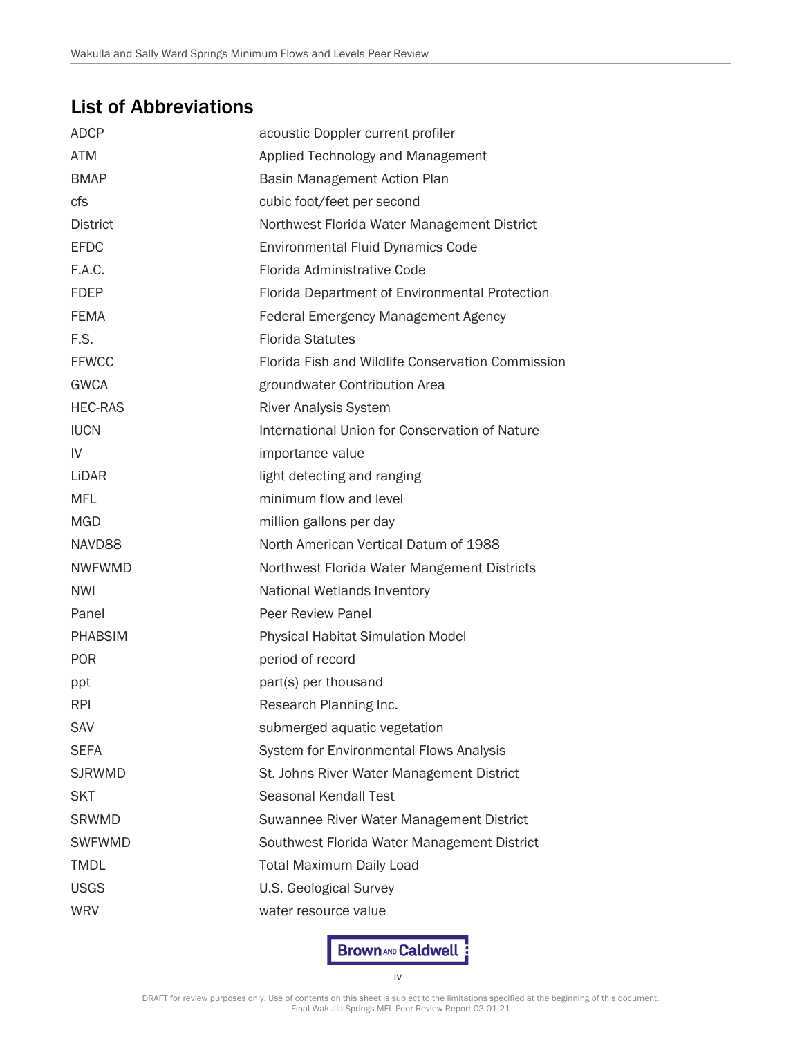## List of Abbreviations

| | |
|---|---|
| ADCP | acoustic Doppler current profiler |
| ATM | Applied Technology and Management |
| BMAP | Basin Management Action Plan |
| cfs | cubic foot/feet per second |
| District | Northwest Florida Water Management District |
| EFDC | Environmental Fluid Dynamics Code |
| F.A.C. | Florida Administrative Code |
| FDEP | Florida Department of Environmental Protection |
| FEMA | Federal Emergency Management Agency |
| F.S. | Florida Statutes |
| FFWCC | Florida Fish and Wildlife Conservation Commission |
| GWCA | groundwater Contribution Area |
| HEC-RAS | River Analysis System |
| IUCN | International Union for Conservation of Nature |
| IV | importance value |
| LiDAR | light detecting and ranging |
| MFL | minimum flow and level |
| MGD | million gallons per day |
| NAVD88 | North American Vertical Datum of 1988 |
| NWFWMD | Northwest Florida Water Mangement Districts |
| NWI | National Wetlands Inventory |
| Panel | Peer Review Panel |
| PHABSIM | Physical Habitat Simulation Model |
| POR | period of record |
| ppt | part(s) per thousand |
| RPI | Research Planning Inc. |
| SAV | submerged aquatic vegetation |
| SEFA | System for Environmental Flows Analysis |
| SJRWMD | St. Johns River Water Management District |
| SKT | Seasonal Kendall Test |
| SRWMD | Suwannee River Water Management District |
| SWFWMD | Southwest Florida Water Management District |
| TMDL | Total Maximum Daily Load |
| USGS | U.S. Geological Survey |
| WRV | water resource value |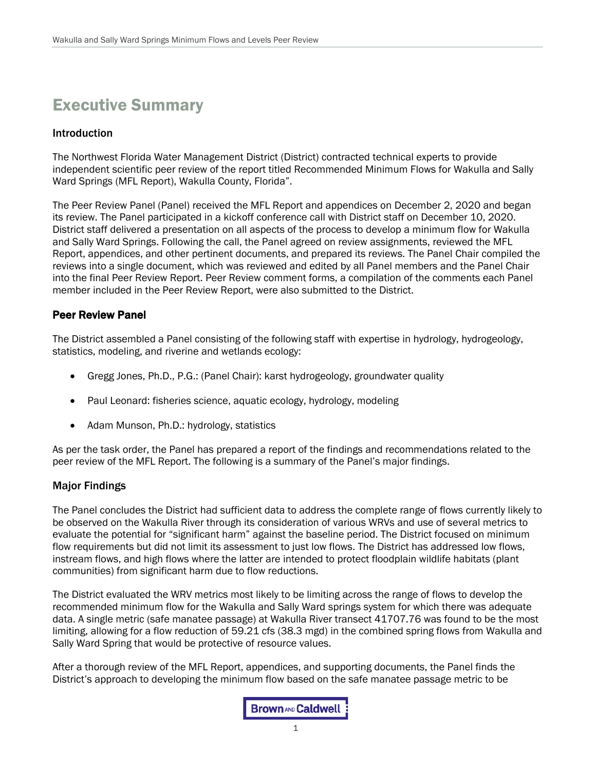# Executive Summary

### Introduction

The Northwest Florida Water Management District (District) contracted technical experts to provide independent scientific peer review of the report titled Recommended Minimum Flows for Wakulla and Sally Ward Springs (MFL Report), Wakulla County, Florida".

The Peer Review Panel (Panel) received the MFL Report and appendices on December 2, 2020 and began its review. The Panel participated in a kickoff conference call with District staff on December 10, 2020. District staff delivered a presentation on all aspects of the process to develop a minimum flow for Wakulla and Sally Ward Springs. Following the call, the Panel agreed on review assignments, reviewed the MFL Report, appendices, and other pertinent documents, and prepared its reviews. The Panel Chair compiled the reviews into a single document, which was reviewed and edited by all Panel members and the Panel Chair into the final Peer Review Report. Peer Review comment forms, a compilation of the comments each Panel member included in the Peer Review Report, were also submitted to the District.

### Peer Review Panel

The District assembled a Panel consisting of the following staff with expertise in hydrology, hydrogeology, statistics, modeling, and riverine and wetlands ecology:

- Gregg Jones, Ph.D., P.G.: (Panel Chair): karst hydrogeology, groundwater quality
- Paul Leonard: fisheries science, aquatic ecology, hydrology, modeling
- Adam Munson, Ph.D.: hydrology, statistics

As per the task order, the Panel has prepared a report of the findings and recommendations related to the peer review of the MFL Report. The following is a summary of the Panel's major findings.

### Major Findings

The Panel concludes the District had sufficient data to address the complete range of flows currently likely to be observed on the Wakulla River through its consideration of various WRVs and use of several metrics to evaluate the potential for "significant harm" against the baseline period. The District focused on minimum flow requirements but did not limit its assessment to just low flows. The District has addressed low flows, instream flows, and high flows where the latter are intended to protect floodplain wildlife habitats (plant communities) from significant harm due to flow reductions.

The District evaluated the WRV metrics most likely to be limiting across the range of flows to develop the recommended minimum flow for the Wakulla and Sally Ward springs system for which there was adequate data. A single metric (safe manatee passage) at Wakulla River transect 41707.76 was found to be the most limiting, allowing for a flow reduction of 59.21 cfs (38.3 mgd) in the combined spring flows from Wakulla and Sally Ward Spring that would be protective of resource values.

After a thorough review of the MFL Report, appendices, and supporting documents, the Panel finds the District's approach to developing the minimum flow based on the safe manatee passage metric to be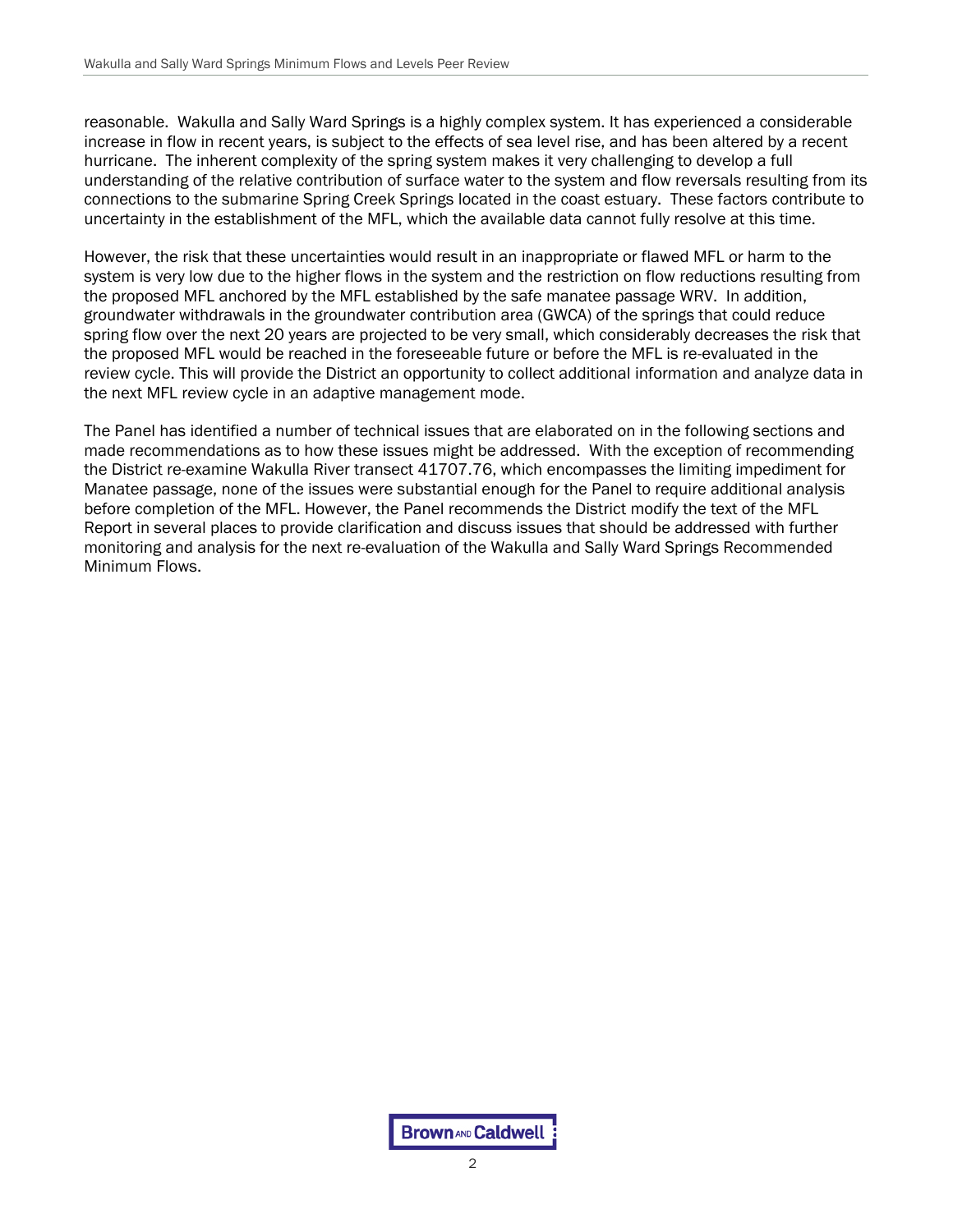reasonable. Wakulla and Sally Ward Springs is a highly complex system. It has experienced a considerable increase in flow in recent years, is subject to the effects of sea level rise, and has been altered by a recent hurricane. The inherent complexity of the spring system makes it very challenging to develop a full understanding of the relative contribution of surface water to the system and flow reversals resulting from its connections to the submarine Spring Creek Springs located in the coast estuary. These factors contribute to uncertainty in the establishment of the MFL, which the available data cannot fully resolve at this time.

However, the risk that these uncertainties would result in an inappropriate or flawed MFL or harm to the system is very low due to the higher flows in the system and the restriction on flow reductions resulting from the proposed MFL anchored by the MFL established by the safe manatee passage WRV. In addition, groundwater withdrawals in the groundwater contribution area (GWCA) of the springs that could reduce spring flow over the next 20 years are projected to be very small, which considerably decreases the risk that the proposed MFL would be reached in the foreseeable future or before the MFL is re-evaluated in the review cycle. This will provide the District an opportunity to collect additional information and analyze data in the next MFL review cycle in an adaptive management mode.

The Panel has identified a number of technical issues that are elaborated on in the following sections and made recommendations as to how these issues might be addressed. With the exception of recommending the District re-examine Wakulla River transect 41707.76, which encompasses the limiting impediment for Manatee passage, none of the issues were substantial enough for the Panel to require additional analysis before completion of the MFL. However, the Panel recommends the District modify the text of the MFL Report in several places to provide clarification and discuss issues that should be addressed with further monitoring and analysis for the next re-evaluation of the Wakulla and Sally Ward Springs Recommended Minimum Flows.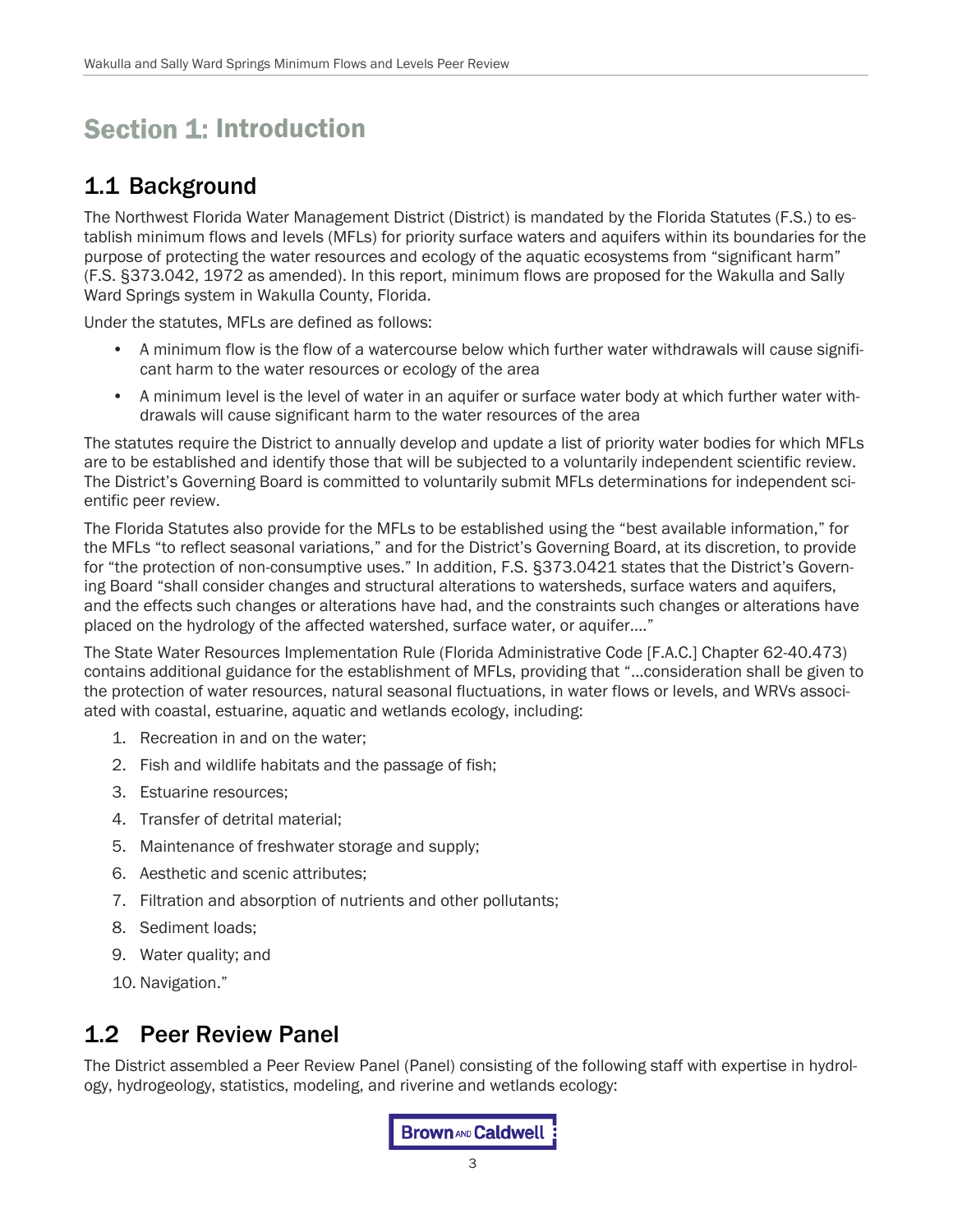# Section 1: Introduction

## 1.1 Background

The Northwest Florida Water Management District (District) is mandated by the Florida Statutes (F.S.) to establish minimum flows and levels (MFLs) for priority surface waters and aquifers within its boundaries for the purpose of protecting the water resources and ecology of the aquatic ecosystems from "significant harm" (F.S. §373.042, 1972 as amended). In this report, minimum flows are proposed for the Wakulla and Sally Ward Springs system in Wakulla County, Florida.

Under the statutes, MFLs are defined as follows:

- A minimum flow is the flow of a watercourse below which further water withdrawals will cause significant harm to the water resources or ecology of the area
- A minimum level is the level of water in an aquifer or surface water body at which further water withdrawals will cause significant harm to the water resources of the area

The statutes require the District to annually develop and update a list of priority water bodies for which MFLs are to be established and identify those that will be subjected to a voluntarily independent scientific review. The District's Governing Board is committed to voluntarily submit MFLs determinations for independent scientific peer review.

The Florida Statutes also provide for the MFLs to be established using the "best available information," for the MFLs "to reflect seasonal variations," and for the District's Governing Board, at its discretion, to provide for "the protection of non-consumptive uses." In addition, F.S. §373.0421 states that the District's Governing Board "shall consider changes and structural alterations to watersheds, surface waters and aquifers, and the effects such changes or alterations have had, and the constraints such changes or alterations have placed on the hydrology of the affected watershed, surface water, or aquifer…."

The State Water Resources Implementation Rule (Florida Administrative Code [F.A.C.] Chapter 62-40.473) contains additional guidance for the establishment of MFLs, providing that "…consideration shall be given to the protection of water resources, natural seasonal fluctuations, in water flows or levels, and WRVs associated with coastal, estuarine, aquatic and wetlands ecology, including:

1. Recreation in and on the water;
2. Fish and wildlife habitats and the passage of fish;
3. Estuarine resources;
4. Transfer of detrital material;
5. Maintenance of freshwater storage and supply;
6. Aesthetic and scenic attributes;
7. Filtration and absorption of nutrients and other pollutants;
8. Sediment loads;
9. Water quality; and
10. Navigation."

## 1.2 Peer Review Panel

The District assembled a Peer Review Panel (Panel) consisting of the following staff with expertise in hydrology, hydrogeology, statistics, modeling, and riverine and wetlands ecology: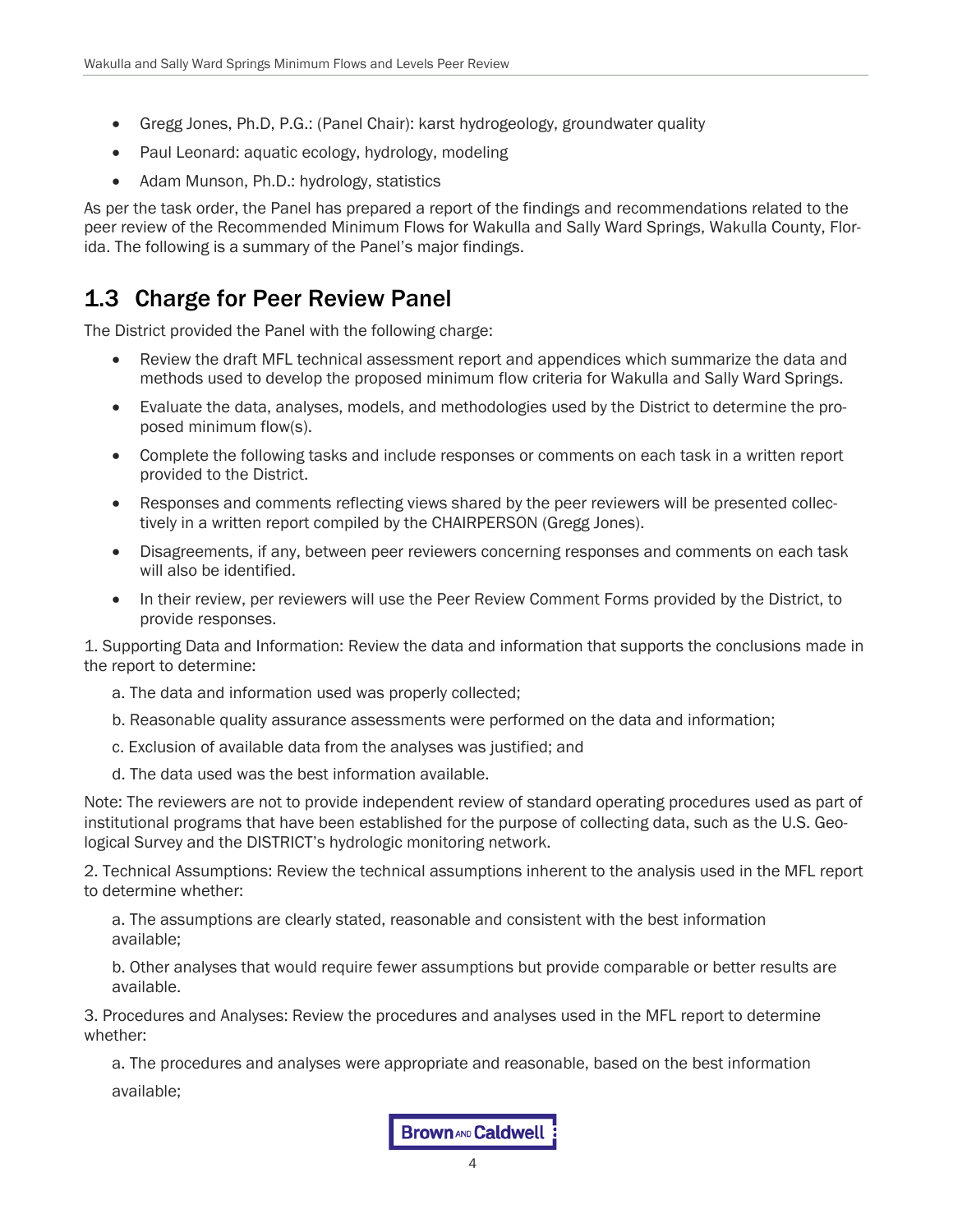- Gregg Jones, Ph.D, P.G.: (Panel Chair): karst hydrogeology, groundwater quality
- Paul Leonard: aquatic ecology, hydrology, modeling
- Adam Munson, Ph.D.: hydrology, statistics

As per the task order, the Panel has prepared a report of the findings and recommendations related to the peer review of the Recommended Minimum Flows for Wakulla and Sally Ward Springs, Wakulla County, Florida. The following is a summary of the Panel's major findings.

## 1.3 Charge for Peer Review Panel

The District provided the Panel with the following charge:

- Review the draft MFL technical assessment report and appendices which summarize the data and methods used to develop the proposed minimum flow criteria for Wakulla and Sally Ward Springs.
- Evaluate the data, analyses, models, and methodologies used by the District to determine the proposed minimum flow(s).
- Complete the following tasks and include responses or comments on each task in a written report provided to the District.
- Responses and comments reflecting views shared by the peer reviewers will be presented collectively in a written report compiled by the CHAIRPERSON (Gregg Jones).
- Disagreements, if any, between peer reviewers concerning responses and comments on each task will also be identified.
- In their review, per reviewers will use the Peer Review Comment Forms provided by the District, to provide responses.

1. Supporting Data and Information: Review the data and information that supports the conclusions made in the report to determine:

   a. The data and information used was properly collected;

   b. Reasonable quality assurance assessments were performed on the data and information;

   c. Exclusion of available data from the analyses was justified; and

   d. The data used was the best information available.

Note: The reviewers are not to provide independent review of standard operating procedures used as part of institutional programs that have been established for the purpose of collecting data, such as the U.S. Geological Survey and the DISTRICT's hydrologic monitoring network.

2. Technical Assumptions: Review the technical assumptions inherent to the analysis used in the MFL report to determine whether:

   a. The assumptions are clearly stated, reasonable and consistent with the best information available;

   b. Other analyses that would require fewer assumptions but provide comparable or better results are available.

3. Procedures and Analyses: Review the procedures and analyses used in the MFL report to determine whether:

   a. The procedures and analyses were appropriate and reasonable, based on the best information available;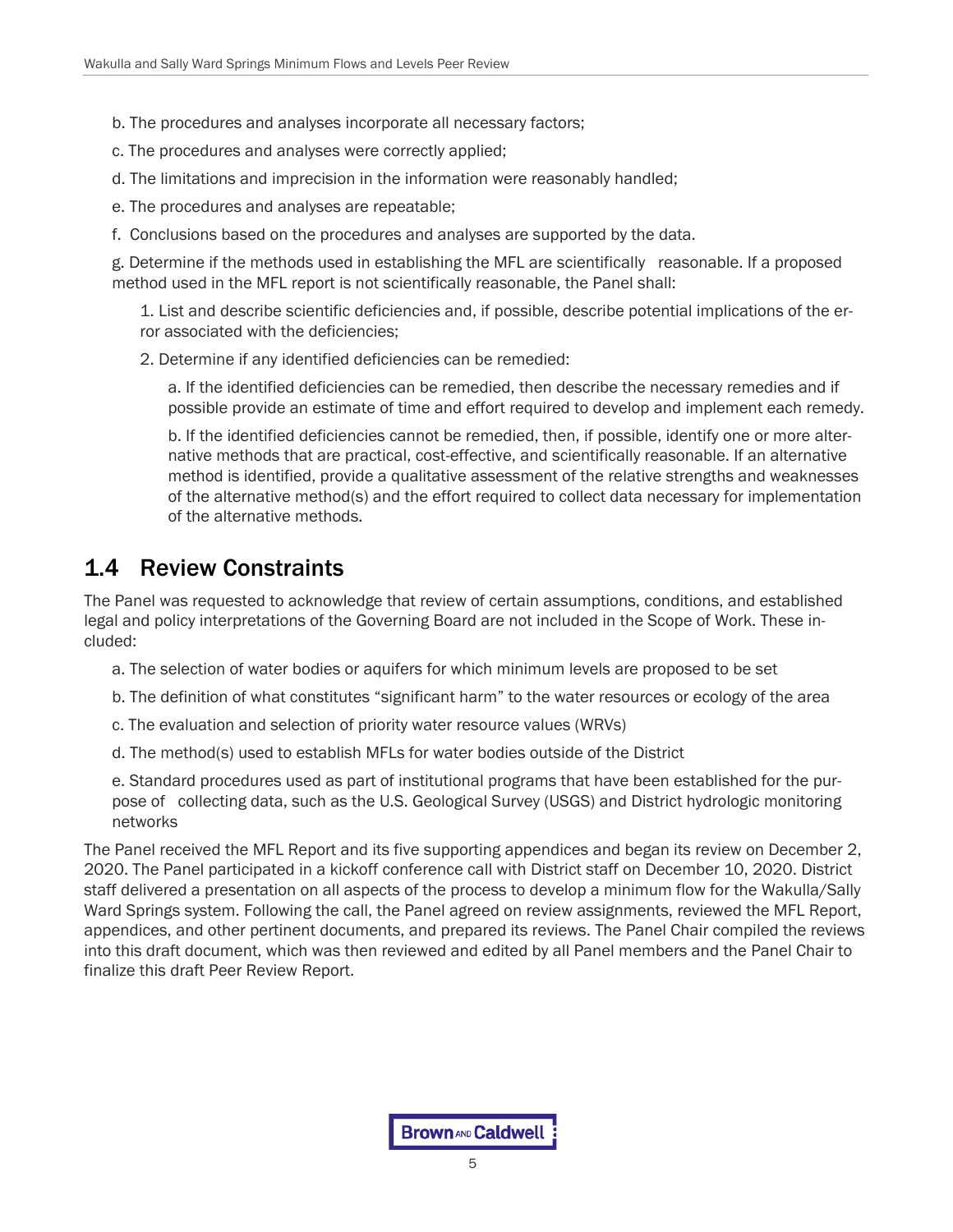b. The procedures and analyses incorporate all necessary factors;

c. The procedures and analyses were correctly applied;

d. The limitations and imprecision in the information were reasonably handled;

e. The procedures and analyses are repeatable;

f. Conclusions based on the procedures and analyses are supported by the data.

g. Determine if the methods used in establishing the MFL are scientifically reasonable. If a proposed method used in the MFL report is not scientifically reasonable, the Panel shall:

1. List and describe scientific deficiencies and, if possible, describe potential implications of the error associated with the deficiencies;

2. Determine if any identified deficiencies can be remedied:

   a. If the identified deficiencies can be remedied, then describe the necessary remedies and if possible provide an estimate of time and effort required to develop and implement each remedy.

   b. If the identified deficiencies cannot be remedied, then, if possible, identify one or more alternative methods that are practical, cost-effective, and scientifically reasonable. If an alternative method is identified, provide a qualitative assessment of the relative strengths and weaknesses of the alternative method(s) and the effort required to collect data necessary for implementation of the alternative methods.

## 1.4 Review Constraints

The Panel was requested to acknowledge that review of certain assumptions, conditions, and established legal and policy interpretations of the Governing Board are not included in the Scope of Work. These included:

a. The selection of water bodies or aquifers for which minimum levels are proposed to be set

b. The definition of what constitutes "significant harm" to the water resources or ecology of the area

c. The evaluation and selection of priority water resource values (WRVs)

d. The method(s) used to establish MFLs for water bodies outside of the District

e. Standard procedures used as part of institutional programs that have been established for the purpose of collecting data, such as the U.S. Geological Survey (USGS) and District hydrologic monitoring networks

The Panel received the MFL Report and its five supporting appendices and began its review on December 2, 2020. The Panel participated in a kickoff conference call with District staff on December 10, 2020. District staff delivered a presentation on all aspects of the process to develop a minimum flow for the Wakulla/Sally Ward Springs system. Following the call, the Panel agreed on review assignments, reviewed the MFL Report, appendices, and other pertinent documents, and prepared its reviews. The Panel Chair compiled the reviews into this draft document, which was then reviewed and edited by all Panel members and the Panel Chair to finalize this draft Peer Review Report.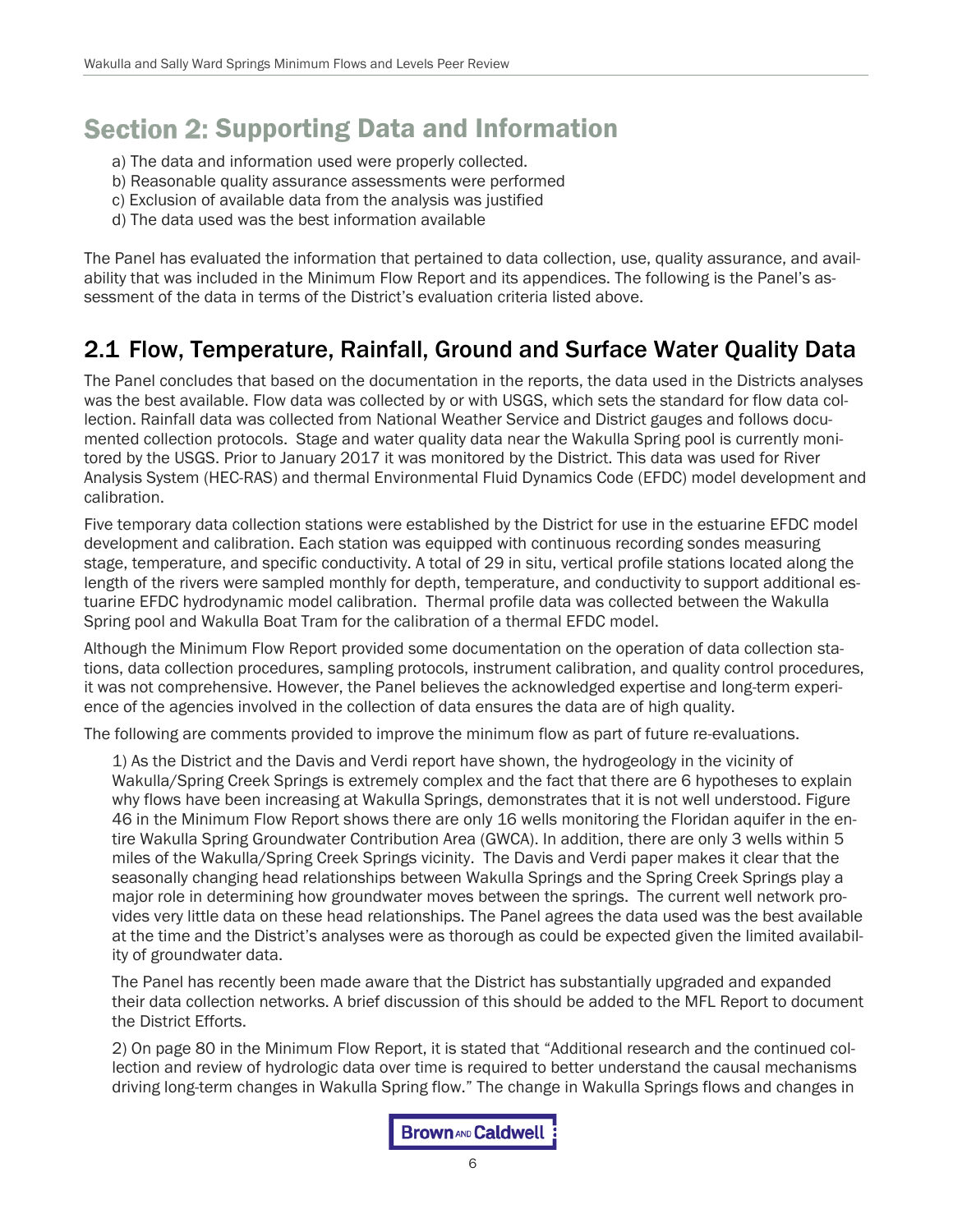# Section 2: Supporting Data and Information

a) The data and information used were properly collected.
b) Reasonable quality assurance assessments were performed
c) Exclusion of available data from the analysis was justified
d) The data used was the best information available

The Panel has evaluated the information that pertained to data collection, use, quality assurance, and availability that was included in the Minimum Flow Report and its appendices. The following is the Panel's assessment of the data in terms of the District's evaluation criteria listed above.

## 2.1 Flow, Temperature, Rainfall, Ground and Surface Water Quality Data

The Panel concludes that based on the documentation in the reports, the data used in the Districts analyses was the best available. Flow data was collected by or with USGS, which sets the standard for flow data collection. Rainfall data was collected from National Weather Service and District gauges and follows documented collection protocols. Stage and water quality data near the Wakulla Spring pool is currently monitored by the USGS. Prior to January 2017 it was monitored by the District. This data was used for River Analysis System (HEC-RAS) and thermal Environmental Fluid Dynamics Code (EFDC) model development and calibration.

Five temporary data collection stations were established by the District for use in the estuarine EFDC model development and calibration. Each station was equipped with continuous recording sondes measuring stage, temperature, and specific conductivity. A total of 29 in situ, vertical profile stations located along the length of the rivers were sampled monthly for depth, temperature, and conductivity to support additional estuarine EFDC hydrodynamic model calibration. Thermal profile data was collected between the Wakulla Spring pool and Wakulla Boat Tram for the calibration of a thermal EFDC model.

Although the Minimum Flow Report provided some documentation on the operation of data collection stations, data collection procedures, sampling protocols, instrument calibration, and quality control procedures, it was not comprehensive. However, the Panel believes the acknowledged expertise and long-term experience of the agencies involved in the collection of data ensures the data are of high quality.

The following are comments provided to improve the minimum flow as part of future re-evaluations.

1) As the District and the Davis and Verdi report have shown, the hydrogeology in the vicinity of Wakulla/Spring Creek Springs is extremely complex and the fact that there are 6 hypotheses to explain why flows have been increasing at Wakulla Springs, demonstrates that it is not well understood. Figure 46 in the Minimum Flow Report shows there are only 16 wells monitoring the Floridan aquifer in the entire Wakulla Spring Groundwater Contribution Area (GWCA). In addition, there are only 3 wells within 5 miles of the Wakulla/Spring Creek Springs vicinity. The Davis and Verdi paper makes it clear that the seasonally changing head relationships between Wakulla Springs and the Spring Creek Springs play a major role in determining how groundwater moves between the springs. The current well network provides very little data on these head relationships. The Panel agrees the data used was the best available at the time and the District's analyses were as thorough as could be expected given the limited availability of groundwater data.

The Panel has recently been made aware that the District has substantially upgraded and expanded their data collection networks. A brief discussion of this should be added to the MFL Report to document the District Efforts.

2) On page 80 in the Minimum Flow Report, it is stated that "Additional research and the continued collection and review of hydrologic data over time is required to better understand the causal mechanisms driving long-term changes in Wakulla Spring flow." The change in Wakulla Springs flows and changes in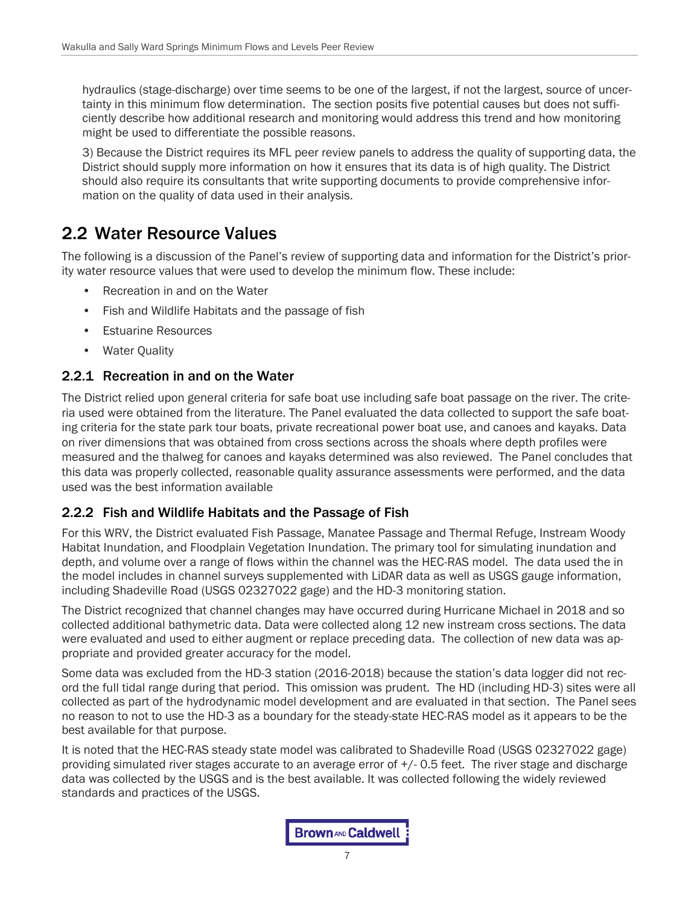hydraulics (stage-discharge) over time seems to be one of the largest, if not the largest, source of uncertainty in this minimum flow determination. The section posits five potential causes but does not sufficiently describe how additional research and monitoring would address this trend and how monitoring might be used to differentiate the possible reasons.

3) Because the District requires its MFL peer review panels to address the quality of supporting data, the District should supply more information on how it ensures that its data is of high quality. The District should also require its consultants that write supporting documents to provide comprehensive information on the quality of data used in their analysis.

## 2.2 Water Resource Values

The following is a discussion of the Panel's review of supporting data and information for the District's priority water resource values that were used to develop the minimum flow. These include:

- Recreation in and on the Water
- Fish and Wildlife Habitats and the passage of fish
- Estuarine Resources
- Water Quality

### 2.2.1 Recreation in and on the Water

The District relied upon general criteria for safe boat use including safe boat passage on the river. The criteria used were obtained from the literature. The Panel evaluated the data collected to support the safe boating criteria for the state park tour boats, private recreational power boat use, and canoes and kayaks. Data on river dimensions that was obtained from cross sections across the shoals where depth profiles were measured and the thalweg for canoes and kayaks determined was also reviewed. The Panel concludes that this data was properly collected, reasonable quality assurance assessments were performed, and the data used was the best information available

### 2.2.2 Fish and Wildlife Habitats and the Passage of Fish

For this WRV, the District evaluated Fish Passage, Manatee Passage and Thermal Refuge, Instream Woody Habitat Inundation, and Floodplain Vegetation Inundation. The primary tool for simulating inundation and depth, and volume over a range of flows within the channel was the HEC-RAS model. The data used the in the model includes in channel surveys supplemented with LiDAR data as well as USGS gauge information, including Shadeville Road (USGS 02327022 gage) and the HD-3 monitoring station.

The District recognized that channel changes may have occurred during Hurricane Michael in 2018 and so collected additional bathymetric data. Data were collected along 12 new instream cross sections. The data were evaluated and used to either augment or replace preceding data. The collection of new data was appropriate and provided greater accuracy for the model.

Some data was excluded from the HD-3 station (2016-2018) because the station's data logger did not record the full tidal range during that period. This omission was prudent. The HD (including HD-3) sites were all collected as part of the hydrodynamic model development and are evaluated in that section. The Panel sees no reason to not to use the HD-3 as a boundary for the steady-state HEC-RAS model as it appears to be the best available for that purpose.

It is noted that the HEC-RAS steady state model was calibrated to Shadeville Road (USGS 02327022 gage) providing simulated river stages accurate to an average error of +/- 0.5 feet. The river stage and discharge data was collected by the USGS and is the best available. It was collected following the widely reviewed standards and practices of the USGS.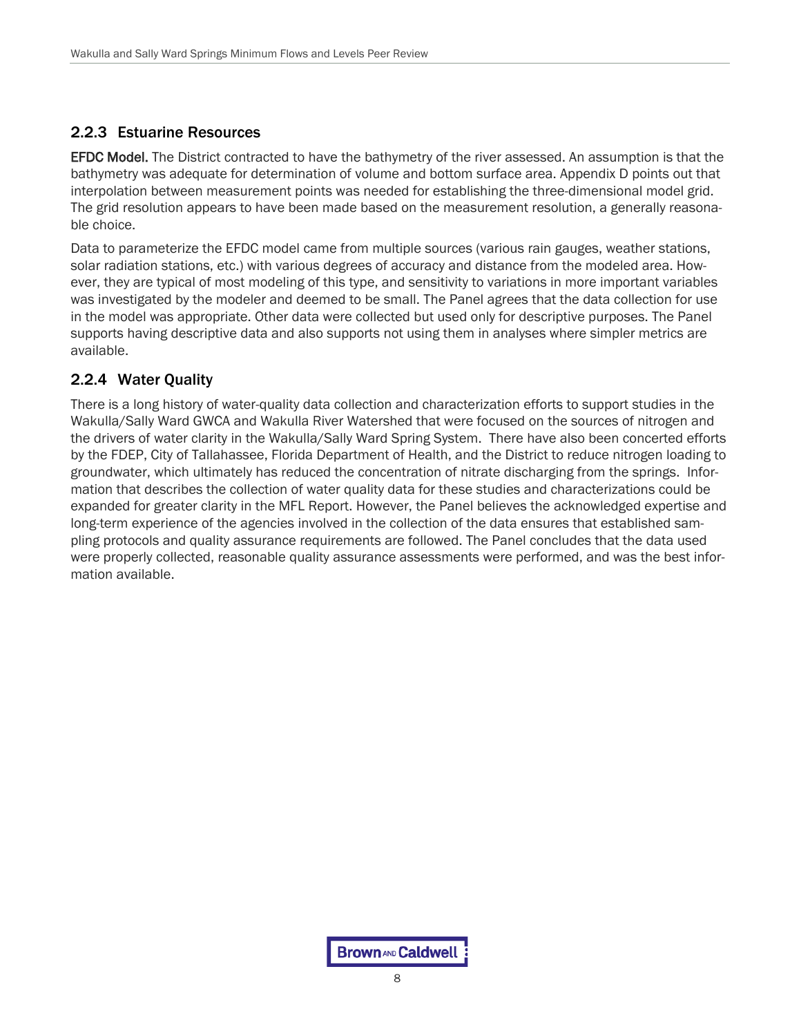### 2.2.3 Estuarine Resources

**EFDC Model.** The District contracted to have the bathymetry of the river assessed. An assumption is that the bathymetry was adequate for determination of volume and bottom surface area. Appendix D points out that interpolation between measurement points was needed for establishing the three-dimensional model grid. The grid resolution appears to have been made based on the measurement resolution, a generally reasonable choice.

Data to parameterize the EFDC model came from multiple sources (various rain gauges, weather stations, solar radiation stations, etc.) with various degrees of accuracy and distance from the modeled area. However, they are typical of most modeling of this type, and sensitivity to variations in more important variables was investigated by the modeler and deemed to be small. The Panel agrees that the data collection for use in the model was appropriate. Other data were collected but used only for descriptive purposes. The Panel supports having descriptive data and also supports not using them in analyses where simpler metrics are available.

### 2.2.4 Water Quality

There is a long history of water-quality data collection and characterization efforts to support studies in the Wakulla/Sally Ward GWCA and Wakulla River Watershed that were focused on the sources of nitrogen and the drivers of water clarity in the Wakulla/Sally Ward Spring System. There have also been concerted efforts by the FDEP, City of Tallahassee, Florida Department of Health, and the District to reduce nitrogen loading to groundwater, which ultimately has reduced the concentration of nitrate discharging from the springs. Information that describes the collection of water quality data for these studies and characterizations could be expanded for greater clarity in the MFL Report. However, the Panel believes the acknowledged expertise and long-term experience of the agencies involved in the collection of the data ensures that established sampling protocols and quality assurance requirements are followed. The Panel concludes that the data used were properly collected, reasonable quality assurance assessments were performed, and was the best information available.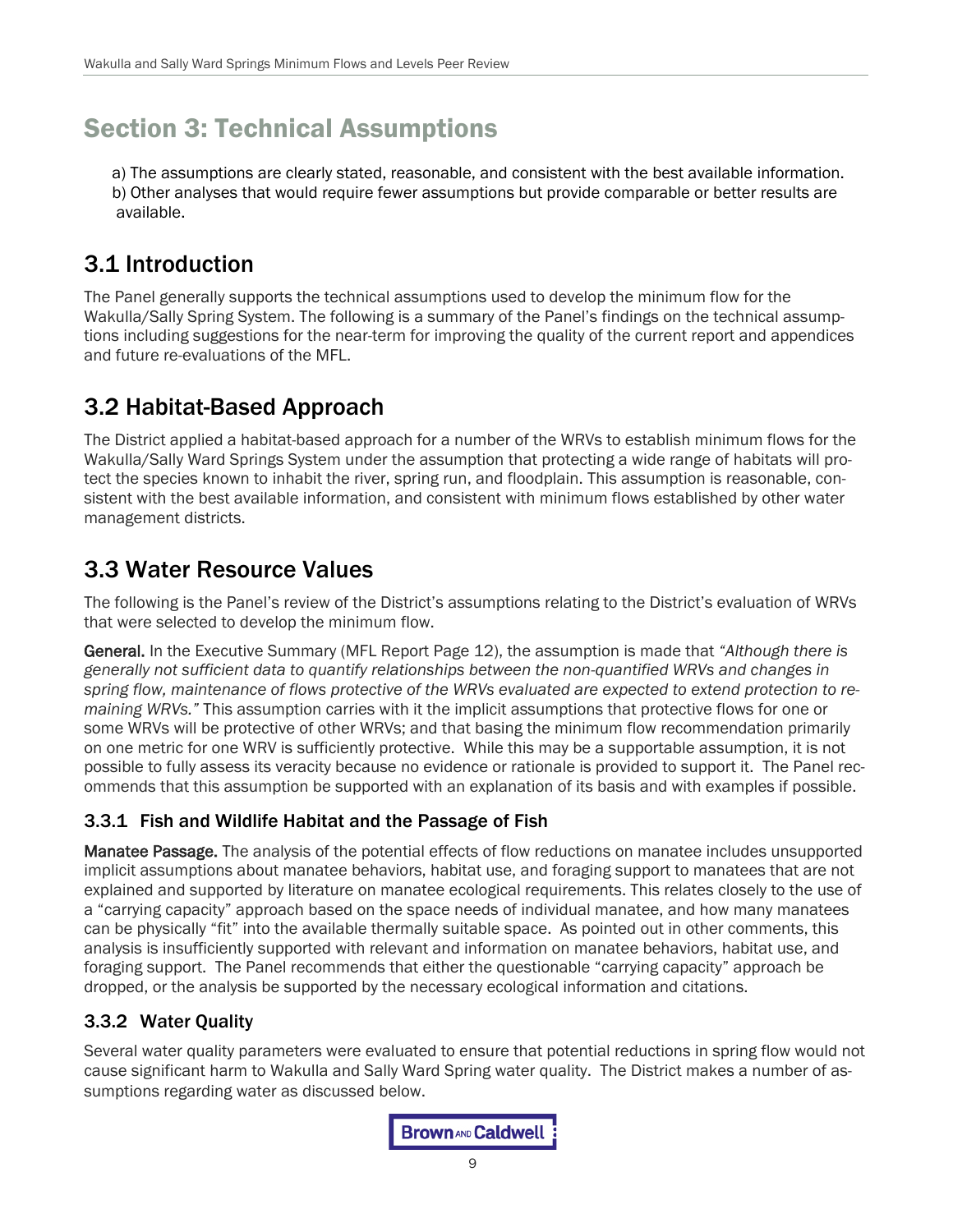# Section 3: Technical Assumptions

a) The assumptions are clearly stated, reasonable, and consistent with the best available information.
b) Other analyses that would require fewer assumptions but provide comparable or better results are available.

## 3.1 Introduction

The Panel generally supports the technical assumptions used to develop the minimum flow for the Wakulla/Sally Spring System. The following is a summary of the Panel's findings on the technical assumptions including suggestions for the near-term for improving the quality of the current report and appendices and future re-evaluations of the MFL.

## 3.2 Habitat-Based Approach

The District applied a habitat-based approach for a number of the WRVs to establish minimum flows for the Wakulla/Sally Ward Springs System under the assumption that protecting a wide range of habitats will protect the species known to inhabit the river, spring run, and floodplain. This assumption is reasonable, consistent with the best available information, and consistent with minimum flows established by other water management districts.

## 3.3 Water Resource Values

The following is the Panel's review of the District's assumptions relating to the District's evaluation of WRVs that were selected to develop the minimum flow.

**General.** In the Executive Summary (MFL Report Page 12), the assumption is made that *"Although there is generally not sufficient data to quantify relationships between the non-quantified WRVs and changes in spring flow, maintenance of flows protective of the WRVs evaluated are expected to extend protection to remaining WRVs."* This assumption carries with it the implicit assumptions that protective flows for one or some WRVs will be protective of other WRVs; and that basing the minimum flow recommendation primarily on one metric for one WRV is sufficiently protective. While this may be a supportable assumption, it is not possible to fully assess its veracity because no evidence or rationale is provided to support it. The Panel recommends that this assumption be supported with an explanation of its basis and with examples if possible.

### 3.3.1 Fish and Wildlife Habitat and the Passage of Fish

**Manatee Passage.** The analysis of the potential effects of flow reductions on manatee includes unsupported implicit assumptions about manatee behaviors, habitat use, and foraging support to manatees that are not explained and supported by literature on manatee ecological requirements. This relates closely to the use of a "carrying capacity" approach based on the space needs of individual manatee, and how many manatees can be physically "fit" into the available thermally suitable space. As pointed out in other comments, this analysis is insufficiently supported with relevant and information on manatee behaviors, habitat use, and foraging support. The Panel recommends that either the questionable "carrying capacity" approach be dropped, or the analysis be supported by the necessary ecological information and citations.

### 3.3.2 Water Quality

Several water quality parameters were evaluated to ensure that potential reductions in spring flow would not cause significant harm to Wakulla and Sally Ward Spring water quality. The District makes a number of assumptions regarding water as discussed below.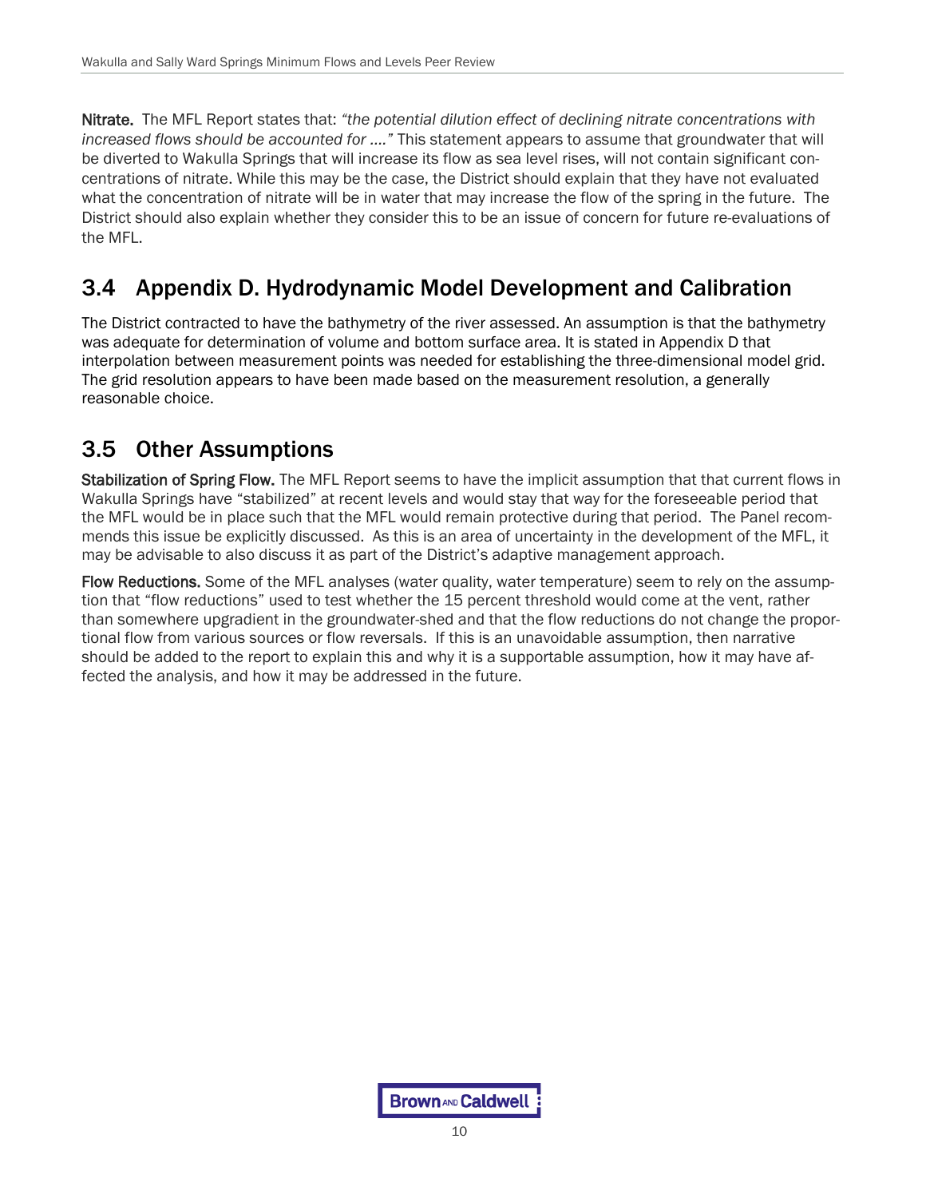**Nitrate.** The MFL Report states that: *"the potential dilution effect of declining nitrate concentrations with increased flows should be accounted for …."* This statement appears to assume that groundwater that will be diverted to Wakulla Springs that will increase its flow as sea level rises, will not contain significant concentrations of nitrate. While this may be the case, the District should explain that they have not evaluated what the concentration of nitrate will be in water that may increase the flow of the spring in the future. The District should also explain whether they consider this to be an issue of concern for future re-evaluations of the MFL.

## 3.4 Appendix D. Hydrodynamic Model Development and Calibration

The District contracted to have the bathymetry of the river assessed. An assumption is that the bathymetry was adequate for determination of volume and bottom surface area. It is stated in Appendix D that interpolation between measurement points was needed for establishing the three-dimensional model grid. The grid resolution appears to have been made based on the measurement resolution, a generally reasonable choice.

## 3.5 Other Assumptions

**Stabilization of Spring Flow.** The MFL Report seems to have the implicit assumption that that current flows in Wakulla Springs have "stabilized" at recent levels and would stay that way for the foreseeable period that the MFL would be in place such that the MFL would remain protective during that period. The Panel recommends this issue be explicitly discussed. As this is an area of uncertainty in the development of the MFL, it may be advisable to also discuss it as part of the District's adaptive management approach.

**Flow Reductions.** Some of the MFL analyses (water quality, water temperature) seem to rely on the assumption that "flow reductions" used to test whether the 15 percent threshold would come at the vent, rather than somewhere upgradient in the groundwater-shed and that the flow reductions do not change the proportional flow from various sources or flow reversals. If this is an unavoidable assumption, then narrative should be added to the report to explain this and why it is a supportable assumption, how it may have affected the analysis, and how it may be addressed in the future.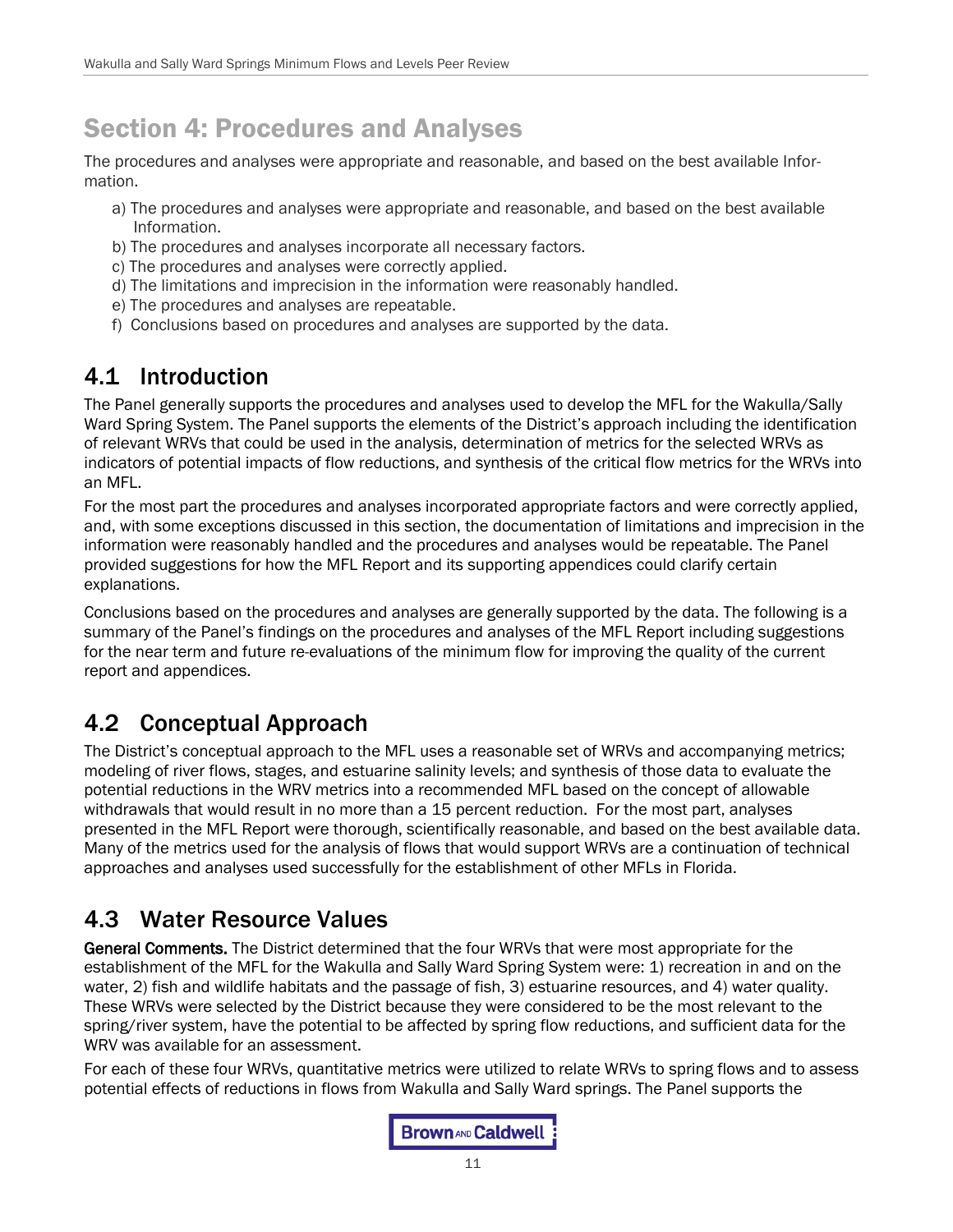# Section 4: Procedures and Analyses

The procedures and analyses were appropriate and reasonable, and based on the best available Information.

a) The procedures and analyses were appropriate and reasonable, and based on the best available Information.
b) The procedures and analyses incorporate all necessary factors.
c) The procedures and analyses were correctly applied.
d) The limitations and imprecision in the information were reasonably handled.
e) The procedures and analyses are repeatable.
f) Conclusions based on procedures and analyses are supported by the data.

## 4.1 Introduction

The Panel generally supports the procedures and analyses used to develop the MFL for the Wakulla/Sally Ward Spring System. The Panel supports the elements of the District's approach including the identification of relevant WRVs that could be used in the analysis, determination of metrics for the selected WRVs as indicators of potential impacts of flow reductions, and synthesis of the critical flow metrics for the WRVs into an MFL.

For the most part the procedures and analyses incorporated appropriate factors and were correctly applied, and, with some exceptions discussed in this section, the documentation of limitations and imprecision in the information were reasonably handled and the procedures and analyses would be repeatable. The Panel provided suggestions for how the MFL Report and its supporting appendices could clarify certain explanations.

Conclusions based on the procedures and analyses are generally supported by the data. The following is a summary of the Panel's findings on the procedures and analyses of the MFL Report including suggestions for the near term and future re-evaluations of the minimum flow for improving the quality of the current report and appendices.

## 4.2 Conceptual Approach

The District's conceptual approach to the MFL uses a reasonable set of WRVs and accompanying metrics; modeling of river flows, stages, and estuarine salinity levels; and synthesis of those data to evaluate the potential reductions in the WRV metrics into a recommended MFL based on the concept of allowable withdrawals that would result in no more than a 15 percent reduction. For the most part, analyses presented in the MFL Report were thorough, scientifically reasonable, and based on the best available data. Many of the metrics used for the analysis of flows that would support WRVs are a continuation of technical approaches and analyses used successfully for the establishment of other MFLs in Florida.

## 4.3 Water Resource Values

**General Comments.** The District determined that the four WRVs that were most appropriate for the establishment of the MFL for the Wakulla and Sally Ward Spring System were: 1) recreation in and on the water, 2) fish and wildlife habitats and the passage of fish, 3) estuarine resources, and 4) water quality. These WRVs were selected by the District because they were considered to be the most relevant to the spring/river system, have the potential to be affected by spring flow reductions, and sufficient data for the WRV was available for an assessment.

For each of these four WRVs, quantitative metrics were utilized to relate WRVs to spring flows and to assess potential effects of reductions in flows from Wakulla and Sally Ward springs. The Panel supports the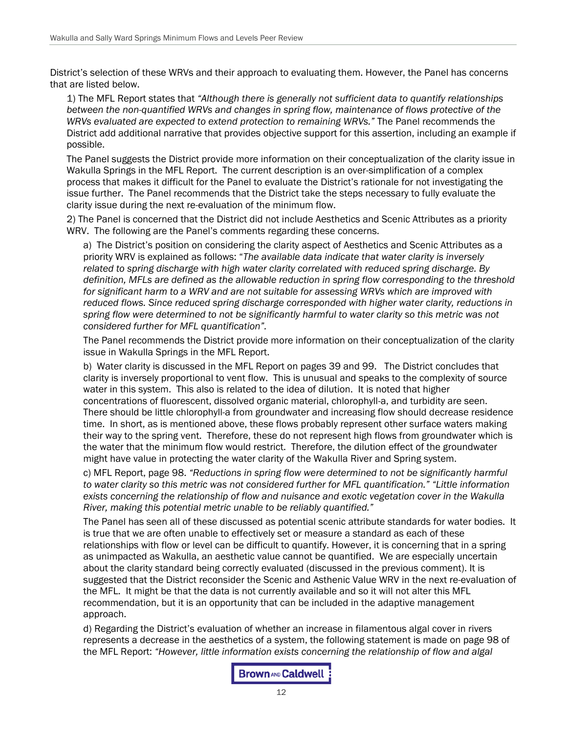District's selection of these WRVs and their approach to evaluating them. However, the Panel has concerns that are listed below.

1) The MFL Report states that *"Although there is generally not sufficient data to quantify relationships between the non-quantified WRVs and changes in spring flow, maintenance of flows protective of the WRVs evaluated are expected to extend protection to remaining WRVs."* The Panel recommends the District add additional narrative that provides objective support for this assertion, including an example if possible.

The Panel suggests the District provide more information on their conceptualization of the clarity issue in Wakulla Springs in the MFL Report. The current description is an over-simplification of a complex process that makes it difficult for the Panel to evaluate the District's rationale for not investigating the issue further. The Panel recommends that the District take the steps necessary to fully evaluate the clarity issue during the next re-evaluation of the minimum flow.

2) The Panel is concerned that the District did not include Aesthetics and Scenic Attributes as a priority WRV. The following are the Panel's comments regarding these concerns.

a) The District's position on considering the clarity aspect of Aesthetics and Scenic Attributes as a priority WRV is explained as follows: "*The available data indicate that water clarity is inversely related to spring discharge with high water clarity correlated with reduced spring discharge. By definition, MFLs are defined as the allowable reduction in spring flow corresponding to the threshold for significant harm to a WRV and are not suitable for assessing WRVs which are improved with reduced flows. Since reduced spring discharge corresponded with higher water clarity, reductions in spring flow were determined to not be significantly harmful to water clarity so this metric was not considered further for MFL quantification".*

The Panel recommends the District provide more information on their conceptualization of the clarity issue in Wakulla Springs in the MFL Report.

b) Water clarity is discussed in the MFL Report on pages 39 and 99. The District concludes that clarity is inversely proportional to vent flow. This is unusual and speaks to the complexity of source water in this system. This also is related to the idea of dilution. It is noted that higher concentrations of fluorescent, dissolved organic material, chlorophyll-a, and turbidity are seen. There should be little chlorophyll-a from groundwater and increasing flow should decrease residence time. In short, as is mentioned above, these flows probably represent other surface waters making their way to the spring vent. Therefore, these do not represent high flows from groundwater which is the water that the minimum flow would restrict. Therefore, the dilution effect of the groundwater might have value in protecting the water clarity of the Wakulla River and Spring system.

c) MFL Report, page 98. *"Reductions in spring flow were determined to not be significantly harmful to water clarity so this metric was not considered further for MFL quantification." "Little information exists concerning the relationship of flow and nuisance and exotic vegetation cover in the Wakulla River, making this potential metric unable to be reliably quantified."*

The Panel has seen all of these discussed as potential scenic attribute standards for water bodies. It is true that we are often unable to effectively set or measure a standard as each of these relationships with flow or level can be difficult to quantify. However, it is concerning that in a spring as unimpacted as Wakulla, an aesthetic value cannot be quantified. We are especially uncertain about the clarity standard being correctly evaluated (discussed in the previous comment). It is suggested that the District reconsider the Scenic and Asthenic Value WRV in the next re-evaluation of the MFL. It might be that the data is not currently available and so it will not alter this MFL recommendation, but it is an opportunity that can be included in the adaptive management approach.

d) Regarding the District's evaluation of whether an increase in filamentous algal cover in rivers represents a decrease in the aesthetics of a system, the following statement is made on page 98 of the MFL Report: *"However, little information exists concerning the relationship of flow and algal*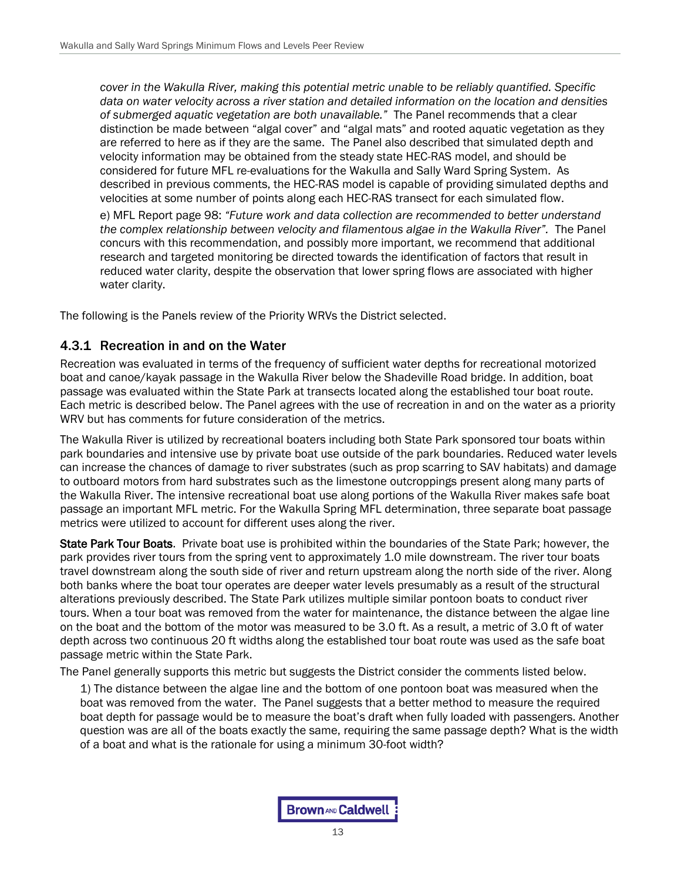*cover in the Wakulla River, making this potential metric unable to be reliably quantified. Specific data on water velocity across a river station and detailed information on the location and densities of submerged aquatic vegetation are both unavailable."* The Panel recommends that a clear distinction be made between "algal cover" and "algal mats" and rooted aquatic vegetation as they are referred to here as if they are the same. The Panel also described that simulated depth and velocity information may be obtained from the steady state HEC-RAS model, and should be considered for future MFL re-evaluations for the Wakulla and Sally Ward Spring System. As described in previous comments, the HEC-RAS model is capable of providing simulated depths and velocities at some number of points along each HEC-RAS transect for each simulated flow.

e) MFL Report page 98: *"Future work and data collection are recommended to better understand the complex relationship between velocity and filamentous algae in the Wakulla River".* The Panel concurs with this recommendation, and possibly more important, we recommend that additional research and targeted monitoring be directed towards the identification of factors that result in reduced water clarity, despite the observation that lower spring flows are associated with higher water clarity.

The following is the Panels review of the Priority WRVs the District selected.

### 4.3.1 Recreation in and on the Water

Recreation was evaluated in terms of the frequency of sufficient water depths for recreational motorized boat and canoe/kayak passage in the Wakulla River below the Shadeville Road bridge. In addition, boat passage was evaluated within the State Park at transects located along the established tour boat route. Each metric is described below. The Panel agrees with the use of recreation in and on the water as a priority WRV but has comments for future consideration of the metrics.

The Wakulla River is utilized by recreational boaters including both State Park sponsored tour boats within park boundaries and intensive use by private boat use outside of the park boundaries. Reduced water levels can increase the chances of damage to river substrates (such as prop scarring to SAV habitats) and damage to outboard motors from hard substrates such as the limestone outcroppings present along many parts of the Wakulla River. The intensive recreational boat use along portions of the Wakulla River makes safe boat passage an important MFL metric. For the Wakulla Spring MFL determination, three separate boat passage metrics were utilized to account for different uses along the river.

**State Park Tour Boats**. Private boat use is prohibited within the boundaries of the State Park; however, the park provides river tours from the spring vent to approximately 1.0 mile downstream. The river tour boats travel downstream along the south side of river and return upstream along the north side of the river. Along both banks where the boat tour operates are deeper water levels presumably as a result of the structural alterations previously described. The State Park utilizes multiple similar pontoon boats to conduct river tours. When a tour boat was removed from the water for maintenance, the distance between the algae line on the boat and the bottom of the motor was measured to be 3.0 ft. As a result, a metric of 3.0 ft of water depth across two continuous 20 ft widths along the established tour boat route was used as the safe boat passage metric within the State Park.

The Panel generally supports this metric but suggests the District consider the comments listed below.

1) The distance between the algae line and the bottom of one pontoon boat was measured when the boat was removed from the water. The Panel suggests that a better method to measure the required boat depth for passage would be to measure the boat's draft when fully loaded with passengers. Another question was are all of the boats exactly the same, requiring the same passage depth? What is the width of a boat and what is the rationale for using a minimum 30-foot width?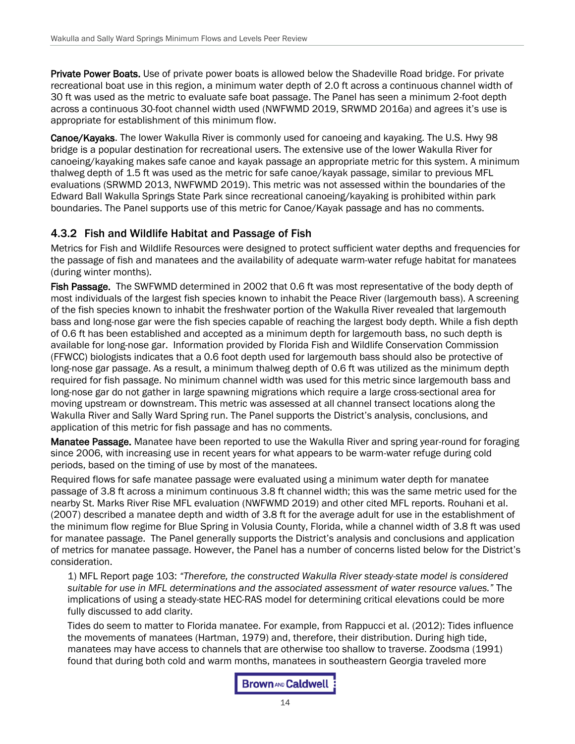**Private Power Boats.** Use of private power boats is allowed below the Shadeville Road bridge. For private recreational boat use in this region, a minimum water depth of 2.0 ft across a continuous channel width of 30 ft was used as the metric to evaluate safe boat passage. The Panel has seen a minimum 2-foot depth across a continuous 30-foot channel width used (NWFWMD 2019, SRWMD 2016a) and agrees it's use is appropriate for establishment of this minimum flow.

**Canoe/Kayaks**. The lower Wakulla River is commonly used for canoeing and kayaking. The U.S. Hwy 98 bridge is a popular destination for recreational users. The extensive use of the lower Wakulla River for canoeing/kayaking makes safe canoe and kayak passage an appropriate metric for this system. A minimum thalweg depth of 1.5 ft was used as the metric for safe canoe/kayak passage, similar to previous MFL evaluations (SRWMD 2013, NWFWMD 2019). This metric was not assessed within the boundaries of the Edward Ball Wakulla Springs State Park since recreational canoeing/kayaking is prohibited within park boundaries. The Panel supports use of this metric for Canoe/Kayak passage and has no comments.

### 4.3.2 Fish and Wildlife Habitat and Passage of Fish

Metrics for Fish and Wildlife Resources were designed to protect sufficient water depths and frequencies for the passage of fish and manatees and the availability of adequate warm-water refuge habitat for manatees (during winter months).

**Fish Passage.** The SWFWMD determined in 2002 that 0.6 ft was most representative of the body depth of most individuals of the largest fish species known to inhabit the Peace River (largemouth bass). A screening of the fish species known to inhabit the freshwater portion of the Wakulla River revealed that largemouth bass and long-nose gar were the fish species capable of reaching the largest body depth. While a fish depth of 0.6 ft has been established and accepted as a minimum depth for largemouth bass, no such depth is available for long-nose gar. Information provided by Florida Fish and Wildlife Conservation Commission (FFWCC) biologists indicates that a 0.6 foot depth used for largemouth bass should also be protective of long-nose gar passage. As a result, a minimum thalweg depth of 0.6 ft was utilized as the minimum depth required for fish passage. No minimum channel width was used for this metric since largemouth bass and long-nose gar do not gather in large spawning migrations which require a large cross-sectional area for moving upstream or downstream. This metric was assessed at all channel transect locations along the Wakulla River and Sally Ward Spring run. The Panel supports the District's analysis, conclusions, and application of this metric for fish passage and has no comments.

**Manatee Passage.** Manatee have been reported to use the Wakulla River and spring year-round for foraging since 2006, with increasing use in recent years for what appears to be warm-water refuge during cold periods, based on the timing of use by most of the manatees.

Required flows for safe manatee passage were evaluated using a minimum water depth for manatee passage of 3.8 ft across a minimum continuous 3.8 ft channel width; this was the same metric used for the nearby St. Marks River Rise MFL evaluation (NWFWMD 2019) and other cited MFL reports. Rouhani et al. (2007) described a manatee depth and width of 3.8 ft for the average adult for use in the establishment of the minimum flow regime for Blue Spring in Volusia County, Florida, while a channel width of 3.8 ft was used for manatee passage. The Panel generally supports the District's analysis and conclusions and application of metrics for manatee passage. However, the Panel has a number of concerns listed below for the District's consideration.

1) MFL Report page 103: *"Therefore, the constructed Wakulla River steady-state model is considered suitable for use in MFL determinations and the associated assessment of water resource values."* The implications of using a steady-state HEC-RAS model for determining critical elevations could be more fully discussed to add clarity.

Tides do seem to matter to Florida manatee. For example, from Rappucci et al. (2012): Tides influence the movements of manatees (Hartman, 1979) and, therefore, their distribution. During high tide, manatees may have access to channels that are otherwise too shallow to traverse. Zoodsma (1991) found that during both cold and warm months, manatees in southeastern Georgia traveled more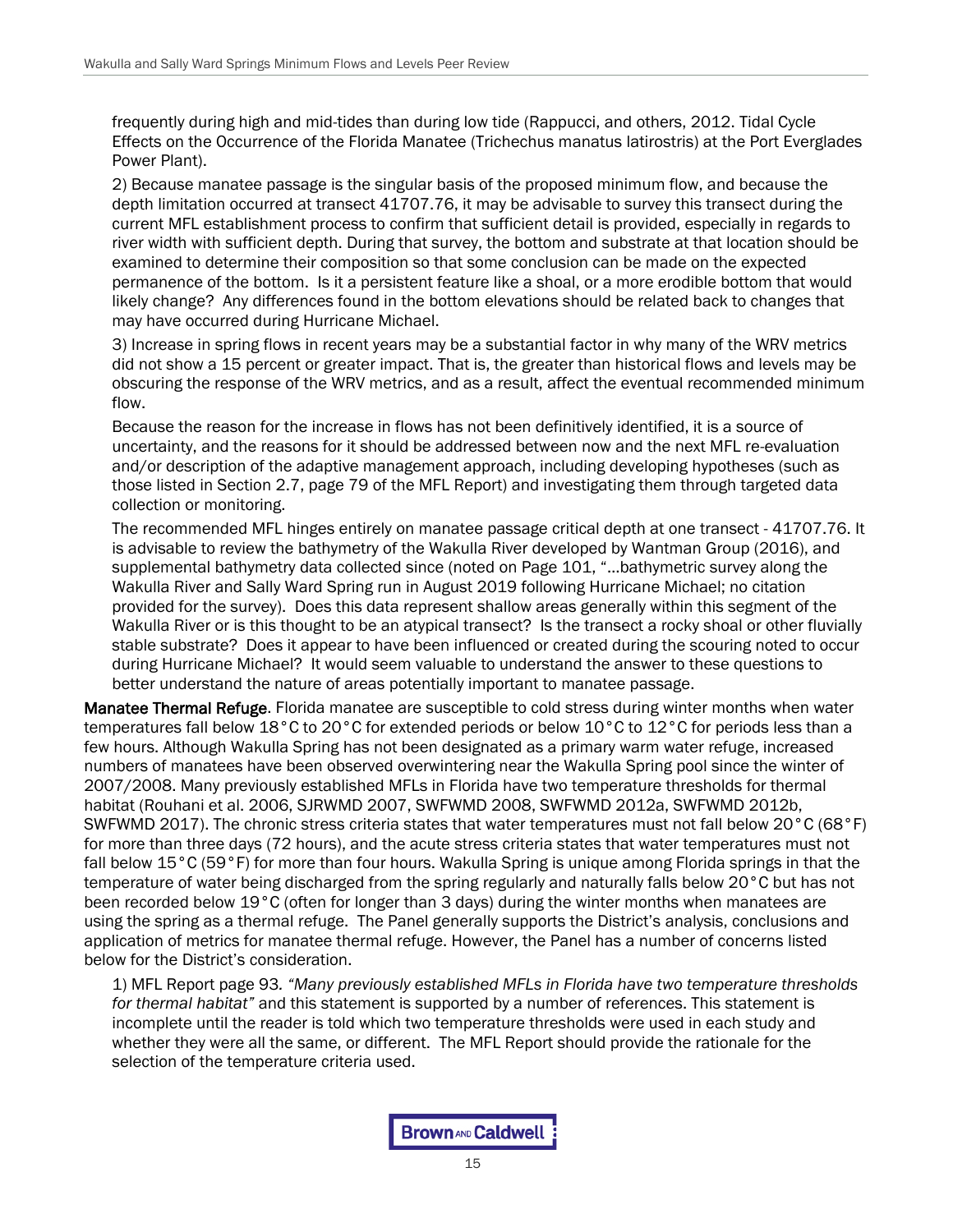frequently during high and mid-tides than during low tide (Rappucci, and others, 2012. Tidal Cycle Effects on the Occurrence of the Florida Manatee (Trichechus manatus latirostris) at the Port Everglades Power Plant).

2) Because manatee passage is the singular basis of the proposed minimum flow, and because the depth limitation occurred at transect 41707.76, it may be advisable to survey this transect during the current MFL establishment process to confirm that sufficient detail is provided, especially in regards to river width with sufficient depth. During that survey, the bottom and substrate at that location should be examined to determine their composition so that some conclusion can be made on the expected permanence of the bottom. Is it a persistent feature like a shoal, or a more erodible bottom that would likely change? Any differences found in the bottom elevations should be related back to changes that may have occurred during Hurricane Michael.

3) Increase in spring flows in recent years may be a substantial factor in why many of the WRV metrics did not show a 15 percent or greater impact. That is, the greater than historical flows and levels may be obscuring the response of the WRV metrics, and as a result, affect the eventual recommended minimum flow.

Because the reason for the increase in flows has not been definitively identified, it is a source of uncertainty, and the reasons for it should be addressed between now and the next MFL re-evaluation and/or description of the adaptive management approach, including developing hypotheses (such as those listed in Section 2.7, page 79 of the MFL Report) and investigating them through targeted data collection or monitoring.

The recommended MFL hinges entirely on manatee passage critical depth at one transect - 41707.76. It is advisable to review the bathymetry of the Wakulla River developed by Wantman Group (2016), and supplemental bathymetry data collected since (noted on Page 101, "…bathymetric survey along the Wakulla River and Sally Ward Spring run in August 2019 following Hurricane Michael; no citation provided for the survey). Does this data represent shallow areas generally within this segment of the Wakulla River or is this thought to be an atypical transect? Is the transect a rocky shoal or other fluvially stable substrate? Does it appear to have been influenced or created during the scouring noted to occur during Hurricane Michael? It would seem valuable to understand the answer to these questions to better understand the nature of areas potentially important to manatee passage.

**Manatee Thermal Refuge**. Florida manatee are susceptible to cold stress during winter months when water temperatures fall below 18°C to 20°C for extended periods or below 10°C to 12°C for periods less than a few hours. Although Wakulla Spring has not been designated as a primary warm water refuge, increased numbers of manatees have been observed overwintering near the Wakulla Spring pool since the winter of 2007/2008. Many previously established MFLs in Florida have two temperature thresholds for thermal habitat (Rouhani et al. 2006, SJRWMD 2007, SWFWMD 2008, SWFWMD 2012a, SWFWMD 2012b, SWFWMD 2017). The chronic stress criteria states that water temperatures must not fall below 20°C (68°F) for more than three days (72 hours), and the acute stress criteria states that water temperatures must not fall below 15°C (59°F) for more than four hours. Wakulla Spring is unique among Florida springs in that the temperature of water being discharged from the spring regularly and naturally falls below 20°C but has not been recorded below 19°C (often for longer than 3 days) during the winter months when manatees are using the spring as a thermal refuge. The Panel generally supports the District's analysis, conclusions and application of metrics for manatee thermal refuge. However, the Panel has a number of concerns listed below for the District's consideration.

1) MFL Report page 93. *"Many previously established MFLs in Florida have two temperature thresholds for thermal habitat"* and this statement is supported by a number of references. This statement is incomplete until the reader is told which two temperature thresholds were used in each study and whether they were all the same, or different. The MFL Report should provide the rationale for the selection of the temperature criteria used.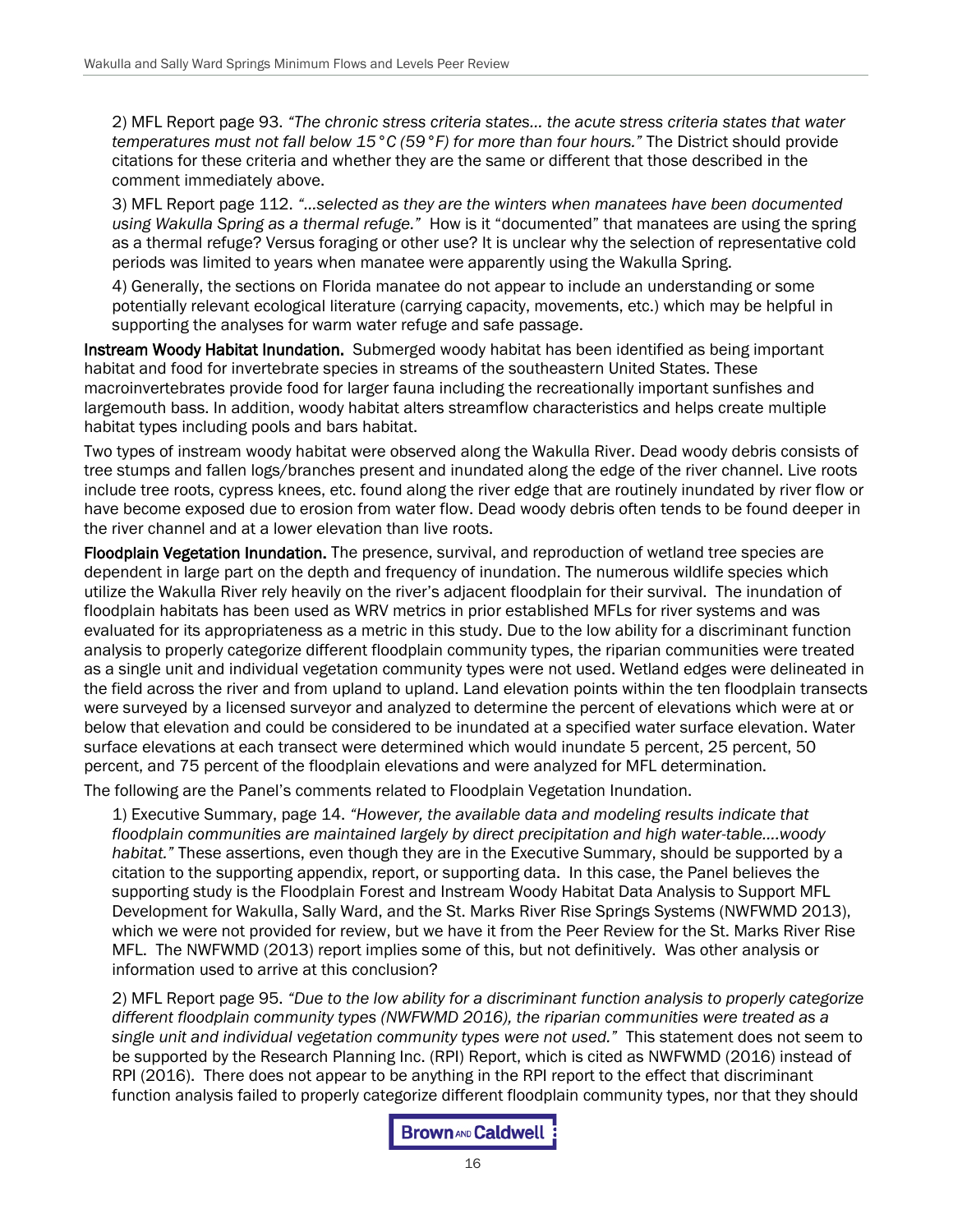2) MFL Report page 93. *"The chronic stress criteria states… the acute stress criteria states that water temperatures must not fall below 15°C (59°F) for more than four hours."* The District should provide citations for these criteria and whether they are the same or different that those described in the comment immediately above.

3) MFL Report page 112. *"…selected as they are the winters when manatees have been documented using Wakulla Spring as a thermal refuge."* How is it "documented" that manatees are using the spring as a thermal refuge? Versus foraging or other use? It is unclear why the selection of representative cold periods was limited to years when manatee were apparently using the Wakulla Spring.

4) Generally, the sections on Florida manatee do not appear to include an understanding or some potentially relevant ecological literature (carrying capacity, movements, etc.) which may be helpful in supporting the analyses for warm water refuge and safe passage.

**Instream Woody Habitat Inundation.** Submerged woody habitat has been identified as being important habitat and food for invertebrate species in streams of the southeastern United States. These macroinvertebrates provide food for larger fauna including the recreationally important sunfishes and largemouth bass. In addition, woody habitat alters streamflow characteristics and helps create multiple habitat types including pools and bars habitat.

Two types of instream woody habitat were observed along the Wakulla River. Dead woody debris consists of tree stumps and fallen logs/branches present and inundated along the edge of the river channel. Live roots include tree roots, cypress knees, etc. found along the river edge that are routinely inundated by river flow or have become exposed due to erosion from water flow. Dead woody debris often tends to be found deeper in the river channel and at a lower elevation than live roots.

**Floodplain Vegetation Inundation.** The presence, survival, and reproduction of wetland tree species are dependent in large part on the depth and frequency of inundation. The numerous wildlife species which utilize the Wakulla River rely heavily on the river's adjacent floodplain for their survival. The inundation of floodplain habitats has been used as WRV metrics in prior established MFLs for river systems and was evaluated for its appropriateness as a metric in this study. Due to the low ability for a discriminant function analysis to properly categorize different floodplain community types, the riparian communities were treated as a single unit and individual vegetation community types were not used. Wetland edges were delineated in the field across the river and from upland to upland. Land elevation points within the ten floodplain transects were surveyed by a licensed surveyor and analyzed to determine the percent of elevations which were at or below that elevation and could be considered to be inundated at a specified water surface elevation. Water surface elevations at each transect were determined which would inundate 5 percent, 25 percent, 50 percent, and 75 percent of the floodplain elevations and were analyzed for MFL determination.

The following are the Panel's comments related to Floodplain Vegetation Inundation.

1) Executive Summary, page 14. *"However, the available data and modeling results indicate that floodplain communities are maintained largely by direct precipitation and high water-table….woody habitat."* These assertions, even though they are in the Executive Summary, should be supported by a citation to the supporting appendix, report, or supporting data. In this case, the Panel believes the supporting study is the Floodplain Forest and Instream Woody Habitat Data Analysis to Support MFL Development for Wakulla, Sally Ward, and the St. Marks River Rise Springs Systems (NWFWMD 2013), which we were not provided for review, but we have it from the Peer Review for the St. Marks River Rise MFL. The NWFWMD (2013) report implies some of this, but not definitively. Was other analysis or information used to arrive at this conclusion?

2) MFL Report page 95. *"Due to the low ability for a discriminant function analysis to properly categorize different floodplain community types (NWFWMD 2016), the riparian communities were treated as a single unit and individual vegetation community types were not used."* This statement does not seem to be supported by the Research Planning Inc. (RPI) Report, which is cited as NWFWMD (2016) instead of RPI (2016). There does not appear to be anything in the RPI report to the effect that discriminant function analysis failed to properly categorize different floodplain community types, nor that they should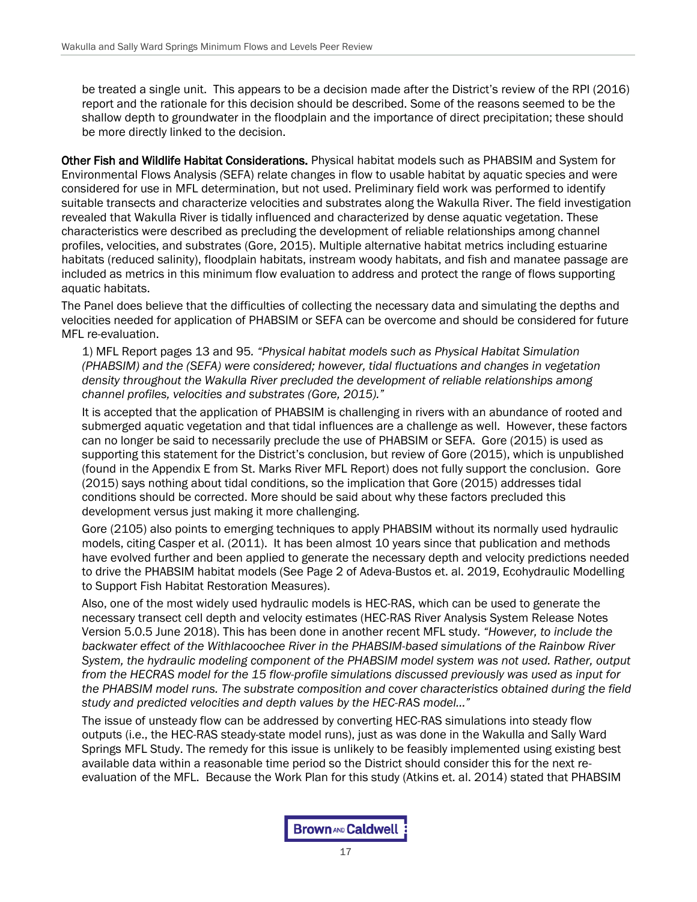be treated a single unit. This appears to be a decision made after the District's review of the RPI (2016) report and the rationale for this decision should be described. Some of the reasons seemed to be the shallow depth to groundwater in the floodplain and the importance of direct precipitation; these should be more directly linked to the decision.

**Other Fish and Wildlife Habitat Considerations.** Physical habitat models such as PHABSIM and System for Environmental Flows Analysis *(*SEFA) relate changes in flow to usable habitat by aquatic species and were considered for use in MFL determination, but not used. Preliminary field work was performed to identify suitable transects and characterize velocities and substrates along the Wakulla River. The field investigation revealed that Wakulla River is tidally influenced and characterized by dense aquatic vegetation. These characteristics were described as precluding the development of reliable relationships among channel profiles, velocities, and substrates (Gore, 2015). Multiple alternative habitat metrics including estuarine habitats (reduced salinity), floodplain habitats, instream woody habitats, and fish and manatee passage are included as metrics in this minimum flow evaluation to address and protect the range of flows supporting aquatic habitats.

The Panel does believe that the difficulties of collecting the necessary data and simulating the depths and velocities needed for application of PHABSIM or SEFA can be overcome and should be considered for future MFL re-evaluation.

1) MFL Report pages 13 and 95. *"Physical habitat models such as Physical Habitat Simulation (PHABSIM) and the (SEFA) were considered; however, tidal fluctuations and changes in vegetation density throughout the Wakulla River precluded the development of reliable relationships among channel profiles, velocities and substrates (Gore, 2015)."*

It is accepted that the application of PHABSIM is challenging in rivers with an abundance of rooted and submerged aquatic vegetation and that tidal influences are a challenge as well. However, these factors can no longer be said to necessarily preclude the use of PHABSIM or SEFA. Gore (2015) is used as supporting this statement for the District's conclusion, but review of Gore (2015), which is unpublished (found in the Appendix E from St. Marks River MFL Report) does not fully support the conclusion. Gore (2015) says nothing about tidal conditions, so the implication that Gore (2015) addresses tidal conditions should be corrected. More should be said about why these factors precluded this development versus just making it more challenging.

Gore (2105) also points to emerging techniques to apply PHABSIM without its normally used hydraulic models, citing Casper et al. (2011). It has been almost 10 years since that publication and methods have evolved further and been applied to generate the necessary depth and velocity predictions needed to drive the PHABSIM habitat models (See Page 2 of Adeva-Bustos et. al. 2019, Ecohydraulic Modelling to Support Fish Habitat Restoration Measures).

Also, one of the most widely used hydraulic models is HEC-RAS, which can be used to generate the necessary transect cell depth and velocity estimates (HEC-RAS River Analysis System Release Notes Version 5.0.5 June 2018). This has been done in another recent MFL study. *"However, to include the backwater effect of the Withlacoochee River in the PHABSIM-based simulations of the Rainbow River System, the hydraulic modeling component of the PHABSIM model system was not used. Rather, output from the HECRAS model for the 15 flow-profile simulations discussed previously was used as input for the PHABSIM model runs. The substrate composition and cover characteristics obtained during the field study and predicted velocities and depth values by the HEC-RAS model…"*

The issue of unsteady flow can be addressed by converting HEC-RAS simulations into steady flow outputs (i.e., the HEC-RAS steady-state model runs), just as was done in the Wakulla and Sally Ward Springs MFL Study. The remedy for this issue is unlikely to be feasibly implemented using existing best available data within a reasonable time period so the District should consider this for the next re-evaluation of the MFL. Because the Work Plan for this study (Atkins et. al. 2014) stated that PHABSIM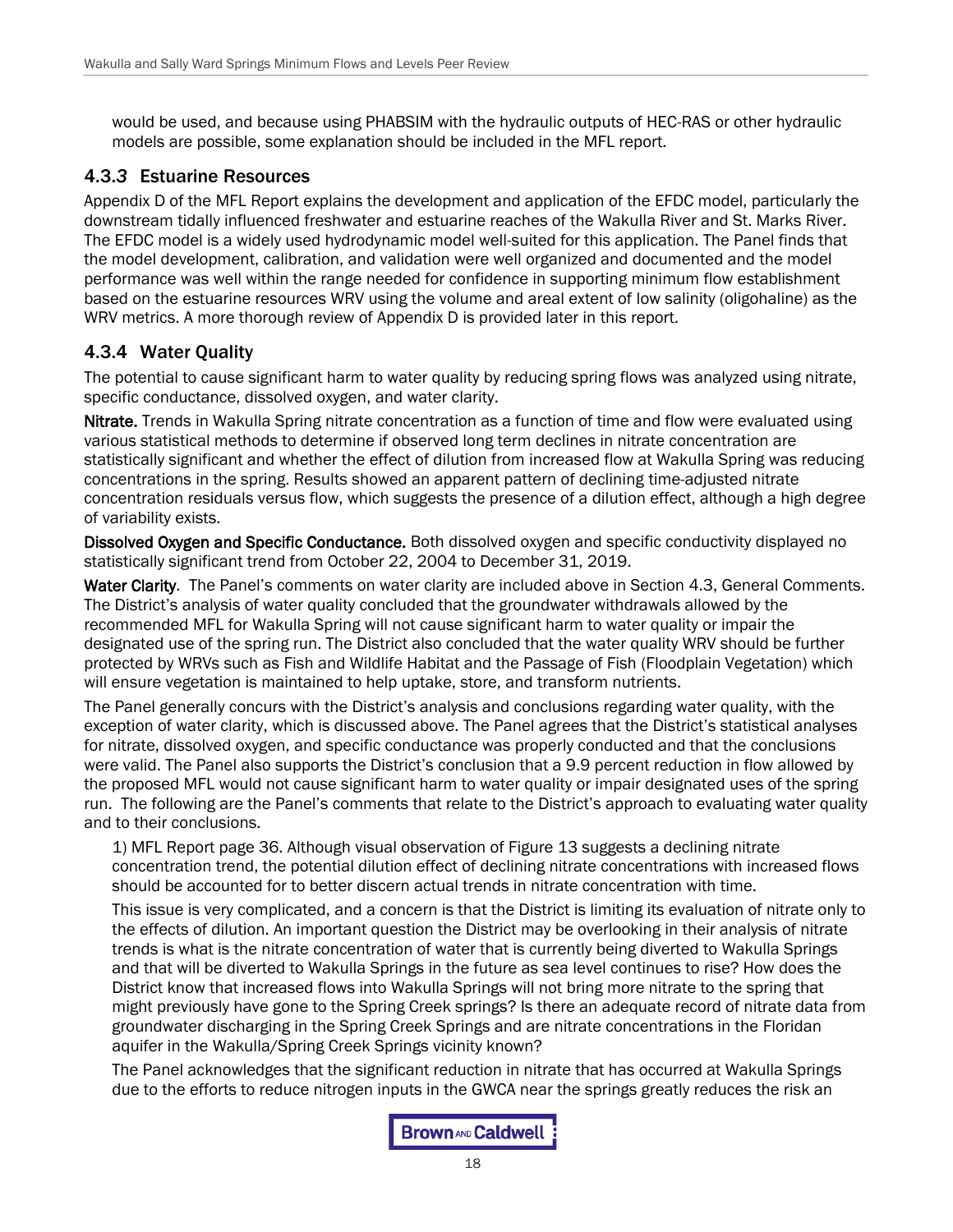would be used, and because using PHABSIM with the hydraulic outputs of HEC-RAS or other hydraulic models are possible, some explanation should be included in the MFL report.

### 4.3.*3* Estuarine Resources

Appendix D of the MFL Report explains the development and application of the EFDC model, particularly the downstream tidally influenced freshwater and estuarine reaches of the Wakulla River and St. Marks River. The EFDC model is a widely used hydrodynamic model well-suited for this application. The Panel finds that the model development, calibration, and validation were well organized and documented and the model performance was well within the range needed for confidence in supporting minimum flow establishment based on the estuarine resources WRV using the volume and areal extent of low salinity (oligohaline) as the WRV metrics. A more thorough review of Appendix D is provided later in this report.

### 4.3.4 Water Quality

The potential to cause significant harm to water quality by reducing spring flows was analyzed using nitrate, specific conductance, dissolved oxygen, and water clarity.

**Nitrate.** Trends in Wakulla Spring nitrate concentration as a function of time and flow were evaluated using various statistical methods to determine if observed long term declines in nitrate concentration are statistically significant and whether the effect of dilution from increased flow at Wakulla Spring was reducing concentrations in the spring. Results showed an apparent pattern of declining time-adjusted nitrate concentration residuals versus flow, which suggests the presence of a dilution effect, although a high degree of variability exists.

**Dissolved Oxygen and Specific Conductance.** Both dissolved oxygen and specific conductivity displayed no statistically significant trend from October 22, 2004 to December 31, 2019.

**Water Clarity**. The Panel's comments on water clarity are included above in Section 4.3, General Comments. The District's analysis of water quality concluded that the groundwater withdrawals allowed by the recommended MFL for Wakulla Spring will not cause significant harm to water quality or impair the designated use of the spring run. The District also concluded that the water quality WRV should be further protected by WRVs such as Fish and Wildlife Habitat and the Passage of Fish (Floodplain Vegetation) which will ensure vegetation is maintained to help uptake, store, and transform nutrients.

The Panel generally concurs with the District's analysis and conclusions regarding water quality, with the exception of water clarity, which is discussed above. The Panel agrees that the District's statistical analyses for nitrate, dissolved oxygen, and specific conductance was properly conducted and that the conclusions were valid. The Panel also supports the District's conclusion that a 9.9 percent reduction in flow allowed by the proposed MFL would not cause significant harm to water quality or impair designated uses of the spring run. The following are the Panel's comments that relate to the District's approach to evaluating water quality and to their conclusions.

1) MFL Report page 36. Although visual observation of Figure 13 suggests a declining nitrate concentration trend, the potential dilution effect of declining nitrate concentrations with increased flows should be accounted for to better discern actual trends in nitrate concentration with time.

This issue is very complicated, and a concern is that the District is limiting its evaluation of nitrate only to the effects of dilution. An important question the District may be overlooking in their analysis of nitrate trends is what is the nitrate concentration of water that is currently being diverted to Wakulla Springs and that will be diverted to Wakulla Springs in the future as sea level continues to rise? How does the District know that increased flows into Wakulla Springs will not bring more nitrate to the spring that might previously have gone to the Spring Creek springs? Is there an adequate record of nitrate data from groundwater discharging in the Spring Creek Springs and are nitrate concentrations in the Floridan aquifer in the Wakulla/Spring Creek Springs vicinity known?

The Panel acknowledges that the significant reduction in nitrate that has occurred at Wakulla Springs due to the efforts to reduce nitrogen inputs in the GWCA near the springs greatly reduces the risk an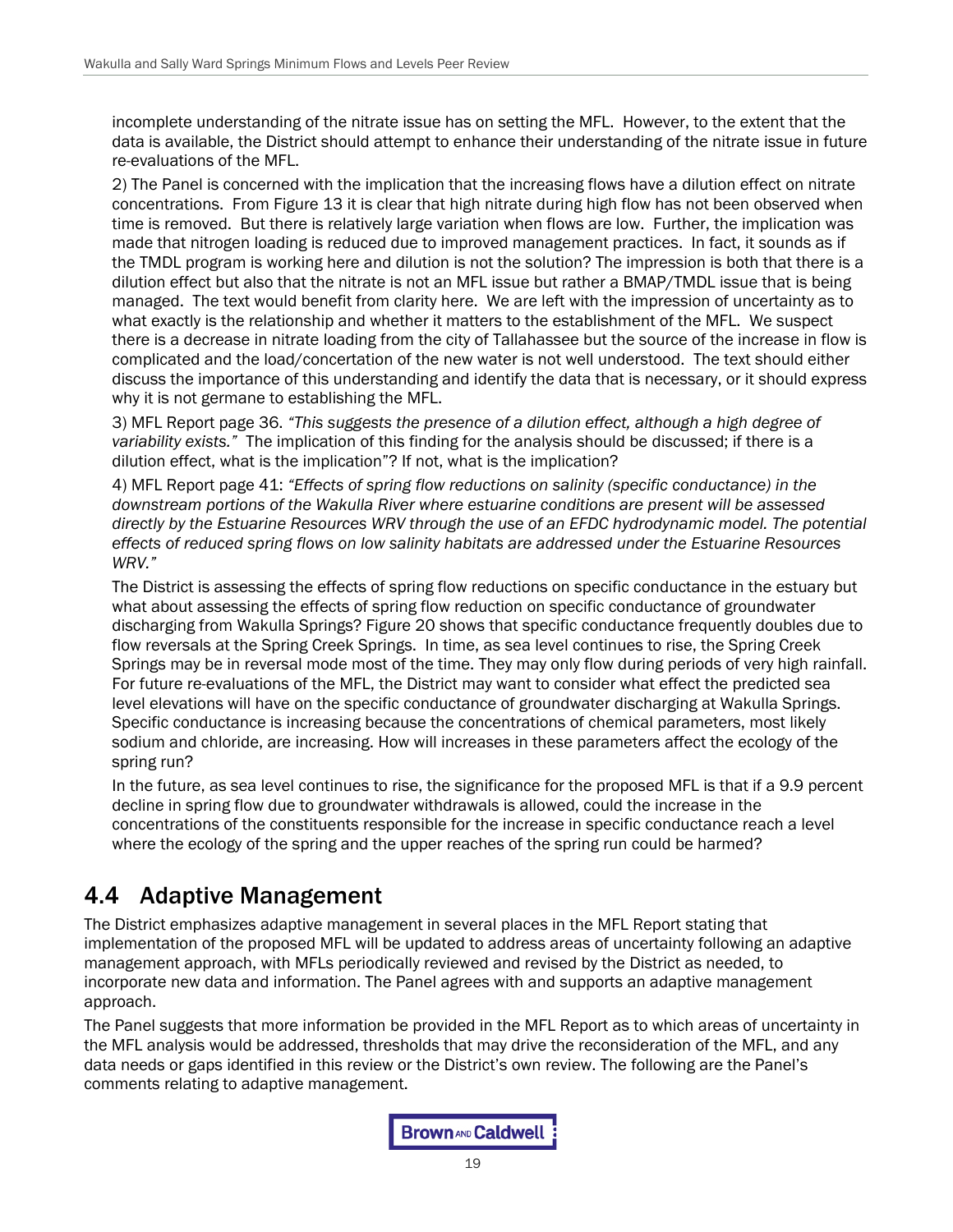incomplete understanding of the nitrate issue has on setting the MFL. However, to the extent that the data is available, the District should attempt to enhance their understanding of the nitrate issue in future re-evaluations of the MFL.

2) The Panel is concerned with the implication that the increasing flows have a dilution effect on nitrate concentrations. From Figure 13 it is clear that high nitrate during high flow has not been observed when time is removed. But there is relatively large variation when flows are low. Further, the implication was made that nitrogen loading is reduced due to improved management practices. In fact, it sounds as if the TMDL program is working here and dilution is not the solution? The impression is both that there is a dilution effect but also that the nitrate is not an MFL issue but rather a BMAP/TMDL issue that is being managed. The text would benefit from clarity here. We are left with the impression of uncertainty as to what exactly is the relationship and whether it matters to the establishment of the MFL. We suspect there is a decrease in nitrate loading from the city of Tallahassee but the source of the increase in flow is complicated and the load/concertation of the new water is not well understood. The text should either discuss the importance of this understanding and identify the data that is necessary, or it should express why it is not germane to establishing the MFL.

3) MFL Report page 36. *"This suggests the presence of a dilution effect, although a high degree of variability exists."* The implication of this finding for the analysis should be discussed; if there is a dilution effect, what is the implication"? If not, what is the implication?

4) MFL Report page 41: *"Effects of spring flow reductions on salinity (specific conductance) in the downstream portions of the Wakulla River where estuarine conditions are present will be assessed directly by the Estuarine Resources WRV through the use of an EFDC hydrodynamic model. The potential effects of reduced spring flows on low salinity habitats are addressed under the Estuarine Resources WRV."*

The District is assessing the effects of spring flow reductions on specific conductance in the estuary but what about assessing the effects of spring flow reduction on specific conductance of groundwater discharging from Wakulla Springs? Figure 20 shows that specific conductance frequently doubles due to flow reversals at the Spring Creek Springs. In time, as sea level continues to rise, the Spring Creek Springs may be in reversal mode most of the time. They may only flow during periods of very high rainfall. For future re-evaluations of the MFL, the District may want to consider what effect the predicted sea level elevations will have on the specific conductance of groundwater discharging at Wakulla Springs. Specific conductance is increasing because the concentrations of chemical parameters, most likely sodium and chloride, are increasing. How will increases in these parameters affect the ecology of the spring run?

In the future, as sea level continues to rise, the significance for the proposed MFL is that if a 9.9 percent decline in spring flow due to groundwater withdrawals is allowed, could the increase in the concentrations of the constituents responsible for the increase in specific conductance reach a level where the ecology of the spring and the upper reaches of the spring run could be harmed?

## 4.4 Adaptive Management

The District emphasizes adaptive management in several places in the MFL Report stating that implementation of the proposed MFL will be updated to address areas of uncertainty following an adaptive management approach, with MFLs periodically reviewed and revised by the District as needed, to incorporate new data and information. The Panel agrees with and supports an adaptive management approach.

The Panel suggests that more information be provided in the MFL Report as to which areas of uncertainty in the MFL analysis would be addressed, thresholds that may drive the reconsideration of the MFL, and any data needs or gaps identified in this review or the District's own review. The following are the Panel's comments relating to adaptive management.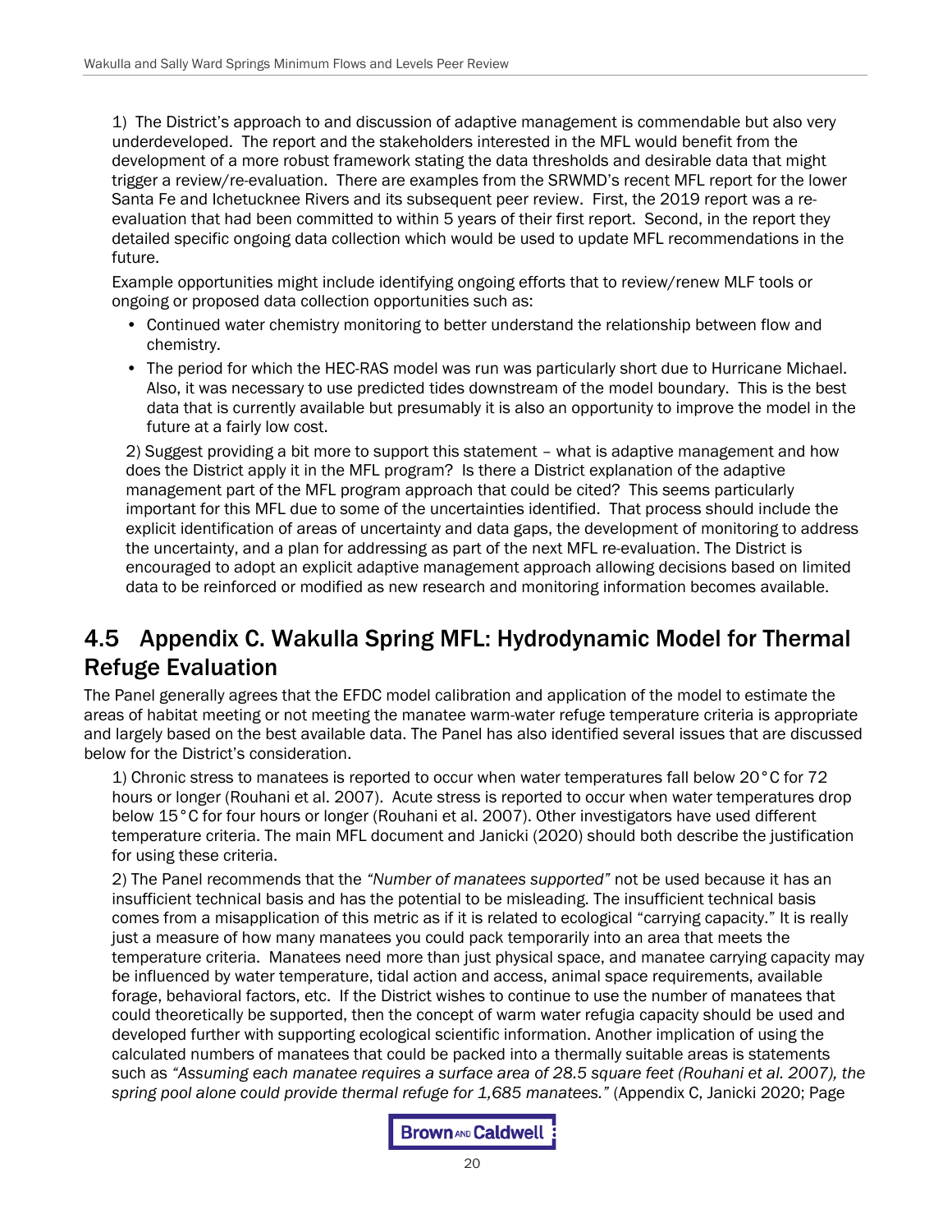1) The District's approach to and discussion of adaptive management is commendable but also very underdeveloped. The report and the stakeholders interested in the MFL would benefit from the development of a more robust framework stating the data thresholds and desirable data that might trigger a review/re-evaluation. There are examples from the SRWMD's recent MFL report for the lower Santa Fe and Ichetucknee Rivers and its subsequent peer review. First, the 2019 report was a re-evaluation that had been committed to within 5 years of their first report. Second, in the report they detailed specific ongoing data collection which would be used to update MFL recommendations in the future.

Example opportunities might include identifying ongoing efforts that to review/renew MLF tools or ongoing or proposed data collection opportunities such as:

- Continued water chemistry monitoring to better understand the relationship between flow and chemistry.
- The period for which the HEC-RAS model was run was particularly short due to Hurricane Michael. Also, it was necessary to use predicted tides downstream of the model boundary. This is the best data that is currently available but presumably it is also an opportunity to improve the model in the future at a fairly low cost.

2) Suggest providing a bit more to support this statement – what is adaptive management and how does the District apply it in the MFL program? Is there a District explanation of the adaptive management part of the MFL program approach that could be cited? This seems particularly important for this MFL due to some of the uncertainties identified. That process should include the explicit identification of areas of uncertainty and data gaps, the development of monitoring to address the uncertainty, and a plan for addressing as part of the next MFL re-evaluation. The District is encouraged to adopt an explicit adaptive management approach allowing decisions based on limited data to be reinforced or modified as new research and monitoring information becomes available.

## 4.5 Appendix C. Wakulla Spring MFL: Hydrodynamic Model for Thermal Refuge Evaluation

The Panel generally agrees that the EFDC model calibration and application of the model to estimate the areas of habitat meeting or not meeting the manatee warm-water refuge temperature criteria is appropriate and largely based on the best available data. The Panel has also identified several issues that are discussed below for the District's consideration.

1) Chronic stress to manatees is reported to occur when water temperatures fall below 20°C for 72 hours or longer (Rouhani et al. 2007). Acute stress is reported to occur when water temperatures drop below 15°C for four hours or longer (Rouhani et al. 2007). Other investigators have used different temperature criteria. The main MFL document and Janicki (2020) should both describe the justification for using these criteria.

2) The Panel recommends that the *"Number of manatees supported"* not be used because it has an insufficient technical basis and has the potential to be misleading. The insufficient technical basis comes from a misapplication of this metric as if it is related to ecological "carrying capacity." It is really just a measure of how many manatees you could pack temporarily into an area that meets the temperature criteria. Manatees need more than just physical space, and manatee carrying capacity may be influenced by water temperature, tidal action and access, animal space requirements, available forage, behavioral factors, etc. If the District wishes to continue to use the number of manatees that could theoretically be supported, then the concept of warm water refugia capacity should be used and developed further with supporting ecological scientific information. Another implication of using the calculated numbers of manatees that could be packed into a thermally suitable areas is statements such as *"Assuming each manatee requires a surface area of 28.5 square feet (Rouhani et al. 2007), the spring pool alone could provide thermal refuge for 1,685 manatees."* (Appendix C, Janicki 2020; Page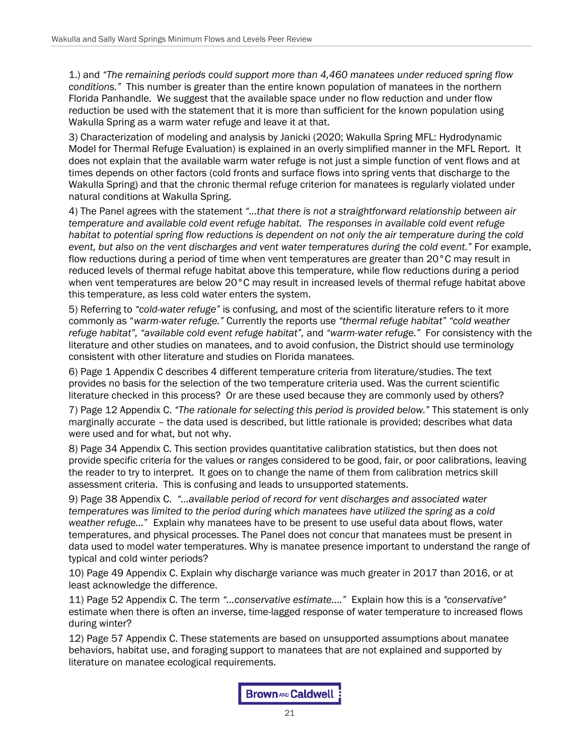1.) and *"The remaining periods could support more than 4,460 manatees under reduced spring flow conditions."* This number is greater than the entire known population of manatees in the northern Florida Panhandle. We suggest that the available space under no flow reduction and under flow reduction be used with the statement that it is more than sufficient for the known population using Wakulla Spring as a warm water refuge and leave it at that.

3) Characterization of modeling and analysis by Janicki (2020; Wakulla Spring MFL: Hydrodynamic Model for Thermal Refuge Evaluation) is explained in an overly simplified manner in the MFL Report. It does not explain that the available warm water refuge is not just a simple function of vent flows and at times depends on other factors (cold fronts and surface flows into spring vents that discharge to the Wakulla Spring) and that the chronic thermal refuge criterion for manatees is regularly violated under natural conditions at Wakulla Spring.

4) The Panel agrees with the statement *"…that there is not a straightforward relationship between air temperature and available cold event refuge habitat. The responses in available cold event refuge habitat to potential spring flow reductions is dependent on not only the air temperature during the cold event, but also on the vent discharges and vent water temperatures during the cold event."* For example, flow reductions during a period of time when vent temperatures are greater than 20°C may result in reduced levels of thermal refuge habitat above this temperature, while flow reductions during a period when vent temperatures are below 20°C may result in increased levels of thermal refuge habitat above this temperature, as less cold water enters the system.

5) Referring to *"cold-water refuge"* is confusing, and most of the scientific literature refers to it more commonly as "*warm-water refuge."* Currently the reports use *"thermal refuge habitat" "cold weather refuge habitat", "available cold event refuge habitat",* and *"warm-water refuge."* For consistency with the literature and other studies on manatees, and to avoid confusion, the District should use terminology consistent with other literature and studies on Florida manatees.

6) Page 1 Appendix C describes 4 different temperature criteria from literature/studies. The text provides no basis for the selection of the two temperature criteria used. Was the current scientific literature checked in this process? Or are these used because they are commonly used by others?

7) Page 12 Appendix C. *"The rationale for selecting this period is provided below."* This statement is only marginally accurate – the data used is described, but little rationale is provided; describes what data were used and for what, but not why.

8) Page 34 Appendix C. This section provides quantitative calibration statistics, but then does not provide specific criteria for the values or ranges considered to be good, fair, or poor calibrations, leaving the reader to try to interpret. It goes on to change the name of them from calibration metrics skill assessment criteria. This is confusing and leads to unsupported statements.

9) Page 38 Appendix C. *"…available period of record for vent discharges and associated water temperatures was limited to the period during which manatees have utilized the spring as a cold weather refuge…"* Explain why manatees have to be present to use useful data about flows, water temperatures, and physical processes. The Panel does not concur that manatees must be present in data used to model water temperatures. Why is manatee presence important to understand the range of typical and cold winter periods?

10) Page 49 Appendix C. Explain why discharge variance was much greater in 2017 than 2016, or at least acknowledge the difference.

11) Page 52 Appendix C. The term *"…conservative estimate…."* Explain how this is a *"conservative"* estimate when there is often an inverse, time-lagged response of water temperature to increased flows during winter?

12) Page 57 Appendix C. These statements are based on unsupported assumptions about manatee behaviors, habitat use, and foraging support to manatees that are not explained and supported by literature on manatee ecological requirements.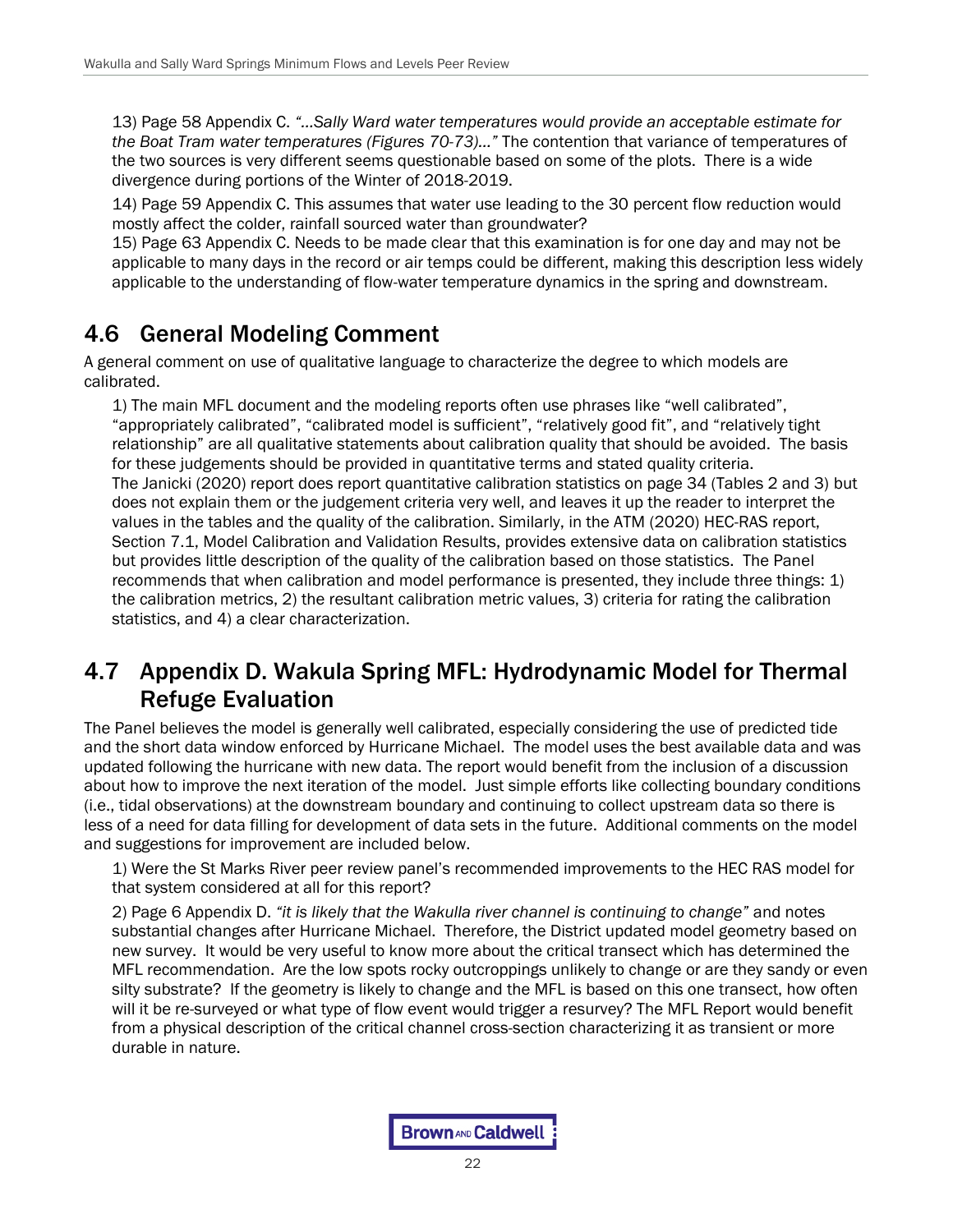13) Page 58 Appendix C. *"…Sally Ward water temperatures would provide an acceptable estimate for the Boat Tram water temperatures (Figures 70-73)…"* The contention that variance of temperatures of the two sources is very different seems questionable based on some of the plots. There is a wide divergence during portions of the Winter of 2018-2019.

14) Page 59 Appendix C. This assumes that water use leading to the 30 percent flow reduction would mostly affect the colder, rainfall sourced water than groundwater?

15) Page 63 Appendix C. Needs to be made clear that this examination is for one day and may not be applicable to many days in the record or air temps could be different, making this description less widely applicable to the understanding of flow-water temperature dynamics in the spring and downstream.

## 4.6 General Modeling Comment

A general comment on use of qualitative language to characterize the degree to which models are calibrated.

1) The main MFL document and the modeling reports often use phrases like "well calibrated", "appropriately calibrated", "calibrated model is sufficient", "relatively good fit", and "relatively tight relationship" are all qualitative statements about calibration quality that should be avoided. The basis for these judgements should be provided in quantitative terms and stated quality criteria. The Janicki (2020) report does report quantitative calibration statistics on page 34 (Tables 2 and 3) but does not explain them or the judgement criteria very well, and leaves it up the reader to interpret the values in the tables and the quality of the calibration. Similarly, in the ATM (2020) HEC-RAS report, Section 7.1, Model Calibration and Validation Results, provides extensive data on calibration statistics but provides little description of the quality of the calibration based on those statistics. The Panel recommends that when calibration and model performance is presented, they include three things: 1) the calibration metrics, 2) the resultant calibration metric values, 3) criteria for rating the calibration statistics, and 4) a clear characterization.

## 4.7 Appendix D. Wakula Spring MFL: Hydrodynamic Model for Thermal Refuge Evaluation

The Panel believes the model is generally well calibrated, especially considering the use of predicted tide and the short data window enforced by Hurricane Michael. The model uses the best available data and was updated following the hurricane with new data. The report would benefit from the inclusion of a discussion about how to improve the next iteration of the model. Just simple efforts like collecting boundary conditions (i.e., tidal observations) at the downstream boundary and continuing to collect upstream data so there is less of a need for data filling for development of data sets in the future. Additional comments on the model and suggestions for improvement are included below.

1) Were the St Marks River peer review panel's recommended improvements to the HEC RAS model for that system considered at all for this report?

2) Page 6 Appendix D. *"it is likely that the Wakulla river channel is continuing to change"* and notes substantial changes after Hurricane Michael. Therefore, the District updated model geometry based on new survey. It would be very useful to know more about the critical transect which has determined the MFL recommendation. Are the low spots rocky outcroppings unlikely to change or are they sandy or even silty substrate? If the geometry is likely to change and the MFL is based on this one transect, how often will it be re-surveyed or what type of flow event would trigger a resurvey? The MFL Report would benefit from a physical description of the critical channel cross-section characterizing it as transient or more durable in nature.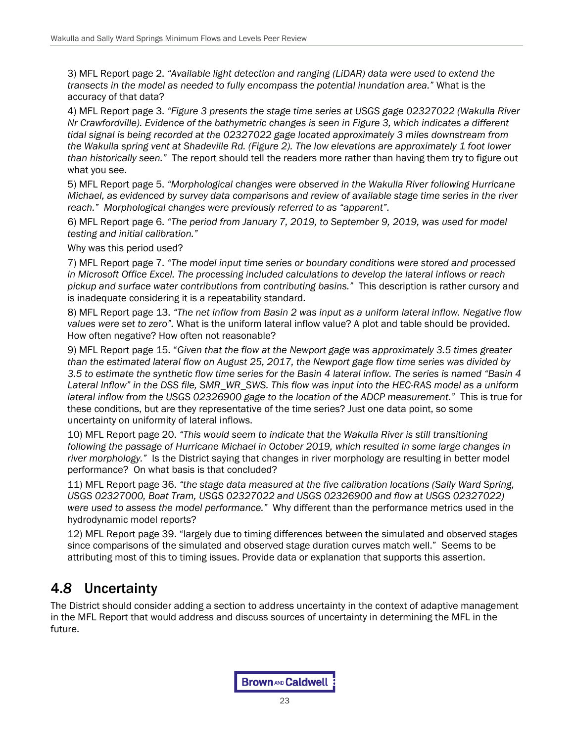3) MFL Report page 2. *"Available light detection and ranging (LiDAR) data were used to extend the transects in the model as needed to fully encompass the potential inundation area."* What is the accuracy of that data?

4) MFL Report page 3. *"Figure 3 presents the stage time series at USGS gage 02327022 (Wakulla River Nr Crawfordville). Evidence of the bathymetric changes is seen in Figure 3, which indicates a different tidal signal is being recorded at the 02327022 gage located approximately 3 miles downstream from the Wakulla spring vent at Shadeville Rd. (Figure 2). The low elevations are approximately 1 foot lower than historically seen."* The report should tell the readers more rather than having them try to figure out what you see.

5) MFL Report page 5. *"Morphological changes were observed in the Wakulla River following Hurricane Michael, as evidenced by survey data comparisons and review of available stage time series in the river reach." Morphological changes were previously referred to as "apparent".*

6) MFL Report page 6. *"The period from January 7, 2019, to September 9, 2019, was used for model testing and initial calibration."*

Why was this period used?

7) MFL Report page 7. *"The model input time series or boundary conditions were stored and processed in Microsoft Office Excel. The processing included calculations to develop the lateral inflows or reach pickup and surface water contributions from contributing basins."* This description is rather cursory and is inadequate considering it is a repeatability standard.

8) MFL Report page 13. *"The net inflow from Basin 2 was input as a uniform lateral inflow. Negative flow values were set to zero".* What is the uniform lateral inflow value? A plot and table should be provided. How often negative? How often not reasonable?

9) MFL Report page 15. "*Given that the flow at the Newport gage was approximately 3.5 times greater than the estimated lateral flow on August 25, 2017, the Newport gage flow time series was divided by 3.5 to estimate the synthetic flow time series for the Basin 4 lateral inflow. The series is named "Basin 4 Lateral Inflow" in the DSS file, SMR_WR_SWS. This flow was input into the HEC-RAS model as a uniform lateral inflow from the USGS 02326900 gage to the location of the ADCP measurement."* This is true for these conditions, but are they representative of the time series? Just one data point, so some uncertainty on uniformity of lateral inflows.

10) MFL Report page 20. *"This would seem to indicate that the Wakulla River is still transitioning following the passage of Hurricane Michael in October 2019, which resulted in some large changes in river morphology."* Is the District saying that changes in river morphology are resulting in better model performance? On what basis is that concluded?

11) MFL Report page 36. *"the stage data measured at the five calibration locations (Sally Ward Spring, USGS 02327000, Boat Tram, USGS 02327022 and USGS 02326900 and flow at USGS 02327022) were used to assess the model performance."* Why different than the performance metrics used in the hydrodynamic model reports?

12) MFL Report page 39. "largely due to timing differences between the simulated and observed stages since comparisons of the simulated and observed stage duration curves match well." Seems to be attributing most of this to timing issues. Provide data or explanation that supports this assertion.

## 4.*8* Uncertainty

The District should consider adding a section to address uncertainty in the context of adaptive management in the MFL Report that would address and discuss sources of uncertainty in determining the MFL in the future.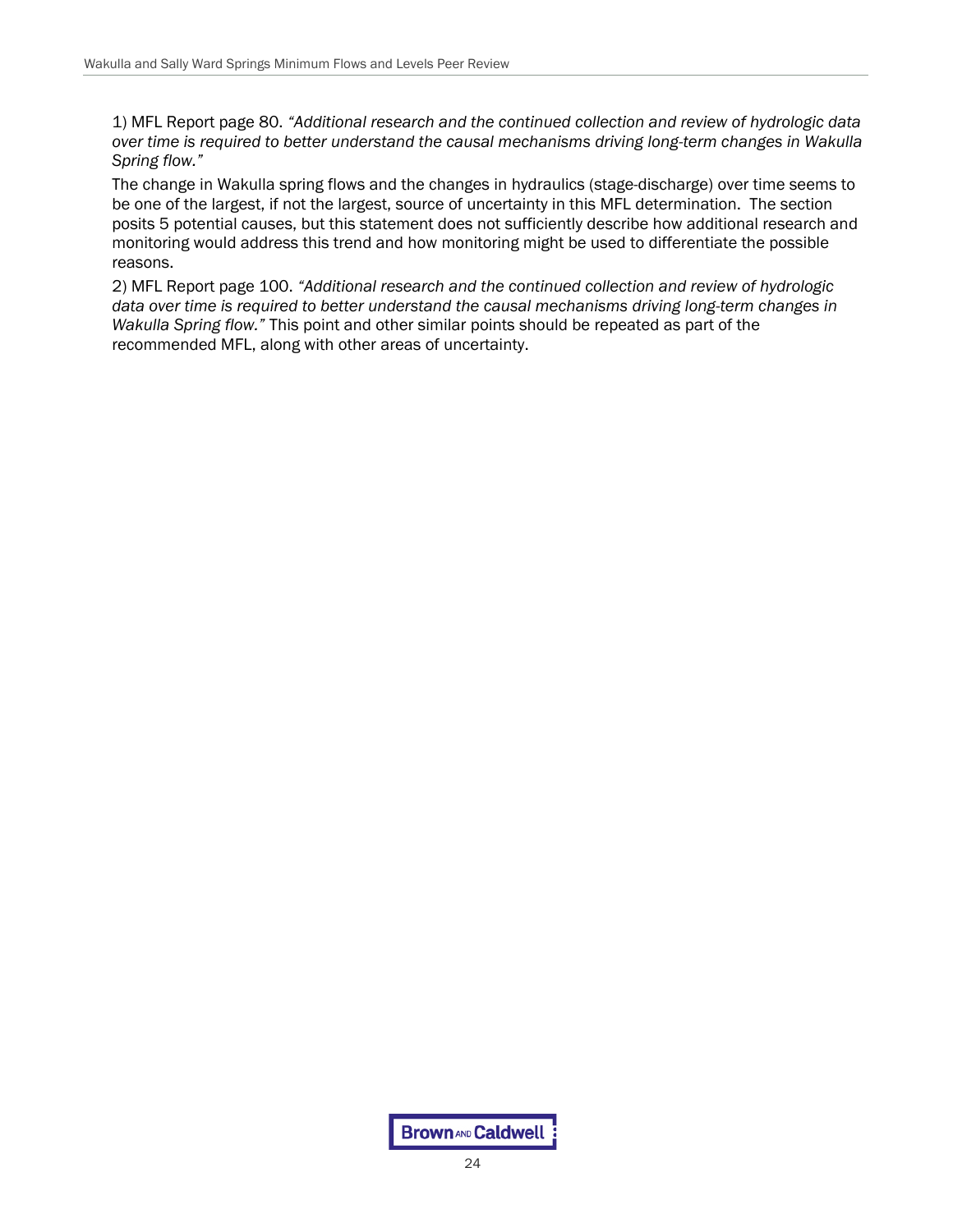1) MFL Report page 80. *"Additional research and the continued collection and review of hydrologic data over time is required to better understand the causal mechanisms driving long-term changes in Wakulla Spring flow."*

The change in Wakulla spring flows and the changes in hydraulics (stage-discharge) over time seems to be one of the largest, if not the largest, source of uncertainty in this MFL determination. The section posits 5 potential causes, but this statement does not sufficiently describe how additional research and monitoring would address this trend and how monitoring might be used to differentiate the possible reasons.

2) MFL Report page 100. *"Additional research and the continued collection and review of hydrologic data over time is required to better understand the causal mechanisms driving long-term changes in Wakulla Spring flow."* This point and other similar points should be repeated as part of the recommended MFL, along with other areas of uncertainty.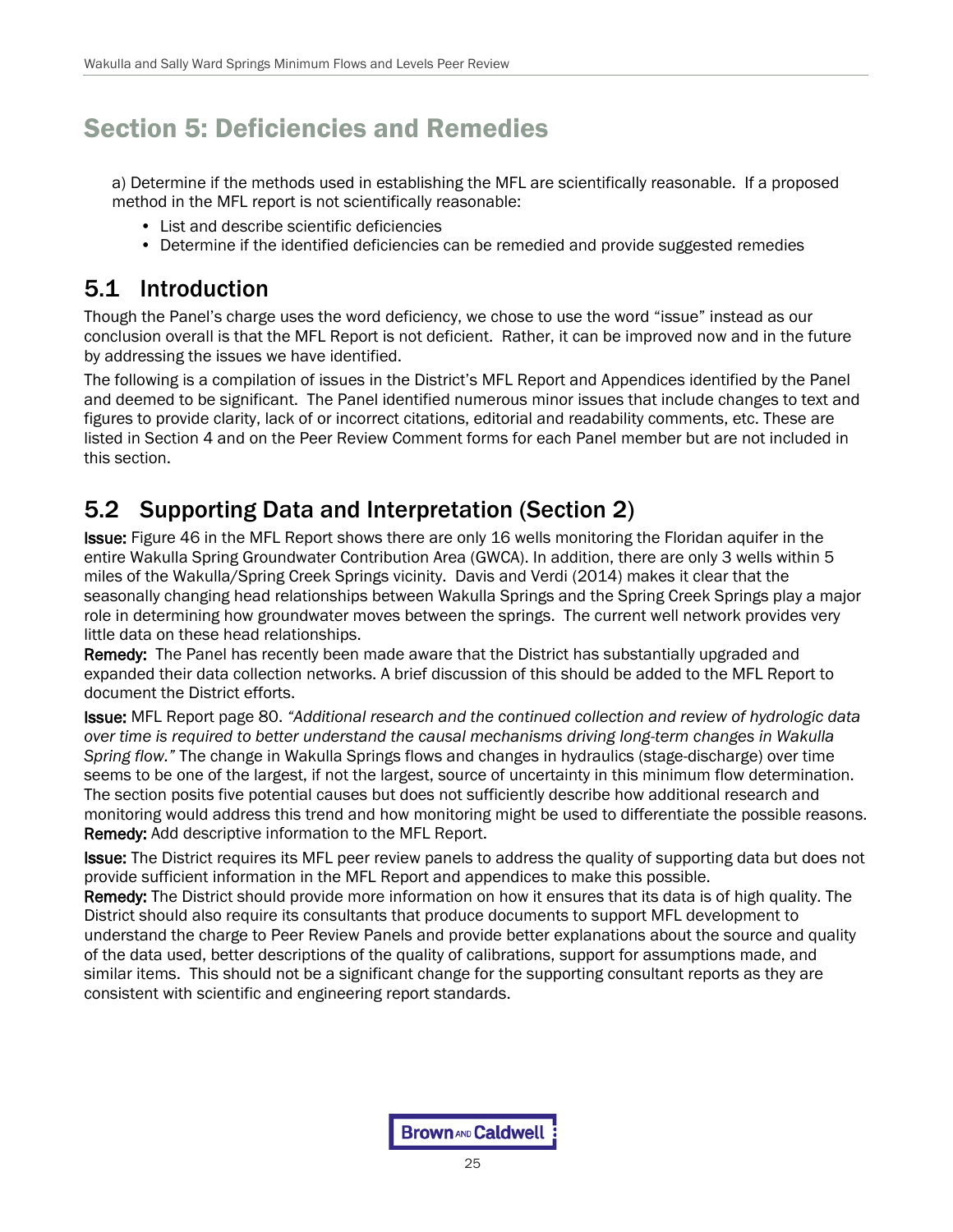# Section 5: Deficiencies and Remedies

a) Determine if the methods used in establishing the MFL are scientifically reasonable. If a proposed method in the MFL report is not scientifically reasonable:

- List and describe scientific deficiencies
- Determine if the identified deficiencies can be remedied and provide suggested remedies

## 5.1 Introduction

Though the Panel's charge uses the word deficiency, we chose to use the word "issue" instead as our conclusion overall is that the MFL Report is not deficient. Rather, it can be improved now and in the future by addressing the issues we have identified.

The following is a compilation of issues in the District's MFL Report and Appendices identified by the Panel and deemed to be significant. The Panel identified numerous minor issues that include changes to text and figures to provide clarity, lack of or incorrect citations, editorial and readability comments, etc. These are listed in Section 4 and on the Peer Review Comment forms for each Panel member but are not included in this section.

## 5.2 Supporting Data and Interpretation (Section 2)

**Issue:** Figure 46 in the MFL Report shows there are only 16 wells monitoring the Floridan aquifer in the entire Wakulla Spring Groundwater Contribution Area (GWCA). In addition, there are only 3 wells within 5 miles of the Wakulla/Spring Creek Springs vicinity. Davis and Verdi (2014) makes it clear that the seasonally changing head relationships between Wakulla Springs and the Spring Creek Springs play a major role in determining how groundwater moves between the springs. The current well network provides very little data on these head relationships.

**Remedy:** The Panel has recently been made aware that the District has substantially upgraded and expanded their data collection networks. A brief discussion of this should be added to the MFL Report to document the District efforts.

**Issue:** MFL Report page 80. *"Additional research and the continued collection and review of hydrologic data over time is required to better understand the causal mechanisms driving long-term changes in Wakulla Spring flow."* The change in Wakulla Springs flows and changes in hydraulics (stage-discharge) over time seems to be one of the largest, if not the largest, source of uncertainty in this minimum flow determination. The section posits five potential causes but does not sufficiently describe how additional research and monitoring would address this trend and how monitoring might be used to differentiate the possible reasons.

**Remedy:** Add descriptive information to the MFL Report.

**Issue:** The District requires its MFL peer review panels to address the quality of supporting data but does not provide sufficient information in the MFL Report and appendices to make this possible.

**Remedy:** The District should provide more information on how it ensures that its data is of high quality. The District should also require its consultants that produce documents to support MFL development to understand the charge to Peer Review Panels and provide better explanations about the source and quality of the data used, better descriptions of the quality of calibrations, support for assumptions made, and similar items. This should not be a significant change for the supporting consultant reports as they are consistent with scientific and engineering report standards.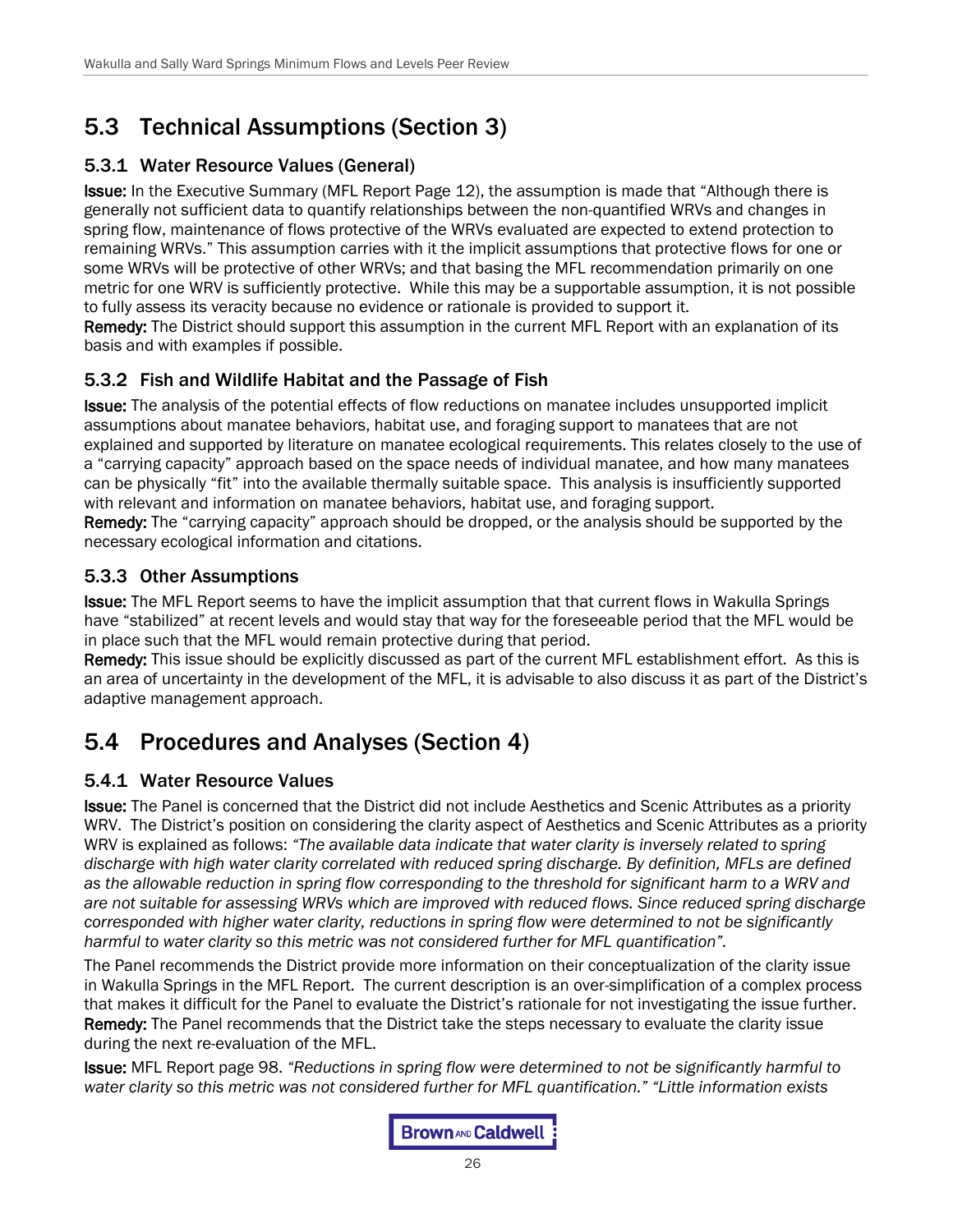## 5.3 Technical Assumptions (Section 3)

### 5.3.1 Water Resource Values (General)

**Issue:** In the Executive Summary (MFL Report Page 12), the assumption is made that "Although there is generally not sufficient data to quantify relationships between the non-quantified WRVs and changes in spring flow, maintenance of flows protective of the WRVs evaluated are expected to extend protection to remaining WRVs." This assumption carries with it the implicit assumptions that protective flows for one or some WRVs will be protective of other WRVs; and that basing the MFL recommendation primarily on one metric for one WRV is sufficiently protective. While this may be a supportable assumption, it is not possible to fully assess its veracity because no evidence or rationale is provided to support it.

**Remedy:** The District should support this assumption in the current MFL Report with an explanation of its basis and with examples if possible.

### 5.3.2 Fish and Wildlife Habitat and the Passage of Fish

**Issue:** The analysis of the potential effects of flow reductions on manatee includes unsupported implicit assumptions about manatee behaviors, habitat use, and foraging support to manatees that are not explained and supported by literature on manatee ecological requirements. This relates closely to the use of a "carrying capacity" approach based on the space needs of individual manatee, and how many manatees can be physically "fit" into the available thermally suitable space. This analysis is insufficiently supported with relevant and information on manatee behaviors, habitat use, and foraging support.

**Remedy:** The "carrying capacity" approach should be dropped, or the analysis should be supported by the necessary ecological information and citations.

### 5.3.3 Other Assumptions

**Issue:** The MFL Report seems to have the implicit assumption that that current flows in Wakulla Springs have "stabilized" at recent levels and would stay that way for the foreseeable period that the MFL would be in place such that the MFL would remain protective during that period.

**Remedy:** This issue should be explicitly discussed as part of the current MFL establishment effort. As this is an area of uncertainty in the development of the MFL, it is advisable to also discuss it as part of the District's adaptive management approach.

## 5.4 Procedures and Analyses (Section 4)

### 5.4.1 Water Resource Values

**Issue:** The Panel is concerned that the District did not include Aesthetics and Scenic Attributes as a priority WRV. The District's position on considering the clarity aspect of Aesthetics and Scenic Attributes as a priority WRV is explained as follows: *"The available data indicate that water clarity is inversely related to spring discharge with high water clarity correlated with reduced spring discharge. By definition, MFLs are defined as the allowable reduction in spring flow corresponding to the threshold for significant harm to a WRV and are not suitable for assessing WRVs which are improved with reduced flows. Since reduced spring discharge corresponded with higher water clarity, reductions in spring flow were determined to not be significantly harmful to water clarity so this metric was not considered further for MFL quantification".*

The Panel recommends the District provide more information on their conceptualization of the clarity issue in Wakulla Springs in the MFL Report. The current description is an over-simplification of a complex process that makes it difficult for the Panel to evaluate the District's rationale for not investigating the issue further.

**Remedy:** The Panel recommends that the District take the steps necessary to evaluate the clarity issue during the next re-evaluation of the MFL.

**Issue:** MFL Report page 98. *"Reductions in spring flow were determined to not be significantly harmful to water clarity so this metric was not considered further for MFL quantification." "Little information exists*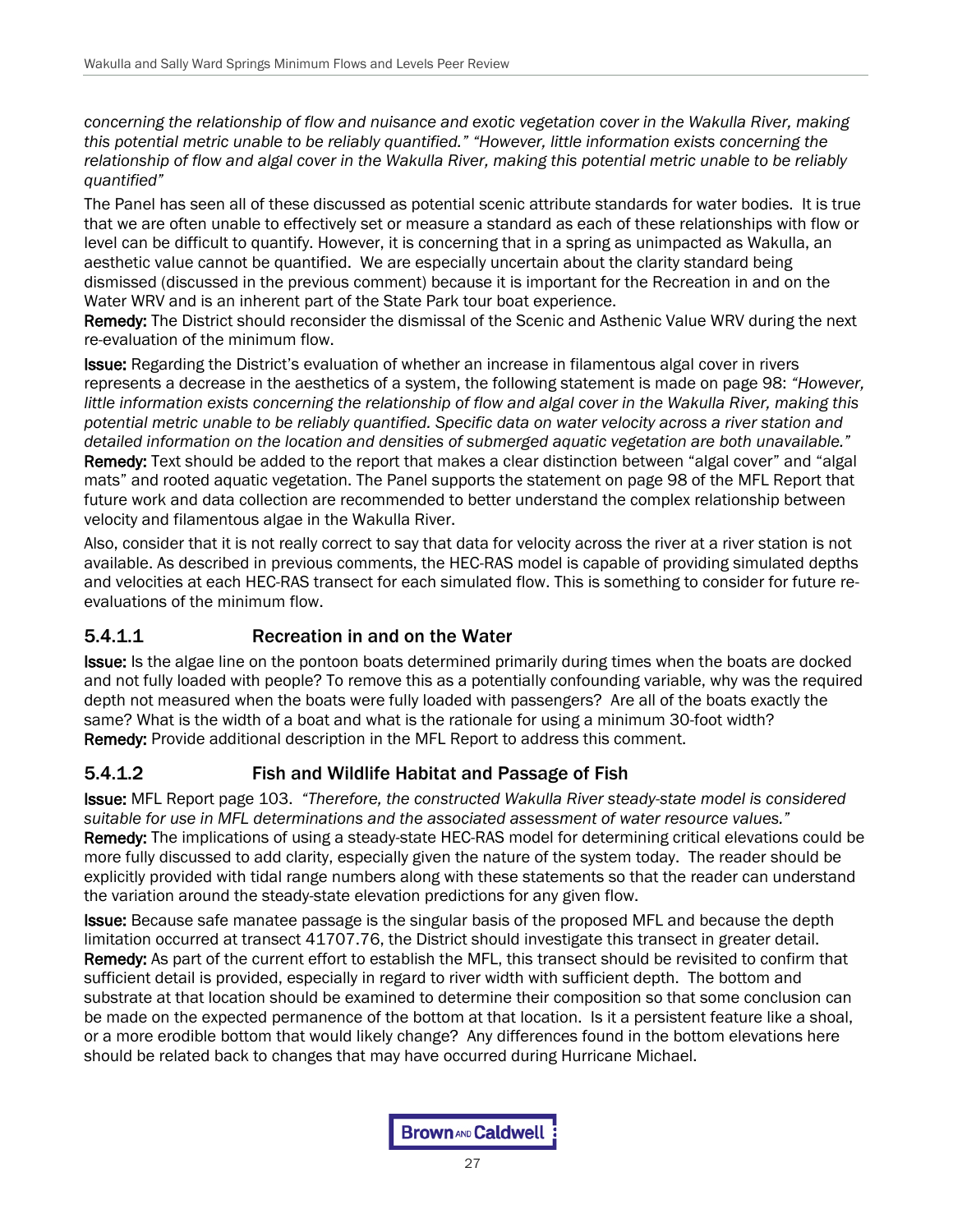*concerning the relationship of flow and nuisance and exotic vegetation cover in the Wakulla River, making this potential metric unable to be reliably quantified." "However, little information exists concerning the relationship of flow and algal cover in the Wakulla River, making this potential metric unable to be reliably quantified"*

The Panel has seen all of these discussed as potential scenic attribute standards for water bodies. It is true that we are often unable to effectively set or measure a standard as each of these relationships with flow or level can be difficult to quantify. However, it is concerning that in a spring as unimpacted as Wakulla, an aesthetic value cannot be quantified. We are especially uncertain about the clarity standard being dismissed (discussed in the previous comment) because it is important for the Recreation in and on the Water WRV and is an inherent part of the State Park tour boat experience.

**Remedy:** The District should reconsider the dismissal of the Scenic and Asthenic Value WRV during the next re-evaluation of the minimum flow.

**Issue:** Regarding the District's evaluation of whether an increase in filamentous algal cover in rivers represents a decrease in the aesthetics of a system, the following statement is made on page 98: *"However, little information exists concerning the relationship of flow and algal cover in the Wakulla River, making this potential metric unable to be reliably quantified. Specific data on water velocity across a river station and detailed information on the location and densities of submerged aquatic vegetation are both unavailable."*

**Remedy:** Text should be added to the report that makes a clear distinction between "algal cover" and "algal mats" and rooted aquatic vegetation. The Panel supports the statement on page 98 of the MFL Report that future work and data collection are recommended to better understand the complex relationship between velocity and filamentous algae in the Wakulla River.

Also, consider that it is not really correct to say that data for velocity across the river at a river station is not available. As described in previous comments, the HEC-RAS model is capable of providing simulated depths and velocities at each HEC-RAS transect for each simulated flow. This is something to consider for future re-evaluations of the minimum flow.

### 5.4.1.1 Recreation in and on the Water

**Issue:** Is the algae line on the pontoon boats determined primarily during times when the boats are docked and not fully loaded with people? To remove this as a potentially confounding variable, why was the required depth not measured when the boats were fully loaded with passengers? Are all of the boats exactly the same? What is the width of a boat and what is the rationale for using a minimum 30-foot width?

**Remedy:** Provide additional description in the MFL Report to address this comment.

### 5.4.1.2 Fish and Wildlife Habitat and Passage of Fish

**Issue:** MFL Report page 103. *"Therefore, the constructed Wakulla River steady-state model is considered suitable for use in MFL determinations and the associated assessment of water resource values."*

**Remedy:** The implications of using a steady-state HEC-RAS model for determining critical elevations could be more fully discussed to add clarity, especially given the nature of the system today. The reader should be explicitly provided with tidal range numbers along with these statements so that the reader can understand the variation around the steady-state elevation predictions for any given flow.

**Issue:** Because safe manatee passage is the singular basis of the proposed MFL and because the depth limitation occurred at transect 41707.76, the District should investigate this transect in greater detail.

**Remedy:** As part of the current effort to establish the MFL, this transect should be revisited to confirm that sufficient detail is provided, especially in regard to river width with sufficient depth. The bottom and substrate at that location should be examined to determine their composition so that some conclusion can be made on the expected permanence of the bottom at that location. Is it a persistent feature like a shoal, or a more erodible bottom that would likely change? Any differences found in the bottom elevations here should be related back to changes that may have occurred during Hurricane Michael.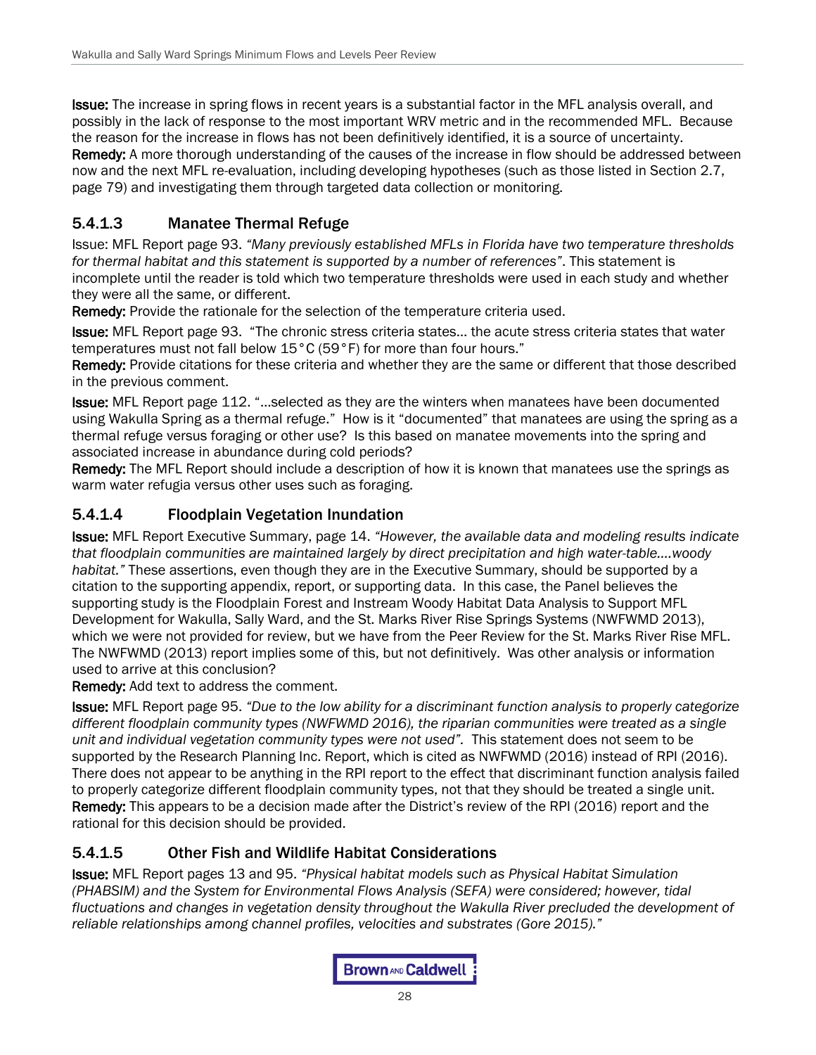**Issue:** The increase in spring flows in recent years is a substantial factor in the MFL analysis overall, and possibly in the lack of response to the most important WRV metric and in the recommended MFL. Because the reason for the increase in flows has not been definitively identified, it is a source of uncertainty.
**Remedy:** A more thorough understanding of the causes of the increase in flow should be addressed between now and the next MFL re-evaluation, including developing hypotheses (such as those listed in Section 2.7, page 79) and investigating them through targeted data collection or monitoring.

### 5.4.1.3 Manatee Thermal Refuge

Issue: MFL Report page 93. *"Many previously established MFLs in Florida have two temperature thresholds for thermal habitat and this statement is supported by a number of references"*. This statement is incomplete until the reader is told which two temperature thresholds were used in each study and whether they were all the same, or different.

**Remedy:** Provide the rationale for the selection of the temperature criteria used.

**Issue:** MFL Report page 93. "The chronic stress criteria states… the acute stress criteria states that water temperatures must not fall below 15°C (59°F) for more than four hours."

**Remedy:** Provide citations for these criteria and whether they are the same or different that those described in the previous comment.

**Issue:** MFL Report page 112. "…selected as they are the winters when manatees have been documented using Wakulla Spring as a thermal refuge." How is it "documented" that manatees are using the spring as a thermal refuge versus foraging or other use? Is this based on manatee movements into the spring and associated increase in abundance during cold periods?

**Remedy:** The MFL Report should include a description of how it is known that manatees use the springs as warm water refugia versus other uses such as foraging.

### 5.4.1.4 Floodplain Vegetation Inundation

**Issue:** MFL Report Executive Summary, page 14. *"However, the available data and modeling results indicate that floodplain communities are maintained largely by direct precipitation and high water-table….woody habitat."* These assertions, even though they are in the Executive Summary, should be supported by a citation to the supporting appendix, report, or supporting data. In this case, the Panel believes the supporting study is the Floodplain Forest and Instream Woody Habitat Data Analysis to Support MFL Development for Wakulla, Sally Ward, and the St. Marks River Rise Springs Systems (NWFWMD 2013), which we were not provided for review, but we have from the Peer Review for the St. Marks River Rise MFL. The NWFWMD (2013) report implies some of this, but not definitively. Was other analysis or information used to arrive at this conclusion?

**Remedy:** Add text to address the comment.

**Issue:** MFL Report page 95. *"Due to the low ability for a discriminant function analysis to properly categorize different floodplain community types (NWFWMD 2016), the riparian communities were treated as a single unit and individual vegetation community types were not used".* This statement does not seem to be supported by the Research Planning Inc. Report, which is cited as NWFWMD (2016) instead of RPI (2016). There does not appear to be anything in the RPI report to the effect that discriminant function analysis failed to properly categorize different floodplain community types, not that they should be treated a single unit.

**Remedy:** This appears to be a decision made after the District's review of the RPI (2016) report and the rational for this decision should be provided.

### 5.4.1.5 Other Fish and Wildlife Habitat Considerations

**Issue:** MFL Report pages 13 and 95. *"Physical habitat models such as Physical Habitat Simulation (PHABSIM) and the System for Environmental Flows Analysis (SEFA) were considered; however, tidal fluctuations and changes in vegetation density throughout the Wakulla River precluded the development of reliable relationships among channel profiles, velocities and substrates (Gore 2015)."*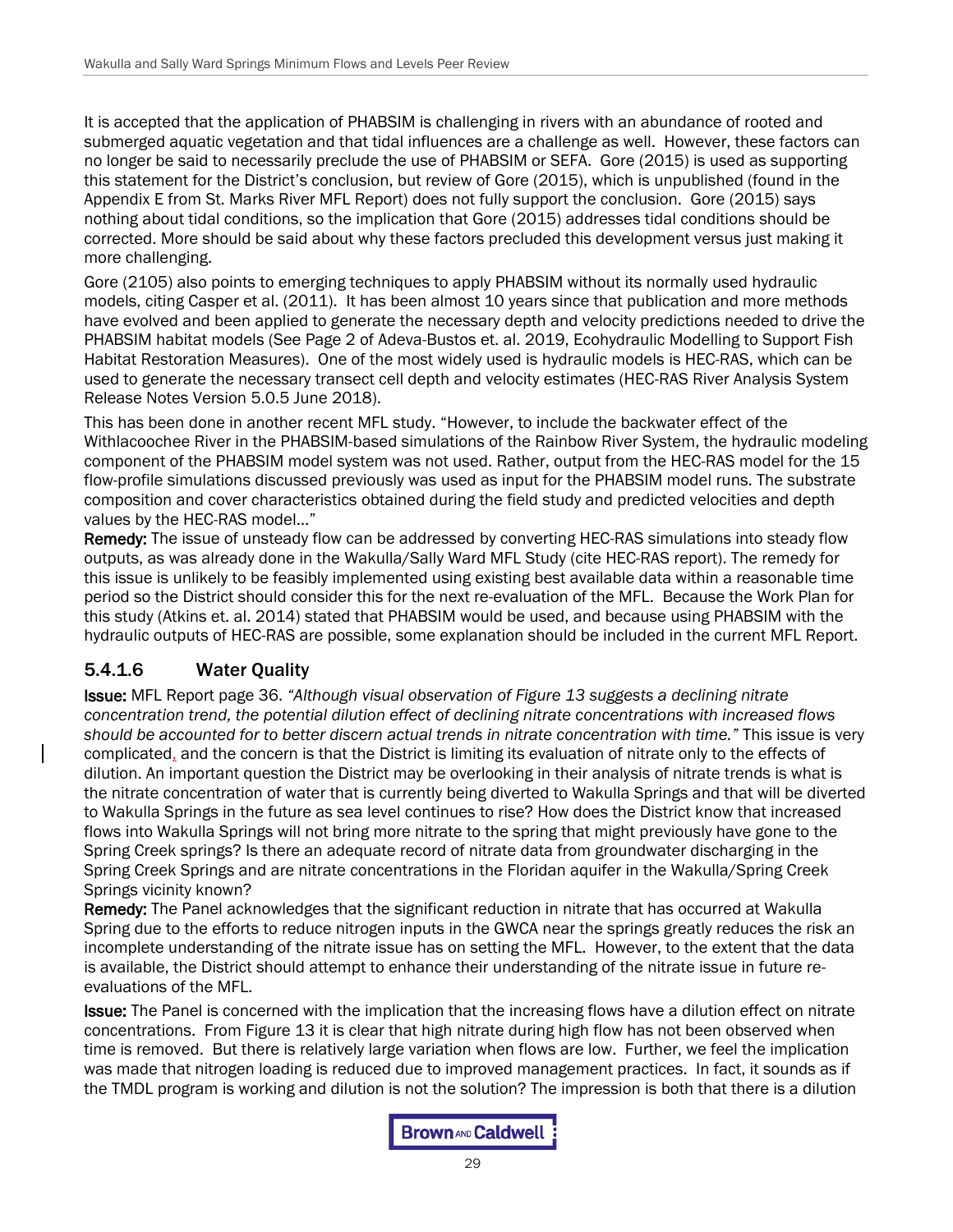It is accepted that the application of PHABSIM is challenging in rivers with an abundance of rooted and submerged aquatic vegetation and that tidal influences are a challenge as well. However, these factors can no longer be said to necessarily preclude the use of PHABSIM or SEFA. Gore (2015) is used as supporting this statement for the District's conclusion, but review of Gore (2015), which is unpublished (found in the Appendix E from St. Marks River MFL Report) does not fully support the conclusion. Gore (2015) says nothing about tidal conditions, so the implication that Gore (2015) addresses tidal conditions should be corrected. More should be said about why these factors precluded this development versus just making it more challenging.

Gore (2105) also points to emerging techniques to apply PHABSIM without its normally used hydraulic models, citing Casper et al. (2011). It has been almost 10 years since that publication and more methods have evolved and been applied to generate the necessary depth and velocity predictions needed to drive the PHABSIM habitat models (See Page 2 of Adeva-Bustos et. al. 2019, Ecohydraulic Modelling to Support Fish Habitat Restoration Measures). One of the most widely used is hydraulic models is HEC-RAS, which can be used to generate the necessary transect cell depth and velocity estimates (HEC-RAS River Analysis System Release Notes Version 5.0.5 June 2018).

This has been done in another recent MFL study. "However, to include the backwater effect of the Withlacoochee River in the PHABSIM-based simulations of the Rainbow River System, the hydraulic modeling component of the PHABSIM model system was not used. Rather, output from the HEC-RAS model for the 15 flow-profile simulations discussed previously was used as input for the PHABSIM model runs. The substrate composition and cover characteristics obtained during the field study and predicted velocities and depth values by the HEC-RAS model…"

**Remedy:** The issue of unsteady flow can be addressed by converting HEC-RAS simulations into steady flow outputs, as was already done in the Wakulla/Sally Ward MFL Study (cite HEC-RAS report). The remedy for this issue is unlikely to be feasibly implemented using existing best available data within a reasonable time period so the District should consider this for the next re-evaluation of the MFL. Because the Work Plan for this study (Atkins et. al. 2014) stated that PHABSIM would be used, and because using PHABSIM with the hydraulic outputs of HEC-RAS are possible, some explanation should be included in the current MFL Report.

### 5.4.1.6 Water Quality

**Issue:** MFL Report page 36. *"Although visual observation of Figure 13 suggests a declining nitrate concentration trend, the potential dilution effect of declining nitrate concentrations with increased flows should be accounted for to better discern actual trends in nitrate concentration with time."* This issue is very complicated, and the concern is that the District is limiting its evaluation of nitrate only to the effects of dilution. An important question the District may be overlooking in their analysis of nitrate trends is what is the nitrate concentration of water that is currently being diverted to Wakulla Springs and that will be diverted to Wakulla Springs in the future as sea level continues to rise? How does the District know that increased flows into Wakulla Springs will not bring more nitrate to the spring that might previously have gone to the Spring Creek springs? Is there an adequate record of nitrate data from groundwater discharging in the Spring Creek Springs and are nitrate concentrations in the Floridan aquifer in the Wakulla/Spring Creek Springs vicinity known?

**Remedy:** The Panel acknowledges that the significant reduction in nitrate that has occurred at Wakulla Spring due to the efforts to reduce nitrogen inputs in the GWCA near the springs greatly reduces the risk an incomplete understanding of the nitrate issue has on setting the MFL. However, to the extent that the data is available, the District should attempt to enhance their understanding of the nitrate issue in future re-evaluations of the MFL.

**Issue:** The Panel is concerned with the implication that the increasing flows have a dilution effect on nitrate concentrations. From Figure 13 it is clear that high nitrate during high flow has not been observed when time is removed. But there is relatively large variation when flows are low. Further, we feel the implication was made that nitrogen loading is reduced due to improved management practices. In fact, it sounds as if the TMDL program is working and dilution is not the solution? The impression is both that there is a dilution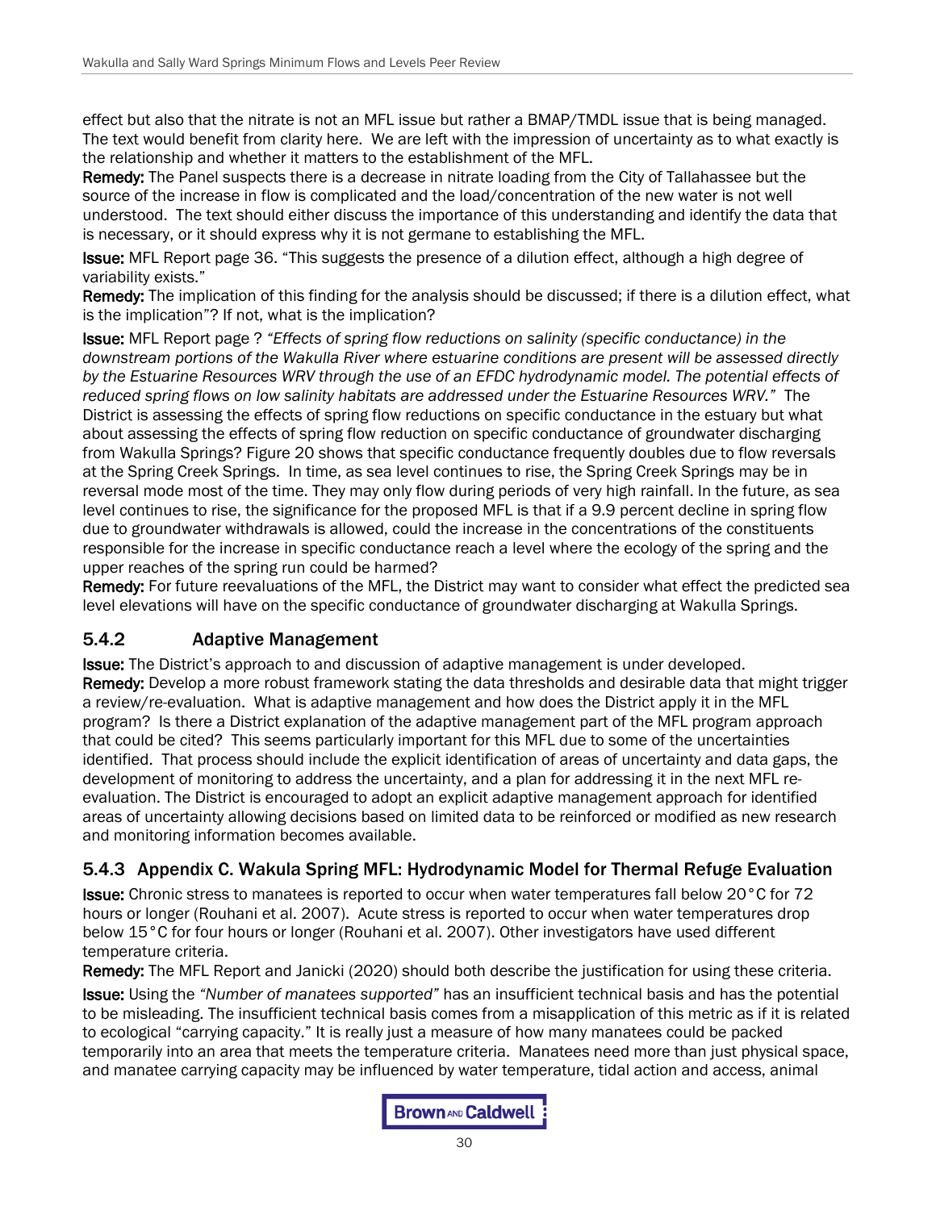effect but also that the nitrate is not an MFL issue but rather a BMAP/TMDL issue that is being managed. The text would benefit from clarity here. We are left with the impression of uncertainty as to what exactly is the relationship and whether it matters to the establishment of the MFL.

**Remedy:** The Panel suspects there is a decrease in nitrate loading from the City of Tallahassee but the source of the increase in flow is complicated and the load/concentration of the new water is not well understood. The text should either discuss the importance of this understanding and identify the data that is necessary, or it should express why it is not germane to establishing the MFL.

**Issue:** MFL Report page 36. "This suggests the presence of a dilution effect, although a high degree of variability exists."

**Remedy:** The implication of this finding for the analysis should be discussed; if there is a dilution effect, what is the implication"? If not, what is the implication?

**Issue:** MFL Report page ? *"Effects of spring flow reductions on salinity (specific conductance) in the downstream portions of the Wakulla River where estuarine conditions are present will be assessed directly by the Estuarine Resources WRV through the use of an EFDC hydrodynamic model. The potential effects of reduced spring flows on low salinity habitats are addressed under the Estuarine Resources WRV."* The District is assessing the effects of spring flow reductions on specific conductance in the estuary but what about assessing the effects of spring flow reduction on specific conductance of groundwater discharging from Wakulla Springs? Figure 20 shows that specific conductance frequently doubles due to flow reversals at the Spring Creek Springs. In time, as sea level continues to rise, the Spring Creek Springs may be in reversal mode most of the time. They may only flow during periods of very high rainfall. In the future, as sea level continues to rise, the significance for the proposed MFL is that if a 9.9 percent decline in spring flow due to groundwater withdrawals is allowed, could the increase in the concentrations of the constituents responsible for the increase in specific conductance reach a level where the ecology of the spring and the upper reaches of the spring run could be harmed?

**Remedy:** For future reevaluations of the MFL, the District may want to consider what effect the predicted sea level elevations will have on the specific conductance of groundwater discharging at Wakulla Springs.

### 5.4.2 Adaptive Management

**Issue:** The District's approach to and discussion of adaptive management is under developed.

**Remedy:** Develop a more robust framework stating the data thresholds and desirable data that might trigger a review/re-evaluation. What is adaptive management and how does the District apply it in the MFL program? Is there a District explanation of the adaptive management part of the MFL program approach that could be cited? This seems particularly important for this MFL due to some of the uncertainties identified. That process should include the explicit identification of areas of uncertainty and data gaps, the development of monitoring to address the uncertainty, and a plan for addressing it in the next MFL re-evaluation. The District is encouraged to adopt an explicit adaptive management approach for identified areas of uncertainty allowing decisions based on limited data to be reinforced or modified as new research and monitoring information becomes available.

### 5.4.3 Appendix C. Wakula Spring MFL: Hydrodynamic Model for Thermal Refuge Evaluation

**Issue:** Chronic stress to manatees is reported to occur when water temperatures fall below 20°C for 72 hours or longer (Rouhani et al. 2007). Acute stress is reported to occur when water temperatures drop below 15°C for four hours or longer (Rouhani et al. 2007). Other investigators have used different temperature criteria.

**Remedy:** The MFL Report and Janicki (2020) should both describe the justification for using these criteria.

**Issue:** Using the *"Number of manatees supported"* has an insufficient technical basis and has the potential to be misleading. The insufficient technical basis comes from a misapplication of this metric as if it is related to ecological "carrying capacity." It is really just a measure of how many manatees could be packed temporarily into an area that meets the temperature criteria. Manatees need more than just physical space, and manatee carrying capacity may be influenced by water temperature, tidal action and access, animal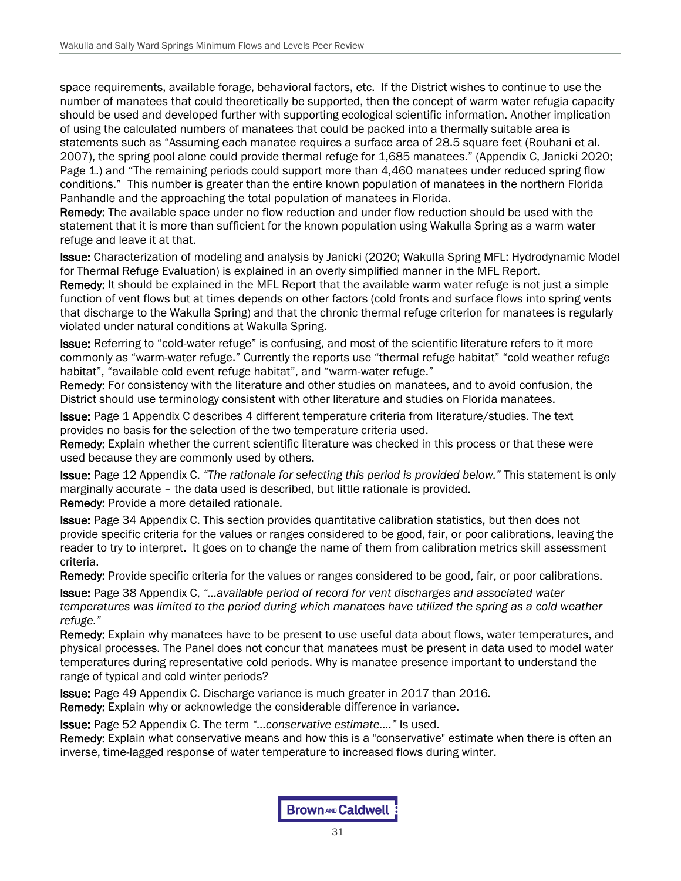space requirements, available forage, behavioral factors, etc. If the District wishes to continue to use the number of manatees that could theoretically be supported, then the concept of warm water refugia capacity should be used and developed further with supporting ecological scientific information. Another implication of using the calculated numbers of manatees that could be packed into a thermally suitable area is statements such as "Assuming each manatee requires a surface area of 28.5 square feet (Rouhani et al. 2007), the spring pool alone could provide thermal refuge for 1,685 manatees." (Appendix C, Janicki 2020; Page 1.) and "The remaining periods could support more than 4,460 manatees under reduced spring flow conditions." This number is greater than the entire known population of manatees in the northern Florida Panhandle and the approaching the total population of manatees in Florida.
**Remedy:** The available space under no flow reduction and under flow reduction should be used with the statement that it is more than sufficient for the known population using Wakulla Spring as a warm water refuge and leave it at that.

**Issue:** Characterization of modeling and analysis by Janicki (2020; Wakulla Spring MFL: Hydrodynamic Model for Thermal Refuge Evaluation) is explained in an overly simplified manner in the MFL Report.
**Remedy:** It should be explained in the MFL Report that the available warm water refuge is not just a simple function of vent flows but at times depends on other factors (cold fronts and surface flows into spring vents that discharge to the Wakulla Spring) and that the chronic thermal refuge criterion for manatees is regularly violated under natural conditions at Wakulla Spring.

**Issue:** Referring to "cold-water refuge" is confusing, and most of the scientific literature refers to it more commonly as "warm-water refuge." Currently the reports use "thermal refuge habitat" "cold weather refuge habitat", "available cold event refuge habitat", and "warm-water refuge."
**Remedy:** For consistency with the literature and other studies on manatees, and to avoid confusion, the District should use terminology consistent with other literature and studies on Florida manatees.

**Issue:** Page 1 Appendix C describes 4 different temperature criteria from literature/studies. The text provides no basis for the selection of the two temperature criteria used.
**Remedy:** Explain whether the current scientific literature was checked in this process or that these were used because they are commonly used by others.

**Issue:** Page 12 Appendix C. *"The rationale for selecting this period is provided below."* This statement is only marginally accurate – the data used is described, but little rationale is provided.
**Remedy:** Provide a more detailed rationale.

**Issue:** Page 34 Appendix C. This section provides quantitative calibration statistics, but then does not provide specific criteria for the values or ranges considered to be good, fair, or poor calibrations, leaving the reader to try to interpret. It goes on to change the name of them from calibration metrics skill assessment criteria.
**Remedy:** Provide specific criteria for the values or ranges considered to be good, fair, or poor calibrations.

**Issue:** Page 38 Appendix C, *"…available period of record for vent discharges and associated water temperatures was limited to the period during which manatees have utilized the spring as a cold weather refuge."*
**Remedy:** Explain why manatees have to be present to use useful data about flows, water temperatures, and physical processes. The Panel does not concur that manatees must be present in data used to model water temperatures during representative cold periods. Why is manatee presence important to understand the range of typical and cold winter periods?

**Issue:** Page 49 Appendix C. Discharge variance is much greater in 2017 than 2016.
**Remedy:** Explain why or acknowledge the considerable difference in variance.

**Issue:** Page 52 Appendix C. The term *"…conservative estimate…."* Is used.
**Remedy:** Explain what conservative means and how this is a "conservative" estimate when there is often an inverse, time-lagged response of water temperature to increased flows during winter.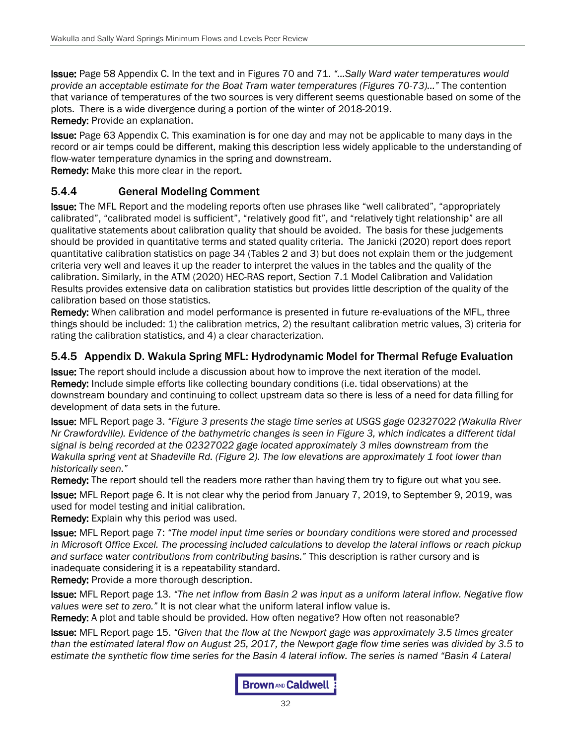**Issue:** Page 58 Appendix C. In the text and in Figures 70 and 71. *"…Sally Ward water temperatures would provide an acceptable estimate for the Boat Tram water temperatures (Figures 70-73)…"* The contention that variance of temperatures of the two sources is very different seems questionable based on some of the plots. There is a wide divergence during a portion of the winter of 2018-2019.
**Remedy:** Provide an explanation.

**Issue:** Page 63 Appendix C. This examination is for one day and may not be applicable to many days in the record or air temps could be different, making this description less widely applicable to the understanding of flow-water temperature dynamics in the spring and downstream.
**Remedy:** Make this more clear in the report.

### 5.4.4 General Modeling Comment

**Issue:** The MFL Report and the modeling reports often use phrases like "well calibrated", "appropriately calibrated", "calibrated model is sufficient", "relatively good fit", and "relatively tight relationship" are all qualitative statements about calibration quality that should be avoided. The basis for these judgements should be provided in quantitative terms and stated quality criteria. The Janicki (2020) report does report quantitative calibration statistics on page 34 (Tables 2 and 3) but does not explain them or the judgement criteria very well and leaves it up the reader to interpret the values in the tables and the quality of the calibration. Similarly, in the ATM (2020) HEC-RAS report, Section 7.1 Model Calibration and Validation Results provides extensive data on calibration statistics but provides little description of the quality of the calibration based on those statistics.
**Remedy:** When calibration and model performance is presented in future re-evaluations of the MFL, three things should be included: 1) the calibration metrics, 2) the resultant calibration metric values, 3) criteria for rating the calibration statistics, and 4) a clear characterization.

### 5.4.5 Appendix D. Wakula Spring MFL: Hydrodynamic Model for Thermal Refuge Evaluation

**Issue:** The report should include a discussion about how to improve the next iteration of the model.
**Remedy:** Include simple efforts like collecting boundary conditions (i.e. tidal observations) at the downstream boundary and continuing to collect upstream data so there is less of a need for data filling for development of data sets in the future.

**Issue:** MFL Report page 3. *"Figure 3 presents the stage time series at USGS gage 02327022 (Wakulla River Nr Crawfordville). Evidence of the bathymetric changes is seen in Figure 3, which indicates a different tidal signal is being recorded at the 02327022 gage located approximately 3 miles downstream from the Wakulla spring vent at Shadeville Rd. (Figure 2). The low elevations are approximately 1 foot lower than historically seen."*
**Remedy:** The report should tell the readers more rather than having them try to figure out what you see.

**Issue:** MFL Report page 6. It is not clear why the period from January 7, 2019, to September 9, 2019, was used for model testing and initial calibration.
**Remedy:** Explain why this period was used.

**Issue:** MFL Report page 7: *"The model input time series or boundary conditions were stored and processed in Microsoft Office Excel. The processing included calculations to develop the lateral inflows or reach pickup and surface water contributions from contributing basins."* This description is rather cursory and is inadequate considering it is a repeatability standard.
**Remedy:** Provide a more thorough description.

**Issue:** MFL Report page 13. *"The net inflow from Basin 2 was input as a uniform lateral inflow. Negative flow values were set to zero."* It is not clear what the uniform lateral inflow value is.
**Remedy:** A plot and table should be provided. How often negative? How often not reasonable?

**Issue:** MFL Report page 15. *"Given that the flow at the Newport gage was approximately 3.5 times greater than the estimated lateral flow on August 25, 2017, the Newport gage flow time series was divided by 3.5 to estimate the synthetic flow time series for the Basin 4 lateral inflow. The series is named "Basin 4 Lateral*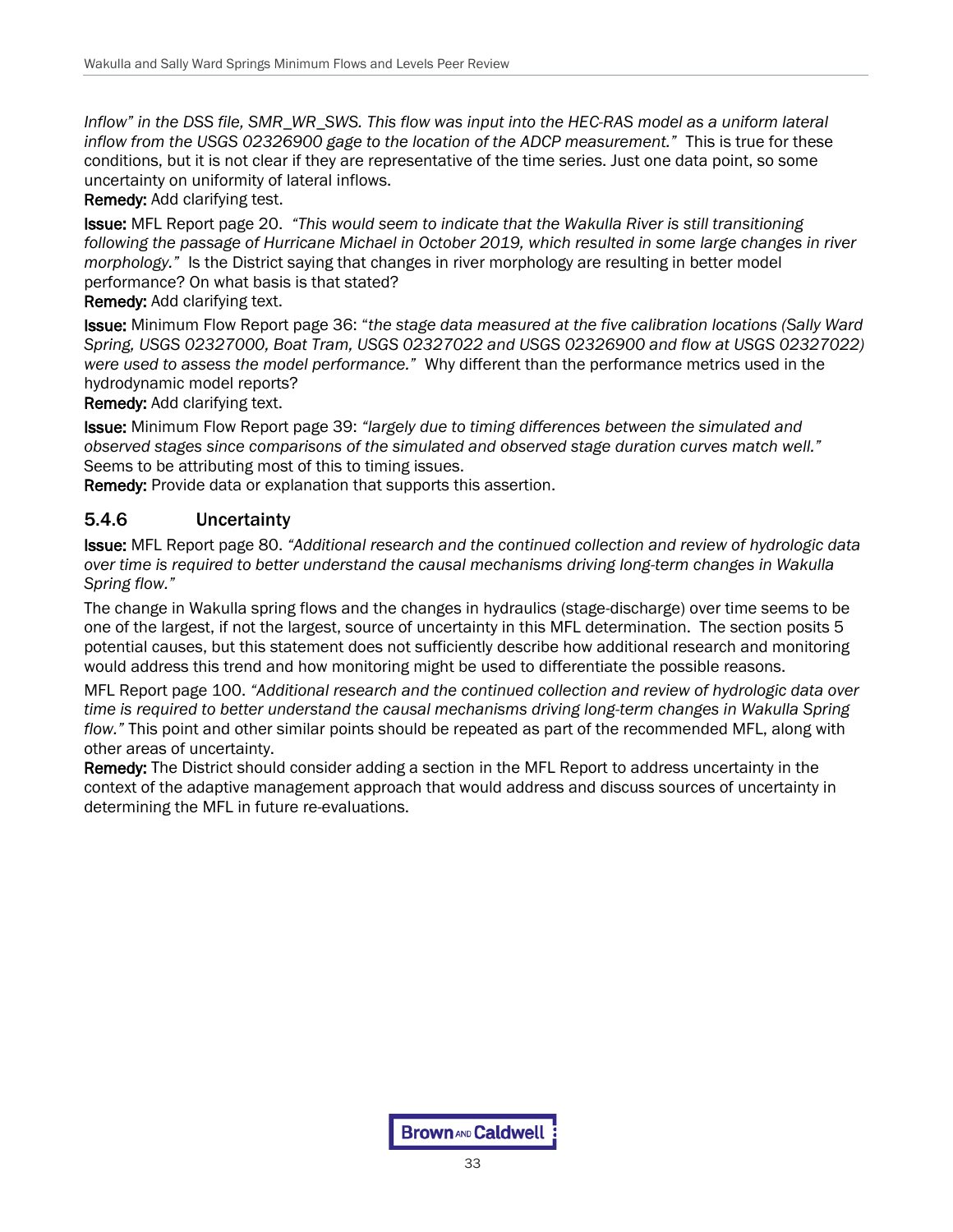*Inflow" in the DSS file, SMR_WR_SWS. This flow was input into the HEC-RAS model as a uniform lateral inflow from the USGS 02326900 gage to the location of the ADCP measurement."* This is true for these conditions, but it is not clear if they are representative of the time series. Just one data point, so some uncertainty on uniformity of lateral inflows.

**Remedy:** Add clarifying test.

**Issue:** MFL Report page 20. *"This would seem to indicate that the Wakulla River is still transitioning following the passage of Hurricane Michael in October 2019, which resulted in some large changes in river morphology."* Is the District saying that changes in river morphology are resulting in better model performance? On what basis is that stated?

**Remedy:** Add clarifying text.

**Issue:** Minimum Flow Report page 36: "*the stage data measured at the five calibration locations (Sally Ward Spring, USGS 02327000, Boat Tram, USGS 02327022 and USGS 02326900 and flow at USGS 02327022) were used to assess the model performance."* Why different than the performance metrics used in the hydrodynamic model reports?

**Remedy:** Add clarifying text.

**Issue:** Minimum Flow Report page 39: *"largely due to timing differences between the simulated and observed stages since comparisons of the simulated and observed stage duration curves match well."* Seems to be attributing most of this to timing issues.

**Remedy:** Provide data or explanation that supports this assertion.

### 5.4.6 Uncertainty

**Issue:** MFL Report page 80. *"Additional research and the continued collection and review of hydrologic data over time is required to better understand the causal mechanisms driving long-term changes in Wakulla Spring flow."*

The change in Wakulla spring flows and the changes in hydraulics (stage-discharge) over time seems to be one of the largest, if not the largest, source of uncertainty in this MFL determination. The section posits 5 potential causes, but this statement does not sufficiently describe how additional research and monitoring would address this trend and how monitoring might be used to differentiate the possible reasons.

MFL Report page 100. *"Additional research and the continued collection and review of hydrologic data over time is required to better understand the causal mechanisms driving long-term changes in Wakulla Spring flow."* This point and other similar points should be repeated as part of the recommended MFL, along with other areas of uncertainty.

**Remedy:** The District should consider adding a section in the MFL Report to address uncertainty in the context of the adaptive management approach that would address and discuss sources of uncertainty in determining the MFL in future re-evaluations.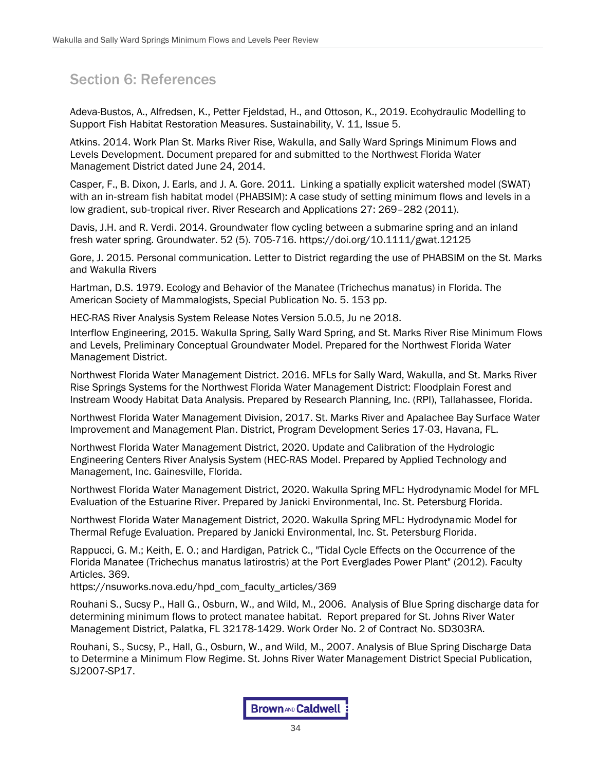## Section 6: References

Adeva-Bustos, A., Alfredsen, K., Petter Fjeldstad, H., and Ottoson, K., 2019. Ecohydraulic Modelling to Support Fish Habitat Restoration Measures. Sustainability, V. 11, Issue 5.

Atkins. 2014. Work Plan St. Marks River Rise, Wakulla, and Sally Ward Springs Minimum Flows and Levels Development. Document prepared for and submitted to the Northwest Florida Water Management District dated June 24, 2014.

Casper, F., B. Dixon, J. Earls, and J. A. Gore. 2011. Linking a spatially explicit watershed model (SWAT) with an in-stream fish habitat model (PHABSIM): A case study of setting minimum flows and levels in a low gradient, sub-tropical river. River Research and Applications 27: 269–282 (2011).

Davis, J.H. and R. Verdi. 2014. Groundwater flow cycling between a submarine spring and an inland fresh water spring. Groundwater. 52 (5). 705-716. https://doi.org/10.1111/gwat.12125

Gore, J. 2015. Personal communication. Letter to District regarding the use of PHABSIM on the St. Marks and Wakulla Rivers

Hartman, D.S. 1979. Ecology and Behavior of the Manatee (Trichechus manatus) in Florida. The American Society of Mammalogists, Special Publication No. 5. 153 pp.

HEC-RAS River Analysis System Release Notes Version 5.0.5, Ju ne 2018.

Interflow Engineering, 2015. Wakulla Spring, Sally Ward Spring, and St. Marks River Rise Minimum Flows and Levels, Preliminary Conceptual Groundwater Model. Prepared for the Northwest Florida Water Management District.

Northwest Florida Water Management District. 2016. MFLs for Sally Ward, Wakulla, and St. Marks River Rise Springs Systems for the Northwest Florida Water Management District: Floodplain Forest and Instream Woody Habitat Data Analysis. Prepared by Research Planning, Inc. (RPI), Tallahassee, Florida.

Northwest Florida Water Management Division, 2017. St. Marks River and Apalachee Bay Surface Water Improvement and Management Plan. District, Program Development Series 17-03, Havana, FL.

Northwest Florida Water Management District, 2020. Update and Calibration of the Hydrologic Engineering Centers River Analysis System (HEC-RAS Model. Prepared by Applied Technology and Management, Inc. Gainesville, Florida.

Northwest Florida Water Management District, 2020. Wakulla Spring MFL: Hydrodynamic Model for MFL Evaluation of the Estuarine River. Prepared by Janicki Environmental, Inc. St. Petersburg Florida.

Northwest Florida Water Management District, 2020. Wakulla Spring MFL: Hydrodynamic Model for Thermal Refuge Evaluation. Prepared by Janicki Environmental, Inc. St. Petersburg Florida.

Rappucci, G. M.; Keith, E. O.; and Hardigan, Patrick C., "Tidal Cycle Effects on the Occurrence of the Florida Manatee (Trichechus manatus latirostris) at the Port Everglades Power Plant" (2012). Faculty Articles. 369.
https://nsuworks.nova.edu/hpd_com_faculty_articles/369

Rouhani S., Sucsy P., Hall G., Osburn, W., and Wild, M., 2006. Analysis of Blue Spring discharge data for determining minimum flows to protect manatee habitat. Report prepared for St. Johns River Water Management District, Palatka, FL 32178-1429. Work Order No. 2 of Contract No. SD303RA.

Rouhani, S., Sucsy, P., Hall, G., Osburn, W., and Wild, M., 2007. Analysis of Blue Spring Discharge Data to Determine a Minimum Flow Regime. St. Johns River Water Management District Special Publication, SJ2007-SP17.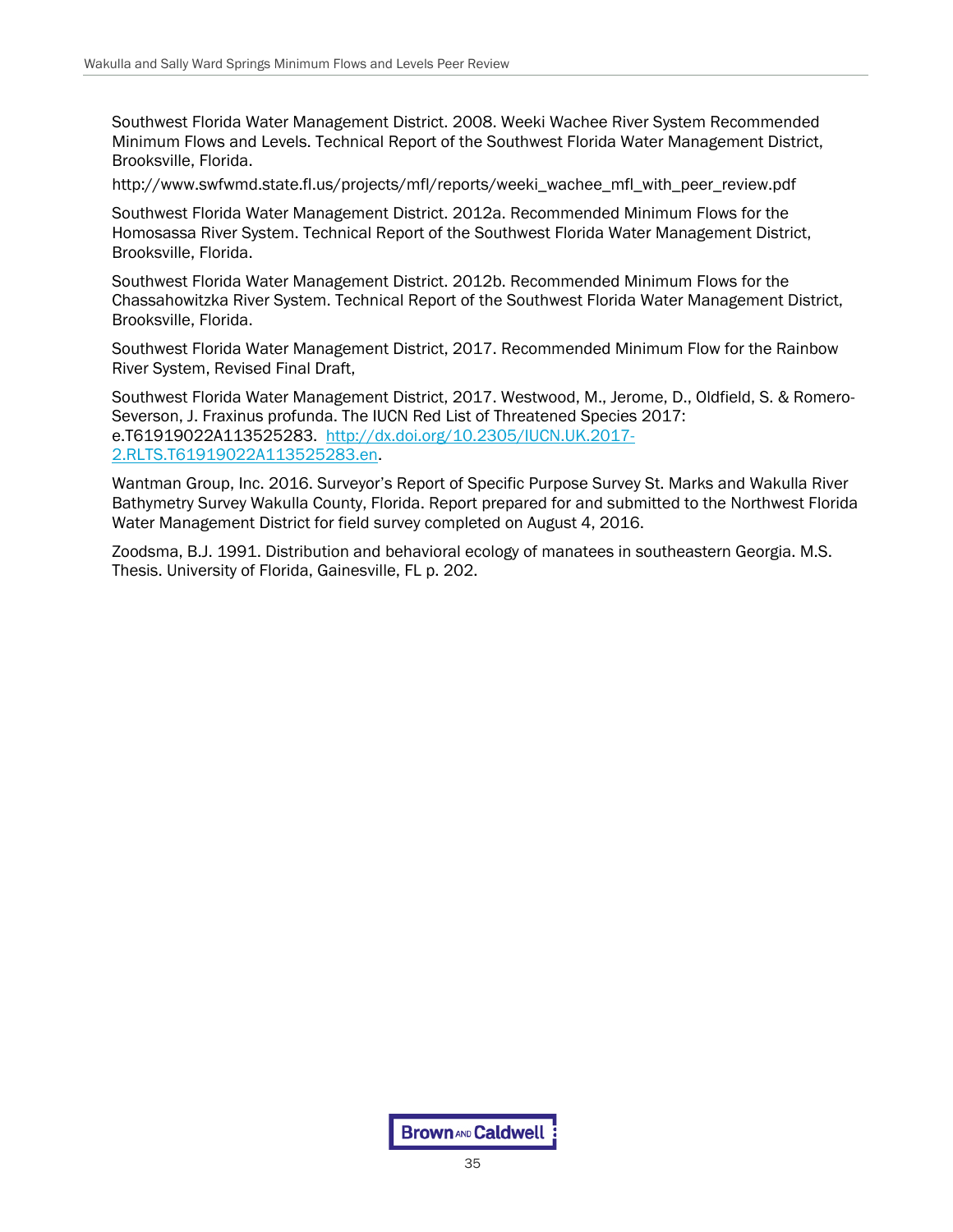Southwest Florida Water Management District. 2008. Weeki Wachee River System Recommended Minimum Flows and Levels. Technical Report of the Southwest Florida Water Management District, Brooksville, Florida.

http://www.swfwmd.state.fl.us/projects/mfl/reports/weeki_wachee_mfl_with_peer_review.pdf

Southwest Florida Water Management District. 2012a. Recommended Minimum Flows for the Homosassa River System. Technical Report of the Southwest Florida Water Management District, Brooksville, Florida.

Southwest Florida Water Management District. 2012b. Recommended Minimum Flows for the Chassahowitzka River System. Technical Report of the Southwest Florida Water Management District, Brooksville, Florida.

Southwest Florida Water Management District, 2017. Recommended Minimum Flow for the Rainbow River System, Revised Final Draft,

Southwest Florida Water Management District, 2017. Westwood, M., Jerome, D., Oldfield, S. & Romero-Severson, J. Fraxinus profunda. The IUCN Red List of Threatened Species 2017: e.T61919022A113525283. http://dx.doi.org/10.2305/IUCN.UK.2017-2.RLTS.T61919022A113525283.en.

Wantman Group, Inc. 2016. Surveyor's Report of Specific Purpose Survey St. Marks and Wakulla River Bathymetry Survey Wakulla County, Florida. Report prepared for and submitted to the Northwest Florida Water Management District for field survey completed on August 4, 2016.

Zoodsma, B.J. 1991. Distribution and behavioral ecology of manatees in southeastern Georgia. M.S. Thesis. University of Florida, Gainesville, FL p. 202.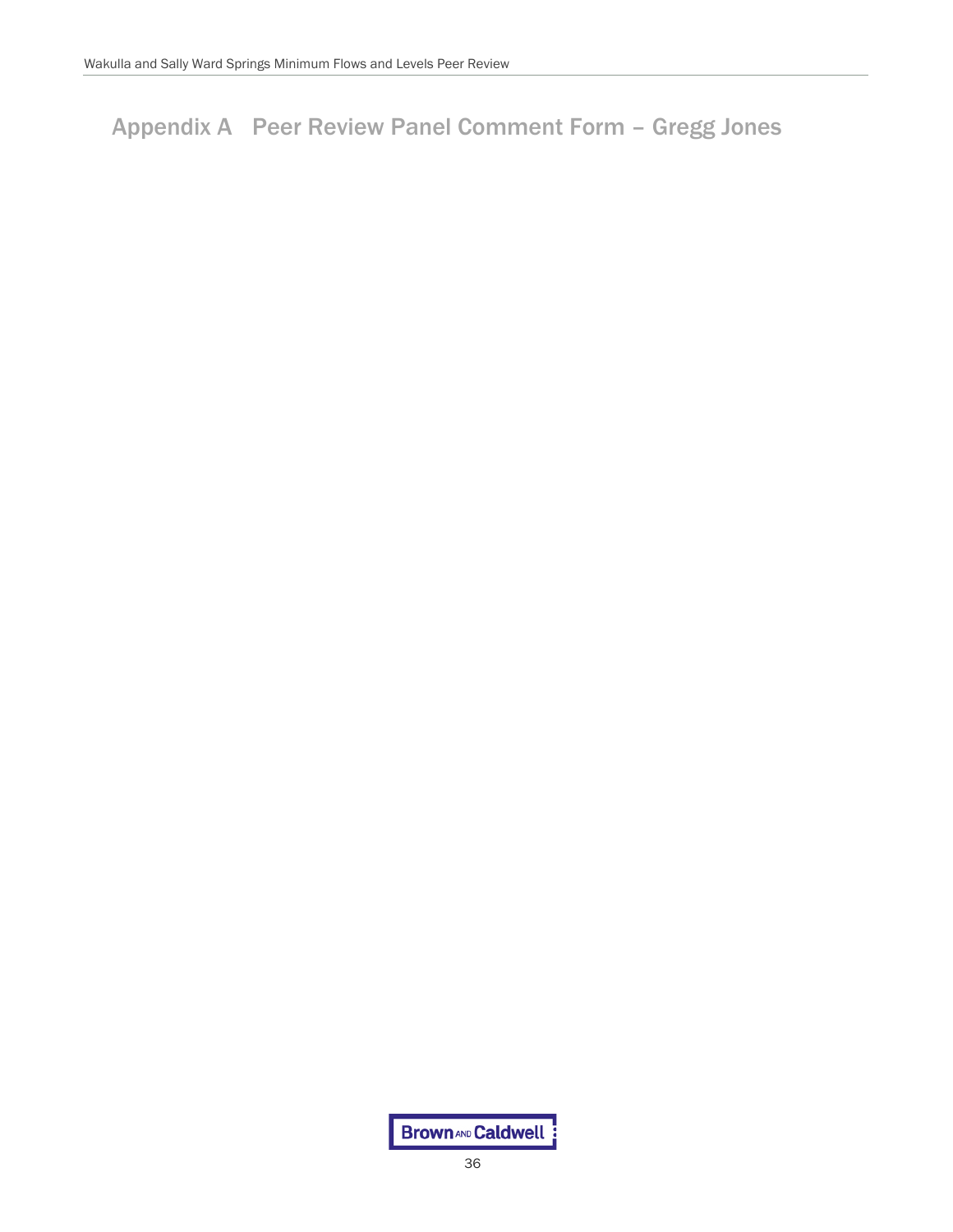# Appendix A Peer Review Panel Comment Form – Gregg Jones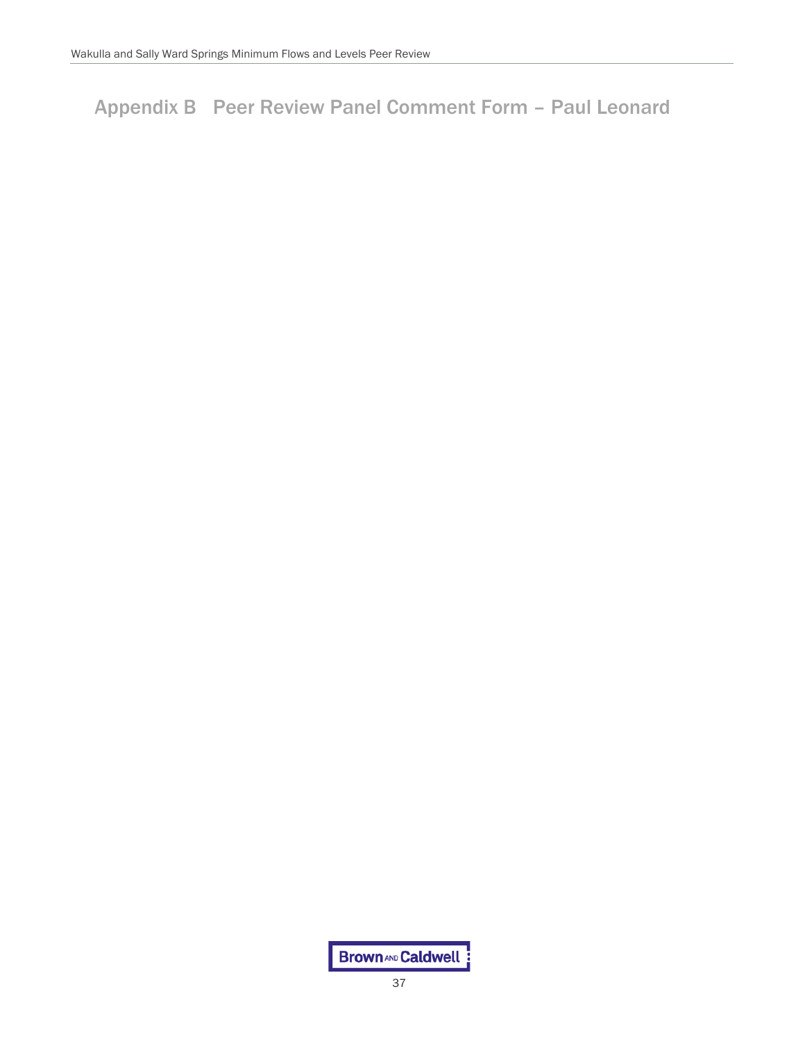# Appendix B Peer Review Panel Comment Form – Paul Leonard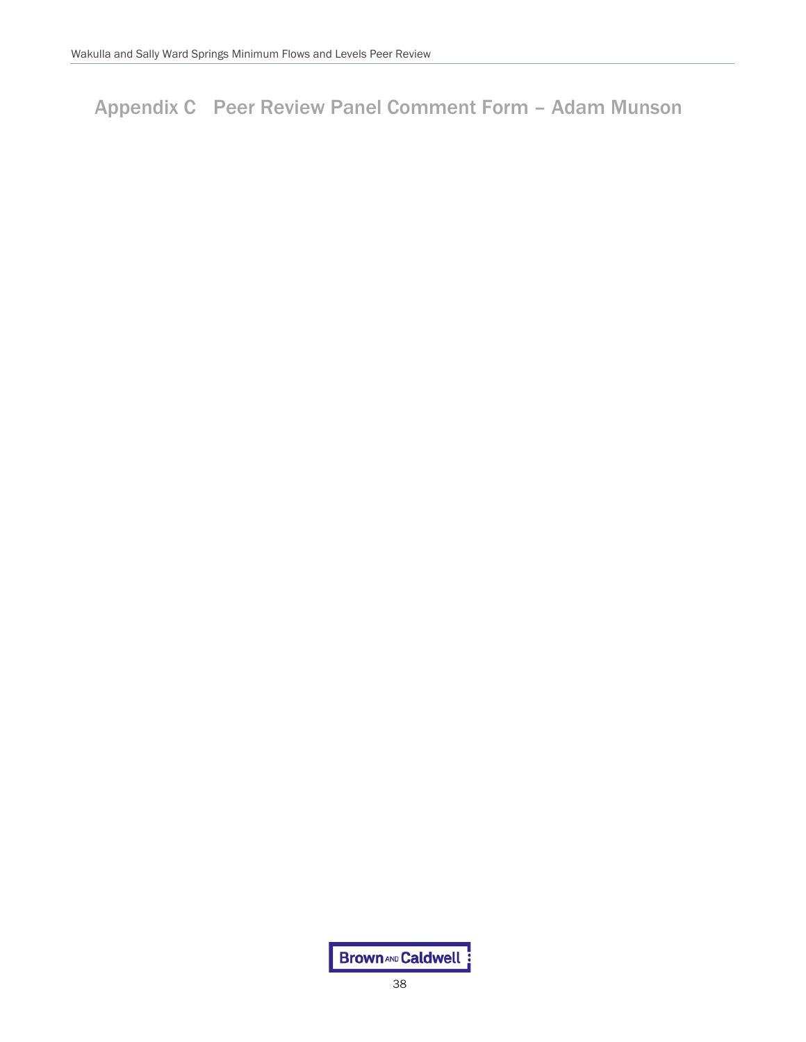# Appendix C Peer Review Panel Comment Form – Adam Munson